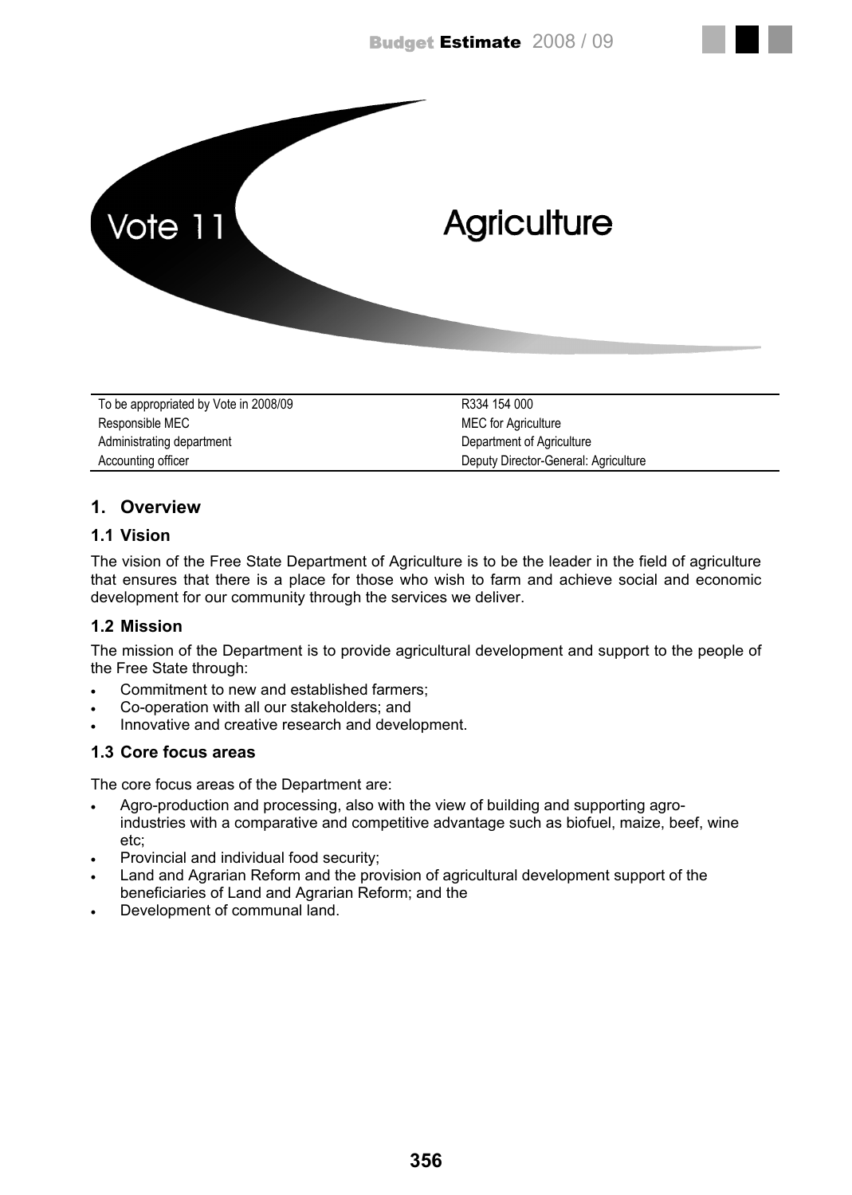# Vote 11 Agriculture

| To be appropriated by Vote in 2008/09 | R334 154 000 |
|---|---|
| Responsible MEC | MEC for Agriculture |
| Administrating department | Department of Agriculture |
| Accounting officer | Deputy Director-General: Agriculture |

## 1. Overview

### 1.1 Vision

The vision of the Free State Department of Agriculture is to be the leader in the field of agriculture that ensures that there is a place for those who wish to farm and achieve social and economic development for our community through the services we deliver.

### 1.2 Mission

The mission of the Department is to provide agricultural development and support to the people of the Free State through:

- Commitment to new and established farmers;
- Co-operation with all our stakeholders; and
- Innovative and creative research and development.

### 1.3 Core focus areas

The core focus areas of the Department are:

- Agro-production and processing, also with the view of building and supporting agro-industries with a comparative and competitive advantage such as biofuel, maize, beef, wine etc;
- Provincial and individual food security;
- Land and Agrarian Reform and the provision of agricultural development support of the beneficiaries of Land and Agrarian Reform; and the
- Development of communal land.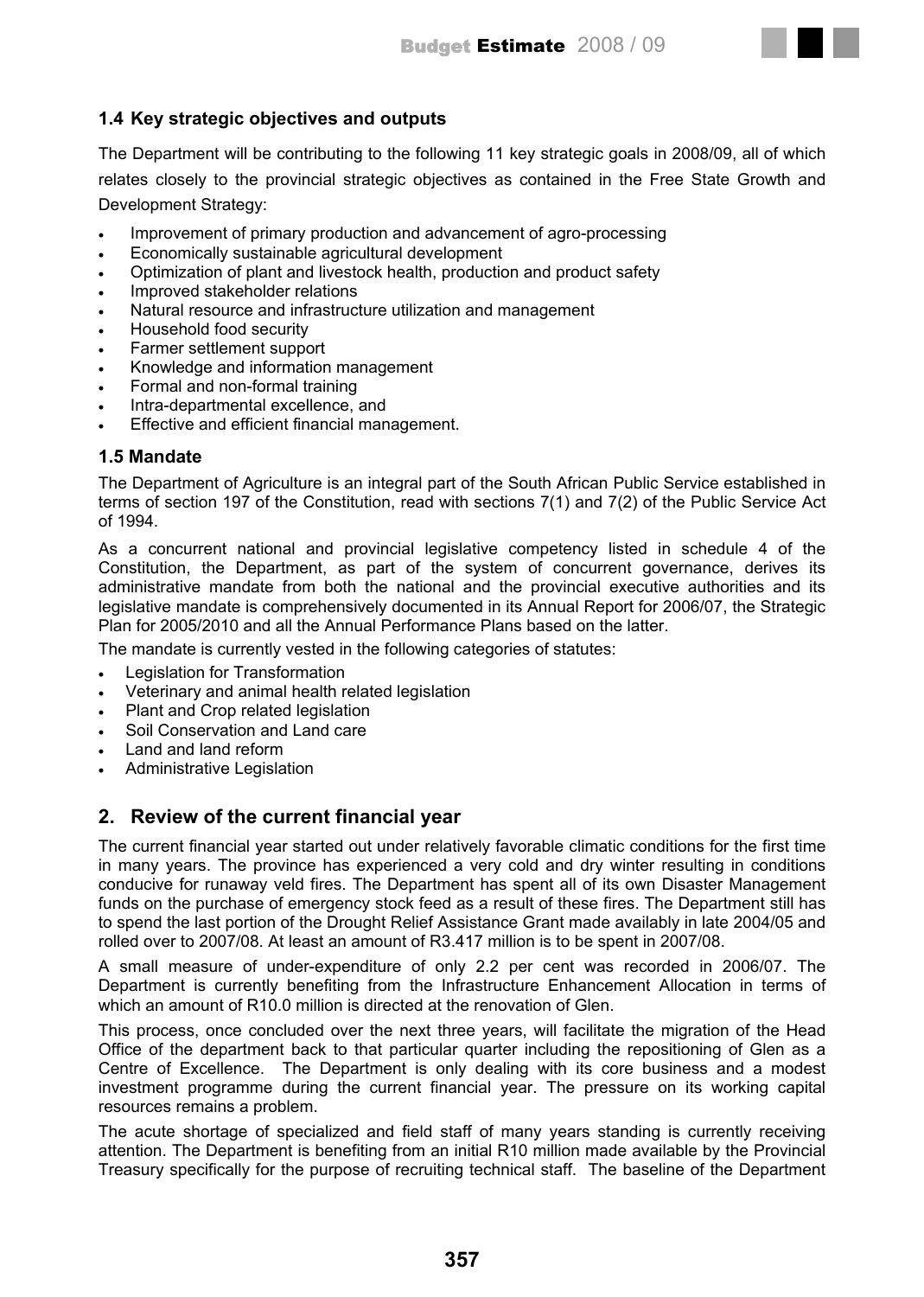### 1.4 Key strategic objectives and outputs

The Department will be contributing to the following 11 key strategic goals in 2008/09, all of which relates closely to the provincial strategic objectives as contained in the Free State Growth and Development Strategy:

- Improvement of primary production and advancement of agro-processing
- Economically sustainable agricultural development
- Optimization of plant and livestock health, production and product safety
- Improved stakeholder relations
- Natural resource and infrastructure utilization and management
- Household food security
- Farmer settlement support
- Knowledge and information management
- Formal and non-formal training
- Intra-departmental excellence, and
- Effective and efficient financial management.

### 1.5 Mandate

The Department of Agriculture is an integral part of the South African Public Service established in terms of section 197 of the Constitution, read with sections 7(1) and 7(2) of the Public Service Act of 1994.

As a concurrent national and provincial legislative competency listed in schedule 4 of the Constitution, the Department, as part of the system of concurrent governance, derives its administrative mandate from both the national and the provincial executive authorities and its legislative mandate is comprehensively documented in its Annual Report for 2006/07, the Strategic Plan for 2005/2010 and all the Annual Performance Plans based on the latter.

The mandate is currently vested in the following categories of statutes:

- Legislation for Transformation
- Veterinary and animal health related legislation
- Plant and Crop related legislation
- Soil Conservation and Land care
- Land and land reform
- Administrative Legislation

## 2. Review of the current financial year

The current financial year started out under relatively favorable climatic conditions for the first time in many years. The province has experienced a very cold and dry winter resulting in conditions conducive for runaway veld fires. The Department has spent all of its own Disaster Management funds on the purchase of emergency stock feed as a result of these fires. The Department still has to spend the last portion of the Drought Relief Assistance Grant made availably in late 2004/05 and rolled over to 2007/08. At least an amount of R3.417 million is to be spent in 2007/08.

A small measure of under-expenditure of only 2.2 per cent was recorded in 2006/07. The Department is currently benefiting from the Infrastructure Enhancement Allocation in terms of which an amount of R10.0 million is directed at the renovation of Glen.

This process, once concluded over the next three years, will facilitate the migration of the Head Office of the department back to that particular quarter including the repositioning of Glen as a Centre of Excellence. The Department is only dealing with its core business and a modest investment programme during the current financial year. The pressure on its working capital resources remains a problem.

The acute shortage of specialized and field staff of many years standing is currently receiving attention. The Department is benefiting from an initial R10 million made available by the Provincial Treasury specifically for the purpose of recruiting technical staff. The baseline of the Department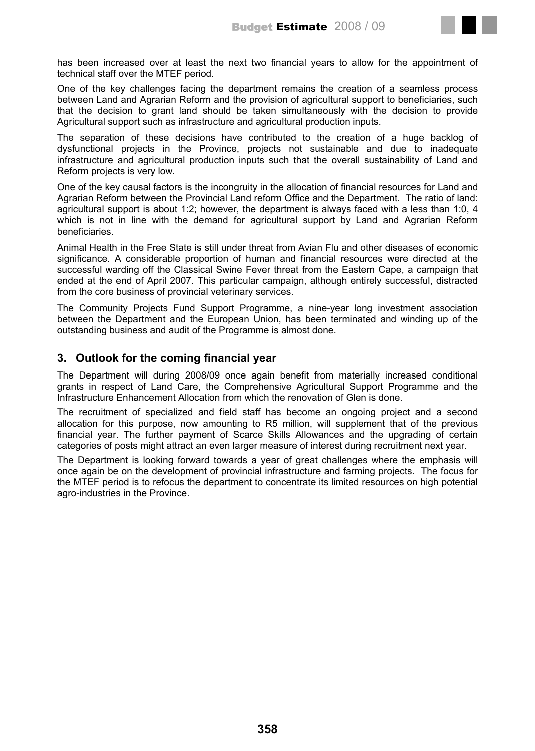has been increased over at least the next two financial years to allow for the appointment of technical staff over the MTEF period.

One of the key challenges facing the department remains the creation of a seamless process between Land and Agrarian Reform and the provision of agricultural support to beneficiaries, such that the decision to grant land should be taken simultaneously with the decision to provide Agricultural support such as infrastructure and agricultural production inputs.

The separation of these decisions have contributed to the creation of a huge backlog of dysfunctional projects in the Province, projects not sustainable and due to inadequate infrastructure and agricultural production inputs such that the overall sustainability of Land and Reform projects is very low.

One of the key causal factors is the incongruity in the allocation of financial resources for Land and Agrarian Reform between the Provincial Land reform Office and the Department. The ratio of land: agricultural support is about 1:2; however, the department is always faced with a less than 1:0, 4 which is not in line with the demand for agricultural support by Land and Agrarian Reform beneficiaries.

Animal Health in the Free State is still under threat from Avian Flu and other diseases of economic significance. A considerable proportion of human and financial resources were directed at the successful warding off the Classical Swine Fever threat from the Eastern Cape, a campaign that ended at the end of April 2007. This particular campaign, although entirely successful, distracted from the core business of provincial veterinary services.

The Community Projects Fund Support Programme, a nine-year long investment association between the Department and the European Union, has been terminated and winding up of the outstanding business and audit of the Programme is almost done.

## 3. Outlook for the coming financial year

The Department will during 2008/09 once again benefit from materially increased conditional grants in respect of Land Care, the Comprehensive Agricultural Support Programme and the Infrastructure Enhancement Allocation from which the renovation of Glen is done.

The recruitment of specialized and field staff has become an ongoing project and a second allocation for this purpose, now amounting to R5 million, will supplement that of the previous financial year. The further payment of Scarce Skills Allowances and the upgrading of certain categories of posts might attract an even larger measure of interest during recruitment next year.

The Department is looking forward towards a year of great challenges where the emphasis will once again be on the development of provincial infrastructure and farming projects. The focus for the MTEF period is to refocus the department to concentrate its limited resources on high potential agro-industries in the Province.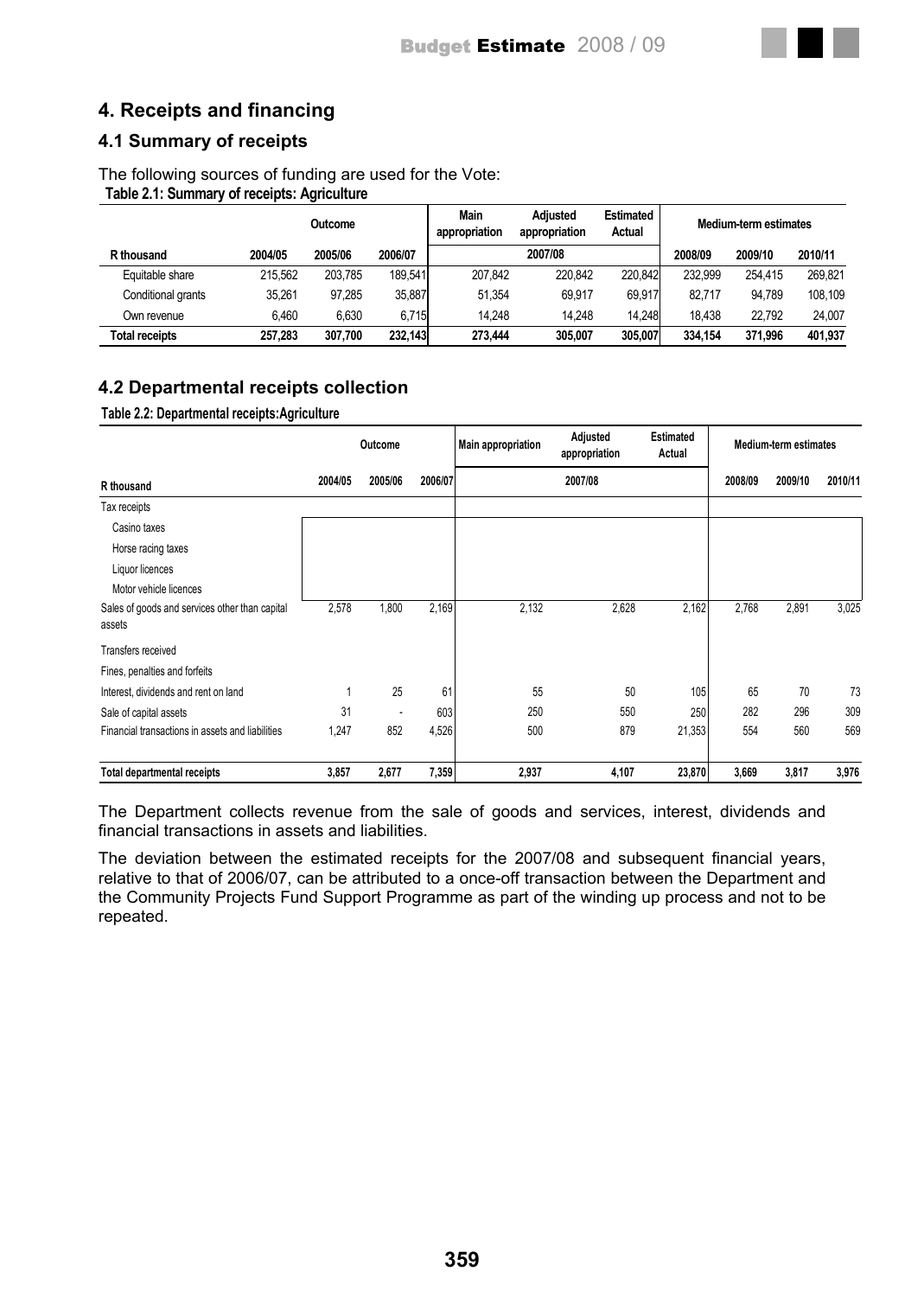## 4. Receipts and financing

### 4.1 Summary of receipts

The following sources of funding are used for the Vote:

**Table 2.1: Summary of receipts: Agriculture**

| | Outcome | | | Main appropriation | Adjusted appropriation | Estimated Actual | Medium-term estimates | | |
|---|---|---|---|---|---|---|---|---|---|
| R thousand | 2004/05 | 2005/06 | 2006/07 | 2007/08 | | | 2008/09 | 2009/10 | 2010/11 |
| Equitable share | 215,562 | 203,785 | 189,541 | 207,842 | 220,842 | 220,842 | 232,999 | 254,415 | 269,821 |
| Conditional grants | 35,261 | 97,285 | 35,887 | 51,354 | 69,917 | 69,917 | 82,717 | 94,789 | 108,109 |
| Own revenue | 6,460 | 6,630 | 6,715 | 14,248 | 14,248 | 14,248 | 18,438 | 22,792 | 24,007 |
| **Total receipts** | **257,283** | **307,700** | **232,143** | **273,444** | **305,007** | **305,007** | **334,154** | **371,996** | **401,937** |

### 4.2 Departmental receipts collection

**Table 2.2: Departmental receipts:Agriculture**

| | Outcome | | | Main appropriation | Adjusted appropriation | Estimated Actual | Medium-term estimates | | |
|---|---|---|---|---|---|---|---|---|---|
| R thousand | 2004/05 | 2005/06 | 2006/07 | 2007/08 | | | 2008/09 | 2009/10 | 2010/11 |
| Tax receipts | | | | | | | | | |
| Casino taxes | | | | | | | | | |
| Horse racing taxes | | | | | | | | | |
| Liquor licences | | | | | | | | | |
| Motor vehicle licences | | | | | | | | | |
| Sales of goods and services other than capital assets | 2,578 | 1,800 | 2,169 | 2,132 | 2,628 | 2,162 | 2,768 | 2,891 | 3,025 |
| Transfers received | | | | | | | | | |
| Fines, penalties and forfeits | | | | | | | | | |
| Interest, dividends and rent on land | 1 | 25 | 61 | 55 | 50 | 105 | 65 | 70 | 73 |
| Sale of capital assets | 31 | - | 603 | 250 | 550 | 250 | 282 | 296 | 309 |
| Financial transactions in assets and liabilities | 1,247 | 852 | 4,526 | 500 | 879 | 21,353 | 554 | 560 | 569 |
| **Total departmental receipts** | **3,857** | **2,677** | **7,359** | **2,937** | **4,107** | **23,870** | **3,669** | **3,817** | **3,976** |

The Department collects revenue from the sale of goods and services, interest, dividends and financial transactions in assets and liabilities.

The deviation between the estimated receipts for the 2007/08 and subsequent financial years, relative to that of 2006/07, can be attributed to a once-off transaction between the Department and the Community Projects Fund Support Programme as part of the winding up process and not to be repeated.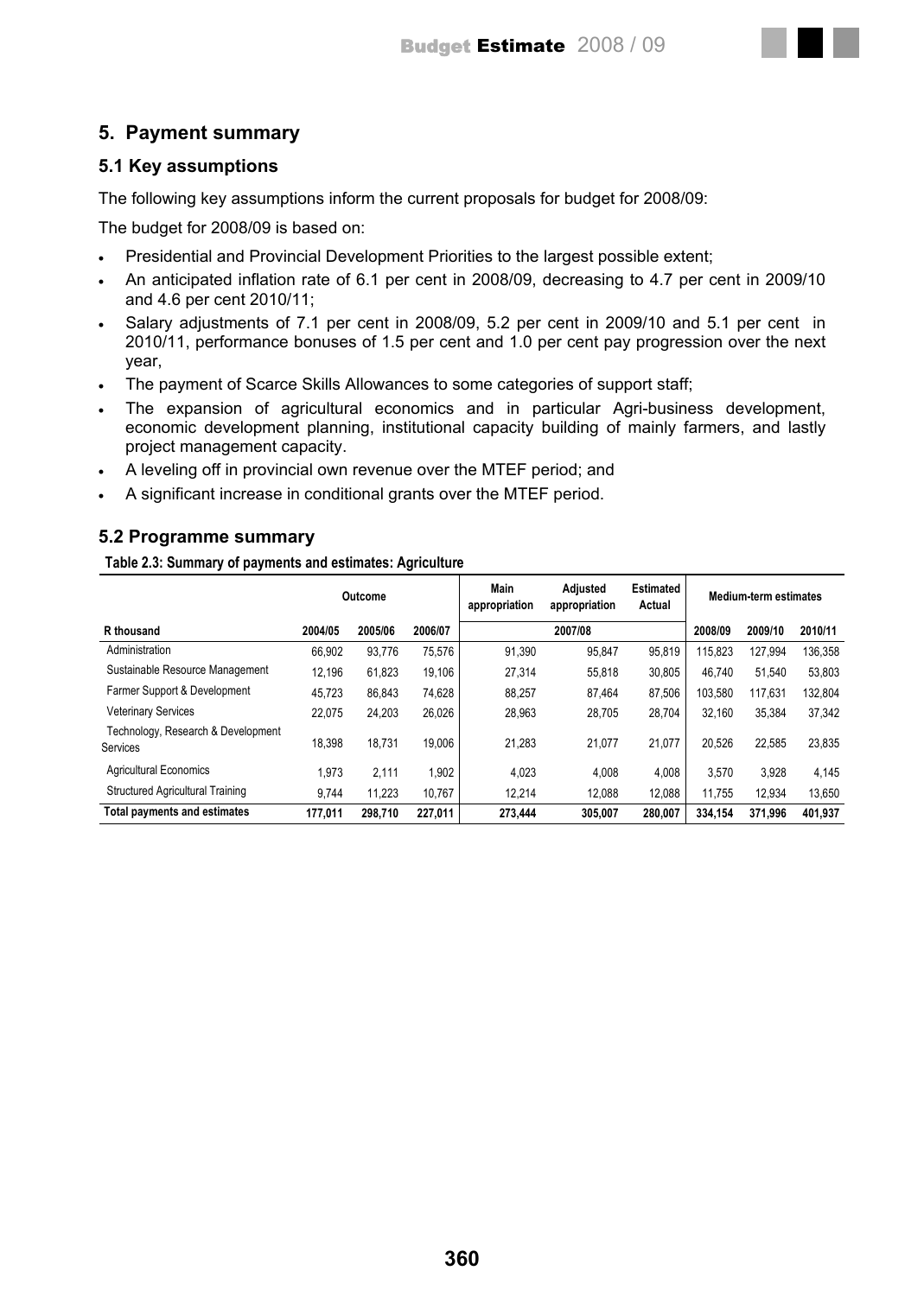## 5. Payment summary

### 5.1 Key assumptions

The following key assumptions inform the current proposals for budget for 2008/09:

The budget for 2008/09 is based on:

- Presidential and Provincial Development Priorities to the largest possible extent;
- An anticipated inflation rate of 6.1 per cent in 2008/09, decreasing to 4.7 per cent in 2009/10 and 4.6 per cent 2010/11;
- Salary adjustments of 7.1 per cent in 2008/09, 5.2 per cent in 2009/10 and 5.1 per cent in 2010/11, performance bonuses of 1.5 per cent and 1.0 per cent pay progression over the next year,
- The payment of Scarce Skills Allowances to some categories of support staff;
- The expansion of agricultural economics and in particular Agri-business development, economic development planning, institutional capacity building of mainly farmers, and lastly project management capacity.
- A leveling off in provincial own revenue over the MTEF period; and
- A significant increase in conditional grants over the MTEF period.

### 5.2 Programme summary

**Table 2.3: Summary of payments and estimates: Agriculture**

| | Outcome | | | Main appropriation | Adjusted appropriation | Estimated Actual | Medium-term estimates | | |
|---|---|---|---|---|---|---|---|---|---|
| R thousand | 2004/05 | 2005/06 | 2006/07 | 2007/08 | | | 2008/09 | 2009/10 | 2010/11 |
| Administration | 66,902 | 93,776 | 75,576 | 91,390 | 95,847 | 95,819 | 115,823 | 127,994 | 136,358 |
| Sustainable Resource Management | 12,196 | 61,823 | 19,106 | 27,314 | 55,818 | 30,805 | 46,740 | 51,540 | 53,803 |
| Farmer Support & Development | 45,723 | 86,843 | 74,628 | 88,257 | 87,464 | 87,506 | 103,580 | 117,631 | 132,804 |
| Veterinary Services | 22,075 | 24,203 | 26,026 | 28,963 | 28,705 | 28,704 | 32,160 | 35,384 | 37,342 |
| Technology, Research & Development Services | 18,398 | 18,731 | 19,006 | 21,283 | 21,077 | 21,077 | 20,526 | 22,585 | 23,835 |
| Agricultural Economics | 1,973 | 2,111 | 1,902 | 4,023 | 4,008 | 4,008 | 3,570 | 3,928 | 4,145 |
| Structured Agricultural Training | 9,744 | 11,223 | 10,767 | 12,214 | 12,088 | 12,088 | 11,755 | 12,934 | 13,650 |
| **Total payments and estimates** | **177,011** | **298,710** | **227,011** | **273,444** | **305,007** | **280,007** | **334,154** | **371,996** | **401,937** |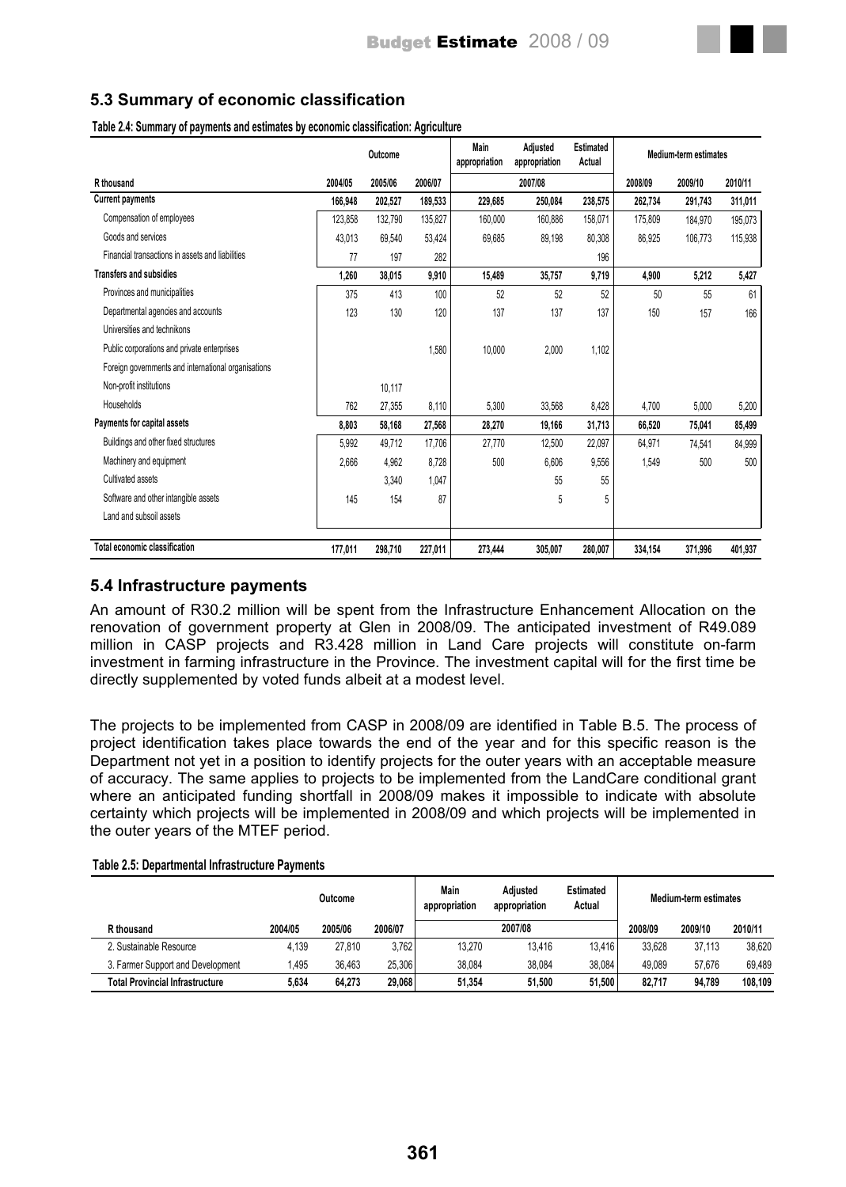## 5.3 Summary of economic classification

**Table 2.4: Summary of payments and estimates by economic classification: Agriculture**

| | Outcome | | | Main appropriation | Adjusted appropriation | Estimated Actual | Medium-term estimates | | |
|---|---|---|---|---|---|---|---|---|---|
| R thousand | 2004/05 | 2005/06 | 2006/07 | 2007/08 | | | 2008/09 | 2009/10 | 2010/11 |
| **Current payments** | **166,948** | **202,527** | **189,533** | **229,685** | **250,084** | **238,575** | **262,734** | **291,743** | **311,011** |
| Compensation of employees | 123,858 | 132,790 | 135,827 | 160,000 | 160,886 | 158,071 | 175,809 | 184,970 | 195,073 |
| Goods and services | 43,013 | 69,540 | 53,424 | 69,685 | 89,198 | 80,308 | 86,925 | 106,773 | 115,938 |
| Financial transactions in assets and liabilities | 77 | 197 | 282 | | | 196 | | | |
| **Transfers and subsidies** | **1,260** | **38,015** | **9,910** | **15,489** | **35,757** | **9,719** | **4,900** | **5,212** | **5,427** |
| Provinces and municipalities | 375 | 413 | 100 | 52 | 52 | 52 | 50 | 55 | 61 |
| Departmental agencies and accounts | 123 | 130 | 120 | 137 | 137 | 137 | 150 | 157 | 166 |
| Universities and technikons | | | | | | | | | |
| Public corporations and private enterprises | | | 1,580 | 10,000 | 2,000 | 1,102 | | | |
| Foreign governments and international organisations | | | | | | | | | |
| Non-profit institutions | | 10,117 | | | | | | | |
| Households | 762 | 27,355 | 8,110 | 5,300 | 33,568 | 8,428 | 4,700 | 5,000 | 5,200 |
| **Payments for capital assets** | **8,803** | **58,168** | **27,568** | **28,270** | **19,166** | **31,713** | **66,520** | **75,041** | **85,499** |
| Buildings and other fixed structures | 5,992 | 49,712 | 17,706 | 27,770 | 12,500 | 22,097 | 64,971 | 74,541 | 84,999 |
| Machinery and equipment | 2,666 | 4,962 | 8,728 | 500 | 6,606 | 9,556 | 1,549 | 500 | 500 |
| Cultivated assets | | 3,340 | 1,047 | | 55 | 55 | | | |
| Software and other intangible assets | 145 | 154 | 87 | | 5 | 5 | | | |
| Land and subsoil assets | | | | | | | | | |
| **Total economic classification** | **177,011** | **298,710** | **227,011** | **273,444** | **305,007** | **280,007** | **334,154** | **371,996** | **401,937** |

## 5.4 Infrastructure payments

An amount of R30.2 million will be spent from the Infrastructure Enhancement Allocation on the renovation of government property at Glen in 2008/09. The anticipated investment of R49.089 million in CASP projects and R3.428 million in Land Care projects will constitute on-farm investment in farming infrastructure in the Province. The investment capital will for the first time be directly supplemented by voted funds albeit at a modest level.

The projects to be implemented from CASP in 2008/09 are identified in Table B.5. The process of project identification takes place towards the end of the year and for this specific reason is the Department not yet in a position to identify projects for the outer years with an acceptable measure of accuracy. The same applies to projects to be implemented from the LandCare conditional grant where an anticipated funding shortfall in 2008/09 makes it impossible to indicate with absolute certainty which projects will be implemented in 2008/09 and which projects will be implemented in the outer years of the MTEF period.

**Table 2.5: Departmental Infrastructure Payments**

| | Outcome | | | Main appropriation | Adjusted appropriation | Estimated Actual | Medium-term estimates | | |
|---|---|---|---|---|---|---|---|---|---|
| R thousand | 2004/05 | 2005/06 | 2006/07 | 2007/08 | | | 2008/09 | 2009/10 | 2010/11 |
| 2. Sustainable Resource | 4,139 | 27,810 | 3,762 | 13,270 | 13,416 | 13,416 | 33,628 | 37,113 | 38,620 |
| 3. Farmer Support and Development | 1,495 | 36,463 | 25,306 | 38,084 | 38,084 | 38,084 | 49,089 | 57,676 | 69,489 |
| **Total Provincial Infrastructure** | **5,634** | **64,273** | **29,068** | **51,354** | **51,500** | **51,500** | **82,717** | **94,789** | **108,109** |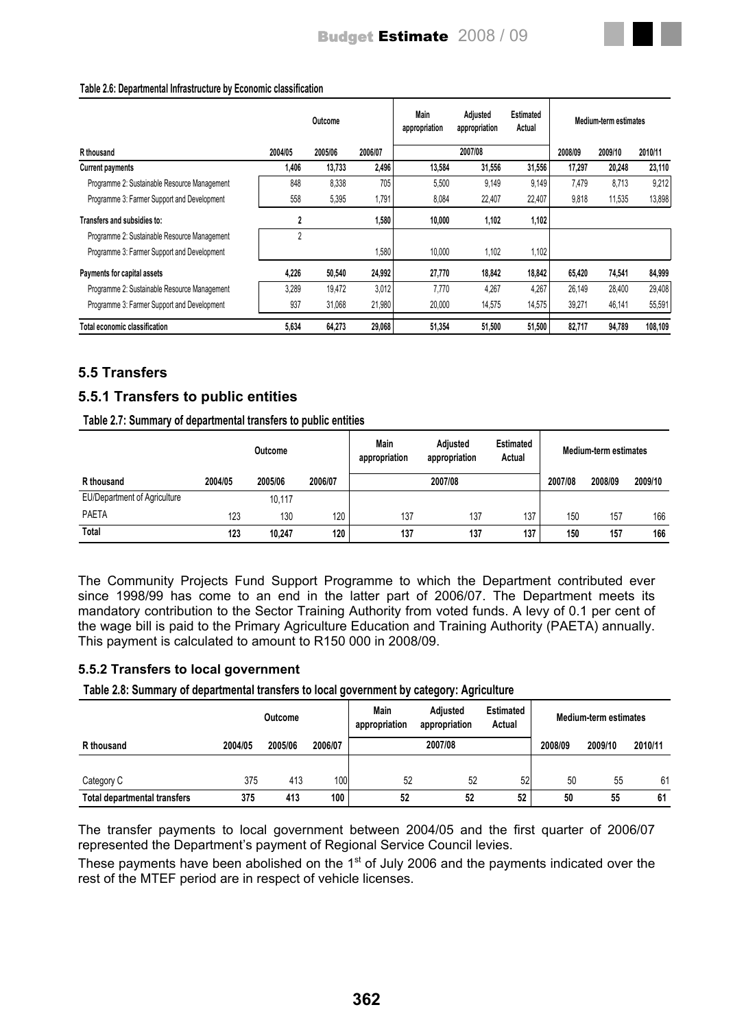**Table 2.6: Departmental Infrastructure by Economic classification**

| R thousand | Outcome | | | Main appropriation | Adjusted appropriation | Estimated Actual | Medium-term estimates | | |
|---|---|---|---|---|---|---|---|---|---|
| | 2004/05 | 2005/06 | 2006/07 | 2007/08 | | | 2008/09 | 2009/10 | 2010/11 |
| **Current payments** | **1,406** | **13,733** | **2,496** | **13,584** | **31,556** | **31,556** | **17,297** | **20,248** | **23,110** |
| Programme 2: Sustainable Resource Management | 848 | 8,338 | 705 | 5,500 | 9,149 | 9,149 | 7,479 | 8,713 | 9,212 |
| Programme 3: Farmer Support and Development | 558 | 5,395 | 1,791 | 8,084 | 22,407 | 22,407 | 9,818 | 11,535 | 13,898 |
| **Transfers and subsidies to:** | **2** | | **1,580** | **10,000** | **1,102** | **1,102** | | | |
| Programme 2: Sustainable Resource Management | 2 | | | | | | | | |
| Programme 3: Farmer Support and Development | | | 1,580 | 10,000 | 1,102 | 1,102 | | | |
| **Payments for capital assets** | **4,226** | **50,540** | **24,992** | **27,770** | **18,842** | **18,842** | **65,420** | **74,541** | **84,999** |
| Programme 2: Sustainable Resource Management | 3,289 | 19,472 | 3,012 | 7,770 | 4,267 | 4,267 | 26,149 | 28,400 | 29,408 |
| Programme 3: Farmer Support and Development | 937 | 31,068 | 21,980 | 20,000 | 14,575 | 14,575 | 39,271 | 46,141 | 55,591 |
| **Total economic classification** | **5,634** | **64,273** | **29,068** | **51,354** | **51,500** | **51,500** | **82,717** | **94,789** | **108,109** |

## 5.5 Transfers

### 5.5.1 Transfers to public entities

**Table 2.7: Summary of departmental transfers to public entities**

| R thousand | Outcome | | | Main appropriation | Adjusted appropriation | Estimated Actual | Medium-term estimates | | |
|---|---|---|---|---|---|---|---|---|---|
| | 2004/05 | 2005/06 | 2006/07 | 2007/08 | | | 2007/08 | 2008/09 | 2009/10 |
| EU/Department of Agriculture | | 10,117 | | | | | | | |
| PAETA | 123 | 130 | 120 | 137 | 137 | 137 | 150 | 157 | 166 |
| **Total** | **123** | **10,247** | **120** | **137** | **137** | **137** | **150** | **157** | **166** |

The Community Projects Fund Support Programme to which the Department contributed ever since 1998/99 has come to an end in the latter part of 2006/07. The Department meets its mandatory contribution to the Sector Training Authority from voted funds. A levy of 0.1 per cent of the wage bill is paid to the Primary Agriculture Education and Training Authority (PAETA) annually. This payment is calculated to amount to R150 000 in 2008/09.

### 5.5.2 Transfers to local government

**Table 2.8: Summary of departmental transfers to local government by category: Agriculture**

| R thousand | Outcome | | | Main appropriation | Adjusted appropriation | Estimated Actual | Medium-term estimates | | |
|---|---|---|---|---|---|---|---|---|---|
| | 2004/05 | 2005/06 | 2006/07 | 2007/08 | | | 2008/09 | 2009/10 | 2010/11 |
| Category C | 375 | 413 | 100 | 52 | 52 | 52 | 50 | 55 | 61 |
| **Total departmental transfers** | **375** | **413** | **100** | **52** | **52** | **52** | **50** | **55** | **61** |

The transfer payments to local government between 2004/05 and the first quarter of 2006/07 represented the Department's payment of Regional Service Council levies.

These payments have been abolished on the 1st of July 2006 and the payments indicated over the rest of the MTEF period are in respect of vehicle licenses.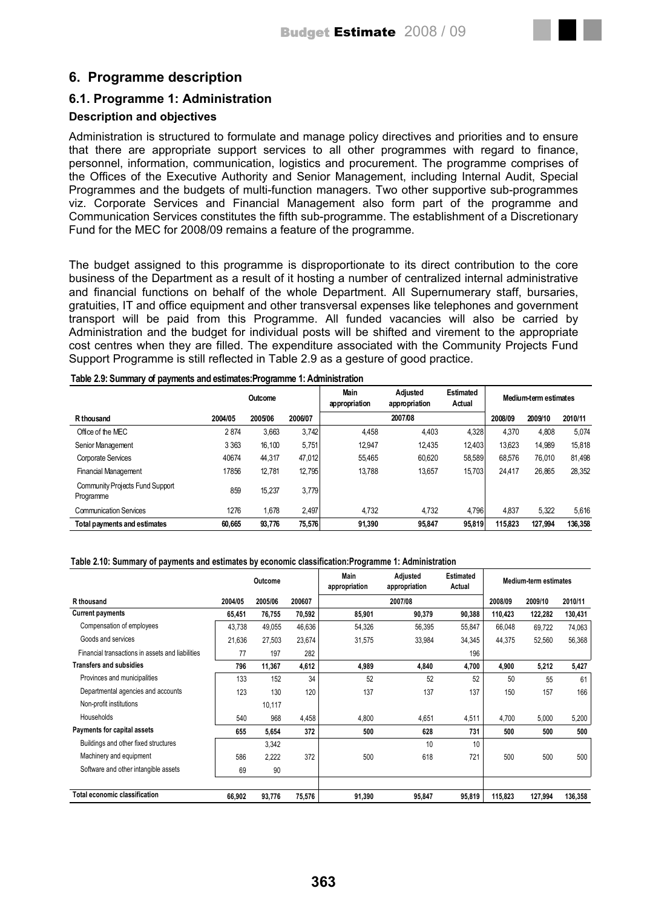## 6. Programme description

### 6.1. Programme 1: Administration

#### Description and objectives

Administration is structured to formulate and manage policy directives and priorities and to ensure that there are appropriate support services to all other programmes with regard to finance, personnel, information, communication, logistics and procurement. The programme comprises of the Offices of the Executive Authority and Senior Management, including Internal Audit, Special Programmes and the budgets of multi-function managers. Two other supportive sub-programmes viz. Corporate Services and Financial Management also form part of the programme and Communication Services constitutes the fifth sub-programme. The establishment of a Discretionary Fund for the MEC for 2008/09 remains a feature of the programme.

The budget assigned to this programme is disproportionate to its direct contribution to the core business of the Department as a result of it hosting a number of centralized internal administrative and financial functions on behalf of the whole Department. All Supernumerary staff, bursaries, gratuities, IT and office equipment and other transversal expenses like telephones and government transport will be paid from this Programme. All funded vacancies will also be carried by Administration and the budget for individual posts will be shifted and virement to the appropriate cost centres when they are filled. The expenditure associated with the Community Projects Fund Support Programme is still reflected in Table 2.9 as a gesture of good practice.

**Table 2.9: Summary of payments and estimates:Programme 1: Administration**

| | Outcome | | | Main appropriation | Adjusted appropriation | Estimated Actual | Medium-term estimates | | |
|---|---|---|---|---|---|---|---|---|---|
| R thousand | 2004/05 | 2005/06 | 2006/07 | 2007/08 | | | 2008/09 | 2009/10 | 2010/11 |
| Office of the MEC | 2 874 | 3,663 | 3,742 | 4,458 | 4,403 | 4,328 | 4,370 | 4,808 | 5,074 |
| Senior Management | 3 363 | 16,100 | 5,751 | 12,947 | 12,435 | 12,403 | 13,623 | 14,989 | 15,818 |
| Corporate Services | 40674 | 44,317 | 47,012 | 55,465 | 60,620 | 58,589 | 68,576 | 76,010 | 81,498 |
| Financial Management | 17856 | 12,781 | 12,795 | 13,788 | 13,657 | 15,703 | 24,417 | 26,865 | 28,352 |
| Community Projects Fund Support Programme | 859 | 15,237 | 3,779 | | | | | | |
| Communication Services | 1276 | 1,678 | 2,497 | 4,732 | 4,732 | 4,796 | 4,837 | 5,322 | 5,616 |
| **Total payments and estimates** | **60,665** | **93,776** | **75,576** | **91,390** | **95,847** | **95,819** | **115,823** | **127,994** | **136,358** |

**Table 2.10: Summary of payments and estimates by economic classification:Programme 1: Administration**

| | Outcome | | | Main appropriation | Adjusted appropriation | Estimated Actual | Medium-term estimates | | |
|---|---|---|---|---|---|---|---|---|---|
| R thousand | 2004/05 | 2005/06 | 200607 | 2007/08 | | | 2008/09 | 2009/10 | 2010/11 |
| **Current payments** | **65,451** | **76,755** | **70,592** | **85,901** | **90,379** | **90,388** | **110,423** | **122,282** | **130,431** |
| Compensation of employees | 43,738 | 49,055 | 46,636 | 54,326 | 56,395 | 55,847 | 66,048 | 69,722 | 74,063 |
| Goods and services | 21,636 | 27,503 | 23,674 | 31,575 | 33,984 | 34,345 | 44,375 | 52,560 | 56,368 |
| Financial transactions in assets and liabilities | 77 | 197 | 282 | | | 196 | | | |
| **Transfers and subsidies** | **796** | **11,367** | **4,612** | **4,989** | **4,840** | **4,700** | **4,900** | **5,212** | **5,427** |
| Provinces and municipalities | 133 | 152 | 34 | 52 | 52 | 52 | 50 | 55 | 61 |
| Departmental agencies and accounts | 123 | 130 | 120 | 137 | 137 | 137 | 150 | 157 | 166 |
| Non-profit institutions | | 10,117 | | | | | | | |
| Households | 540 | 968 | 4,458 | 4,800 | 4,651 | 4,511 | 4,700 | 5,000 | 5,200 |
| **Payments for capital assets** | **655** | **5,654** | **372** | **500** | **628** | **731** | **500** | **500** | **500** |
| Buildings and other fixed structures | | 3,342 | | | 10 | 10 | | | |
| Machinery and equipment | 586 | 2,222 | 372 | 500 | 618 | 721 | 500 | 500 | 500 |
| Software and other intangible assets | 69 | 90 | | | | | | | |
| **Total economic classification** | **66,902** | **93,776** | **75,576** | **91,390** | **95,847** | **95,819** | **115,823** | **127,994** | **136,358** |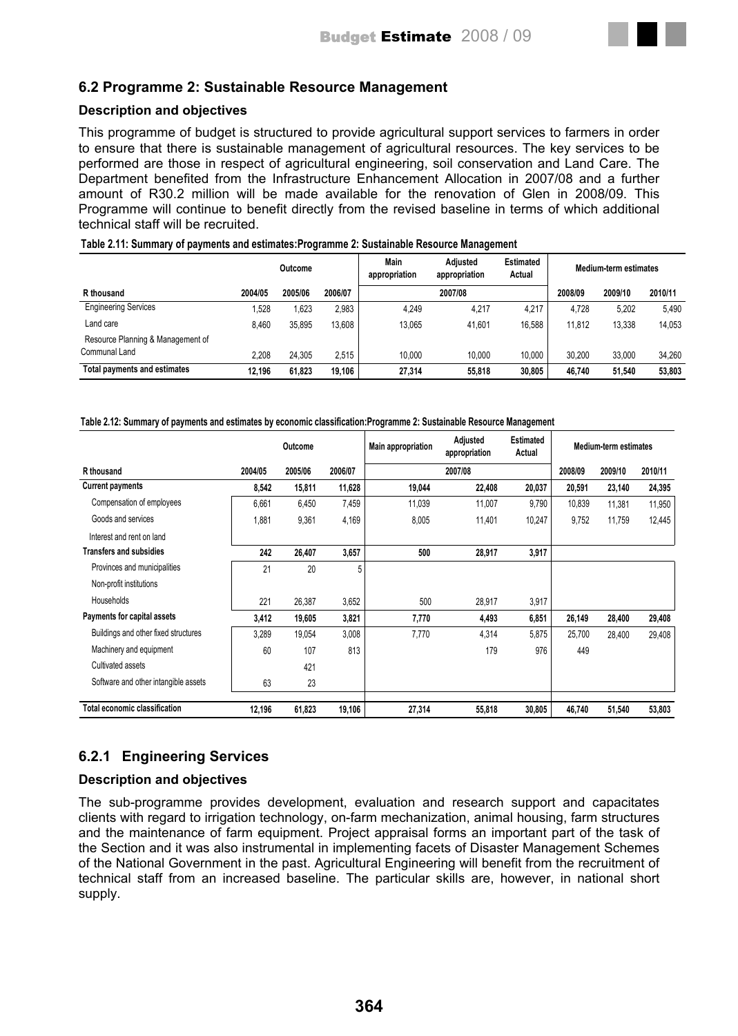## 6.2 Programme 2: Sustainable Resource Management

### Description and objectives

This programme of budget is structured to provide agricultural support services to farmers in order to ensure that there is sustainable management of agricultural resources. The key services to be performed are those in respect of agricultural engineering, soil conservation and Land Care. The Department benefited from the Infrastructure Enhancement Allocation in 2007/08 and a further amount of R30.2 million will be made available for the renovation of Glen in 2008/09. This Programme will continue to benefit directly from the revised baseline in terms of which additional technical staff will be recruited.

**Table 2.11: Summary of payments and estimates:Programme 2: Sustainable Resource Management**

| | Outcome | | | Main appropriation | Adjusted appropriation | Estimated Actual | Medium-term estimates | | |
|---|---|---|---|---|---|---|---|---|---|
| R thousand | 2004/05 | 2005/06 | 2006/07 | 2007/08 | | | 2008/09 | 2009/10 | 2010/11 |
| Engineering Services | 1,528 | 1,623 | 2,983 | 4,249 | 4,217 | 4,217 | 4,728 | 5,202 | 5,490 |
| Land care | 8,460 | 35,895 | 13,608 | 13,065 | 41,601 | 16,588 | 11,812 | 13,338 | 14,053 |
| Resource Planning & Management of Communal Land | 2,208 | 24,305 | 2,515 | 10,000 | 10,000 | 10,000 | 30,200 | 33,000 | 34,260 |
| **Total payments and estimates** | **12,196** | **61,823** | **19,106** | **27,314** | **55,818** | **30,805** | **46,740** | **51,540** | **53,803** |

**Table 2.12: Summary of payments and estimates by economic classification:Programme 2: Sustainable Resource Management**

| | Outcome | | | Main appropriation | Adjusted appropriation | Estimated Actual | Medium-term estimates | | |
|---|---|---|---|---|---|---|---|---|---|
| R thousand | 2004/05 | 2005/06 | 2006/07 | 2007/08 | | | 2008/09 | 2009/10 | 2010/11 |
| **Current payments** | **8,542** | **15,811** | **11,628** | **19,044** | **22,408** | **20,037** | **20,591** | **23,140** | **24,395** |
| Compensation of employees | 6,661 | 6,450 | 7,459 | 11,039 | 11,007 | 9,790 | 10,839 | 11,381 | 11,950 |
| Goods and services | 1,881 | 9,361 | 4,169 | 8,005 | 11,401 | 10,247 | 9,752 | 11,759 | 12,445 |
| Interest and rent on land | | | | | | | | | |
| **Transfers and subsidies** | **242** | **26,407** | **3,657** | **500** | **28,917** | **3,917** | | | |
| Provinces and municipalities | 21 | 20 | 5 | | | | | | |
| Non-profit institutions | | | | | | | | | |
| Households | 221 | 26,387 | 3,652 | 500 | 28,917 | 3,917 | | | |
| **Payments for capital assets** | **3,412** | **19,605** | **3,821** | **7,770** | **4,493** | **6,851** | **26,149** | **28,400** | **29,408** |
| Buildings and other fixed structures | 3,289 | 19,054 | 3,008 | 7,770 | 4,314 | 5,875 | 25,700 | 28,400 | 29,408 |
| Machinery and equipment | 60 | 107 | 813 | | 179 | 976 | 449 | | |
| Cultivated assets | | 421 | | | | | | | |
| Software and other intangible assets | 63 | 23 | | | | | | | |
| **Total economic classification** | **12,196** | **61,823** | **19,106** | **27,314** | **55,818** | **30,805** | **46,740** | **51,540** | **53,803** |

### 6.2.1 Engineering Services

#### Description and objectives

The sub-programme provides development, evaluation and research support and capacitates clients with regard to irrigation technology, on-farm mechanization, animal housing, farm structures and the maintenance of farm equipment. Project appraisal forms an important part of the task of the Section and it was also instrumental in implementing facets of Disaster Management Schemes of the National Government in the past. Agricultural Engineering will benefit from the recruitment of technical staff from an increased baseline. The particular skills are, however, in national short supply.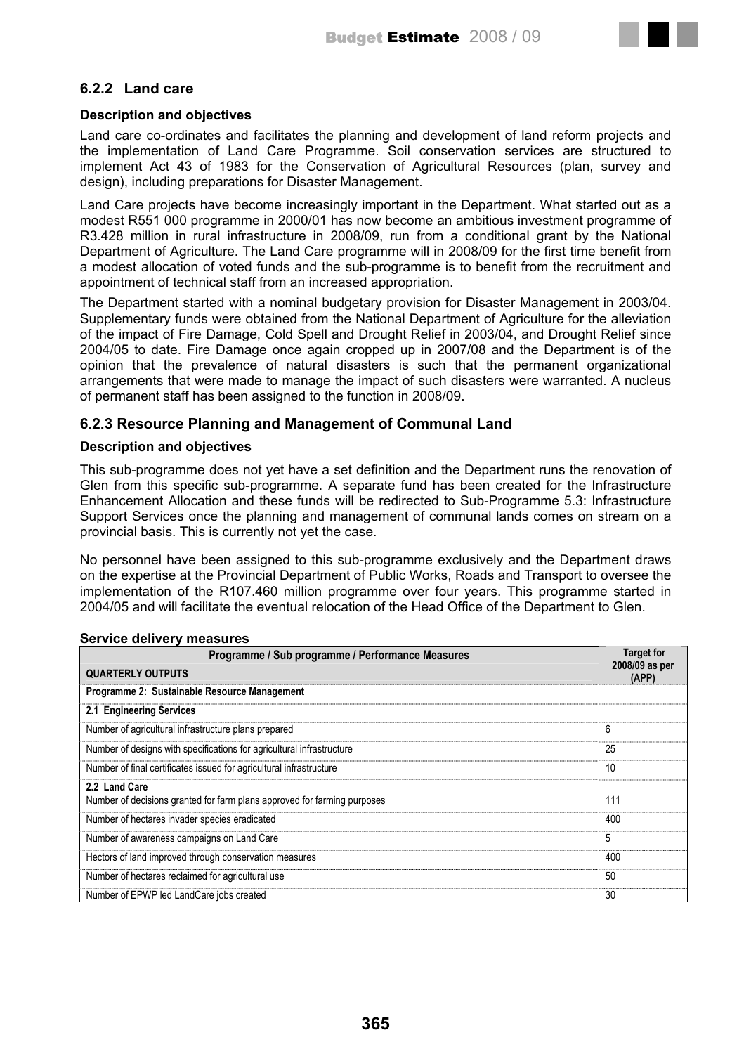### 6.2.2 Land care

**Description and objectives**

Land care co-ordinates and facilitates the planning and development of land reform projects and the implementation of Land Care Programme. Soil conservation services are structured to implement Act 43 of 1983 for the Conservation of Agricultural Resources (plan, survey and design), including preparations for Disaster Management.

Land Care projects have become increasingly important in the Department. What started out as a modest R551 000 programme in 2000/01 has now become an ambitious investment programme of R3.428 million in rural infrastructure in 2008/09, run from a conditional grant by the National Department of Agriculture. The Land Care programme will in 2008/09 for the first time benefit from a modest allocation of voted funds and the sub-programme is to benefit from the recruitment and appointment of technical staff from an increased appropriation.

The Department started with a nominal budgetary provision for Disaster Management in 2003/04. Supplementary funds were obtained from the National Department of Agriculture for the alleviation of the impact of Fire Damage, Cold Spell and Drought Relief in 2003/04, and Drought Relief since 2004/05 to date. Fire Damage once again cropped up in 2007/08 and the Department is of the opinion that the prevalence of natural disasters is such that the permanent organizational arrangements that were made to manage the impact of such disasters were warranted. A nucleus of permanent staff has been assigned to the function in 2008/09.

### 6.2.3 Resource Planning and Management of Communal Land

**Description and objectives**

This sub-programme does not yet have a set definition and the Department runs the renovation of Glen from this specific sub-programme. A separate fund has been created for the Infrastructure Enhancement Allocation and these funds will be redirected to Sub-Programme 5.3: Infrastructure Support Services once the planning and management of communal lands comes on stream on a provincial basis. This is currently not yet the case.

No personnel have been assigned to this sub-programme exclusively and the Department draws on the expertise at the Provincial Department of Public Works, Roads and Transport to oversee the implementation of the R107.460 million programme over four years. This programme started in 2004/05 and will facilitate the eventual relocation of the Head Office of the Department to Glen.

**Service delivery measures**

| Programme / Sub programme / Performance Measures<br>QUARTERLY OUTPUTS | Target for 2008/09 as per (APP) |
|---|---|
| **Programme 2: Sustainable Resource Management** | |
| **2.1 Engineering Services** | |
| Number of agricultural infrastructure plans prepared | 6 |
| Number of designs with specifications for agricultural infrastructure | 25 |
| Number of final certificates issued for agricultural infrastructure | 10 |
| **2.2 Land Care** | |
| Number of decisions granted for farm plans approved for farming purposes | 111 |
| Number of hectares invader species eradicated | 400 |
| Number of awareness campaigns on Land Care | 5 |
| Hectors of land improved through conservation measures | 400 |
| Number of hectares reclaimed for agricultural use | 50 |
| Number of EPWP led LandCare jobs created | 30 |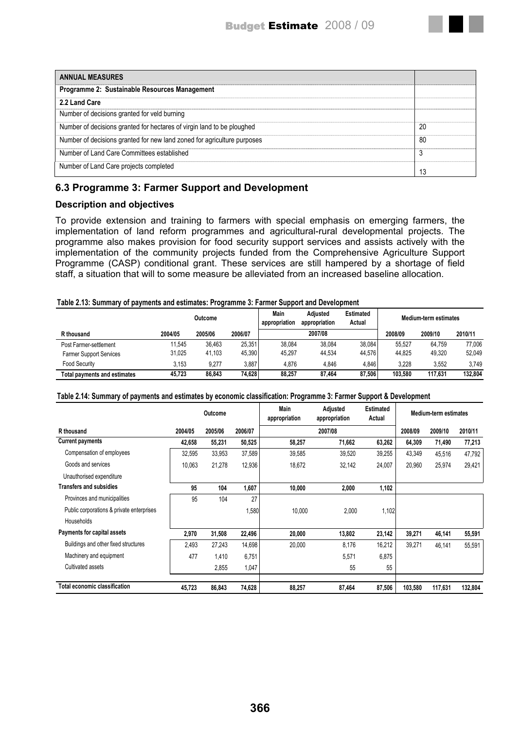| ANNUAL MEASURES | |
|---|---|
| **Programme 2: Sustainable Resources Management** | |
| **2.2 Land Care** | |
| Number of decisions granted for veld burning | |
| Number of decisions granted for hectares of virgin land to be ploughed | 20 |
| Number of decisions granted for new land zoned for agriculture purposes | 80 |
| Number of Land Care Committees established | 3 |
| Number of Land Care projects completed | 13 |

## 6.3 Programme 3: Farmer Support and Development

### Description and objectives

To provide extension and training to farmers with special emphasis on emerging farmers, the implementation of land reform programmes and agricultural-rural developmental projects. The programme also makes provision for food security support services and assists actively with the implementation of the community projects funded from the Comprehensive Agriculture Support Programme (CASP) conditional grant. These services are still hampered by a shortage of field staff, a situation that will to some measure be alleviated from an increased baseline allocation.

**Table 2.13: Summary of payments and estimates: Programme 3: Farmer Support and Development**

| | Outcome | | | Main appropriation | Adjusted appropriation | Estimated Actual | Medium-term estimates | | |
|---|---|---|---|---|---|---|---|---|---|
| **R thousand** | **2004/05** | **2005/06** | **2006/07** | **2007/08** | | | **2008/09** | **2009/10** | **2010/11** |
| Post Farmer-settlement | 11,545 | 36,463 | 25,351 | 38,084 | 38,084 | 38,084 | 55,527 | 64,759 | 77,006 |
| Farmer Support Services | 31,025 | 41,103 | 45,390 | 45,297 | 44,534 | 44,576 | 44,825 | 49,320 | 52,049 |
| Food Security | 3,153 | 9,277 | 3,887 | 4,876 | 4,846 | 4,846 | 3,228 | 3,552 | 3,749 |
| **Total payments and estimates** | **45,723** | **86,843** | **74,628** | **88,257** | **87,464** | **87,506** | **103,580** | **117,631** | **132,804** |

**Table 2.14: Summary of payments and estimates by economic classification: Programme 3: Farmer Support & Development**

| | Outcome | | | Main appropriation | Adjusted appropriation | Estimated Actual | Medium-term estimates | | |
|---|---|---|---|---|---|---|---|---|---|
| **R thousand** | **2004/05** | **2005/06** | **2006/07** | **2007/08** | | | **2008/09** | **2009/10** | **2010/11** |
| **Current payments** | **42,658** | **55,231** | **50,525** | **58,257** | **71,662** | **63,262** | **64,309** | **71,490** | **77,213** |
| Compensation of employees | 32,595 | 33,953 | 37,589 | 39,585 | 39,520 | 39,255 | 43,349 | 45,516 | 47,792 |
| Goods and services | 10,063 | 21,278 | 12,936 | 18,672 | 32,142 | 24,007 | 20,960 | 25,974 | 29,421 |
| Unauthorised expenditure | | | | | | | | | |
| **Transfers and subsidies** | **95** | **104** | **1,607** | **10,000** | **2,000** | **1,102** | | | |
| Provinces and municipalities | 95 | 104 | 27 | | | | | | |
| Public corporations & private enterprises | | | 1,580 | 10,000 | 2,000 | 1,102 | | | |
| Households | | | | | | | | | |
| **Payments for capital assets** | **2,970** | **31,508** | **22,496** | **20,000** | **13,802** | **23,142** | **39,271** | **46,141** | **55,591** |
| Buildings and other fixed structures | 2,493 | 27,243 | 14,698 | 20,000 | 8,176 | 16,212 | 39,271 | 46,141 | 55,591 |
| Machinery and equipment | 477 | 1,410 | 6,751 | | 5,571 | 6,875 | | | |
| Cultivated assets | | 2,855 | 1,047 | | 55 | 55 | | | |
| **Total economic classification** | **45,723** | **86,843** | **74,628** | **88,257** | **87,464** | **87,506** | **103,580** | **117,631** | **132,804** |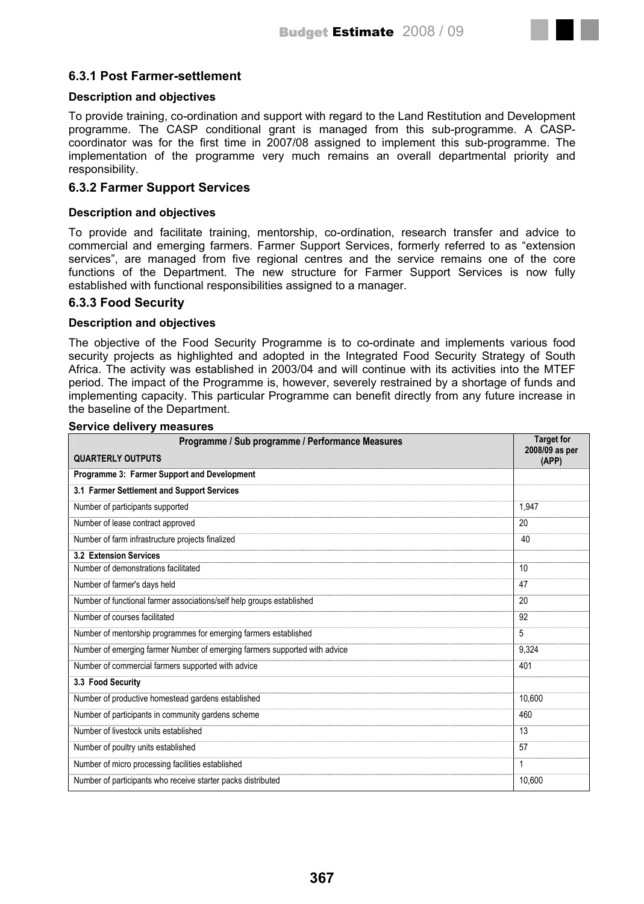### 6.3.1 Post Farmer-settlement

**Description and objectives**

To provide training, co-ordination and support with regard to the Land Restitution and Development programme. The CASP conditional grant is managed from this sub-programme. A CASP-coordinator was for the first time in 2007/08 assigned to implement this sub-programme. The implementation of the programme very much remains an overall departmental priority and responsibility.

### 6.3.2 Farmer Support Services

**Description and objectives**

To provide and facilitate training, mentorship, co-ordination, research transfer and advice to commercial and emerging farmers. Farmer Support Services, formerly referred to as "extension services", are managed from five regional centres and the service remains one of the core functions of the Department. The new structure for Farmer Support Services is now fully established with functional responsibilities assigned to a manager.

### 6.3.3 Food Security

**Description and objectives**

The objective of the Food Security Programme is to co-ordinate and implements various food security projects as highlighted and adopted in the Integrated Food Security Strategy of South Africa. The activity was established in 2003/04 and will continue with its activities into the MTEF period. The impact of the Programme is, however, severely restrained by a shortage of funds and implementing capacity. This particular Programme can benefit directly from any future increase in the baseline of the Department.

**Service delivery measures**

| Programme / Sub programme / Performance Measures<br>QUARTERLY OUTPUTS | Target for 2008/09 as per (APP) |
|---|---|
| **Programme 3: Farmer Support and Development** | |
| **3.1 Farmer Settlement and Support Services** | |
| Number of participants supported | 1,947 |
| Number of lease contract approved | 20 |
| Number of farm infrastructure projects finalized | 40 |
| **3.2 Extension Services** | |
| Number of demonstrations facilitated | 10 |
| Number of farmer's days held | 47 |
| Number of functional farmer associations/self help groups established | 20 |
| Number of courses facilitated | 92 |
| Number of mentorship programmes for emerging farmers established | 5 |
| Number of emerging farmer Number of emerging farmers supported with advice | 9,324 |
| Number of commercial farmers supported with advice | 401 |
| **3.3 Food Security** | |
| Number of productive homestead gardens established | 10,600 |
| Number of participants in community gardens scheme | 460 |
| Number of livestock units established | 13 |
| Number of poultry units established | 57 |
| Number of micro processing facilities established | 1 |
| Number of participants who receive starter packs distributed | 10,600 |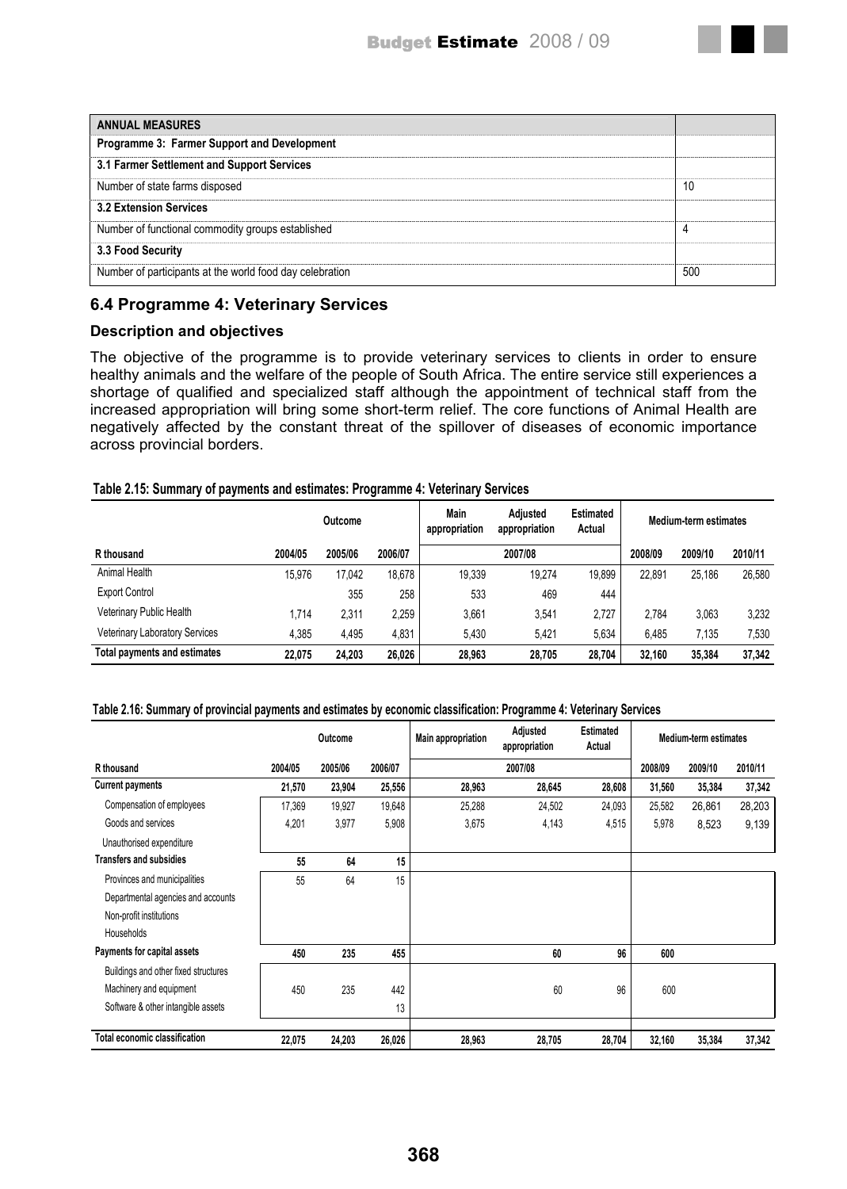| ANNUAL MEASURES | |
|---|---|
| **Programme 3: Farmer Support and Development** | |
| **3.1 Farmer Settlement and Support Services** | |
| Number of state farms disposed | 10 |
| **3.2 Extension Services** | |
| Number of functional commodity groups established | 4 |
| **3.3 Food Security** | |
| Number of participants at the world food day celebration | 500 |

## 6.4 Programme 4: Veterinary Services

### Description and objectives

The objective of the programme is to provide veterinary services to clients in order to ensure healthy animals and the welfare of the people of South Africa. The entire service still experiences a shortage of qualified and specialized staff although the appointment of technical staff from the increased appropriation will bring some short-term relief. The core functions of Animal Health are negatively affected by the constant threat of the spillover of diseases of economic importance across provincial borders.

**Table 2.15: Summary of payments and estimates: Programme 4: Veterinary Services**

| | Outcome | | | Main appropriation | Adjusted appropriation | Estimated Actual | Medium-term estimates | | |
|---|---|---|---|---|---|---|---|---|---|
| R thousand | 2004/05 | 2005/06 | 2006/07 | 2007/08 | | | 2008/09 | 2009/10 | 2010/11 |
| Animal Health | 15,976 | 17,042 | 18,678 | 19,339 | 19,274 | 19,899 | 22,891 | 25,186 | 26,580 |
| Export Control | | 355 | 258 | 533 | 469 | 444 | | | |
| Veterinary Public Health | 1,714 | 2,311 | 2,259 | 3,661 | 3,541 | 2,727 | 2,784 | 3,063 | 3,232 |
| Veterinary Laboratory Services | 4,385 | 4,495 | 4,831 | 5,430 | 5,421 | 5,634 | 6,485 | 7,135 | 7,530 |
| **Total payments and estimates** | **22,075** | **24,203** | **26,026** | **28,963** | **28,705** | **28,704** | **32,160** | **35,384** | **37,342** |

**Table 2.16: Summary of provincial payments and estimates by economic classification: Programme 4: Veterinary Services**

| | Outcome | | | Main appropriation | Adjusted appropriation | Estimated Actual | Medium-term estimates | | |
|---|---|---|---|---|---|---|---|---|---|
| R thousand | 2004/05 | 2005/06 | 2006/07 | 2007/08 | | | 2008/09 | 2009/10 | 2010/11 |
| **Current payments** | **21,570** | **23,904** | **25,556** | **28,963** | **28,645** | **28,608** | **31,560** | **35,384** | **37,342** |
| Compensation of employees | 17,369 | 19,927 | 19,648 | 25,288 | 24,502 | 24,093 | 25,582 | 26,861 | 28,203 |
| Goods and services | 4,201 | 3,977 | 5,908 | 3,675 | 4,143 | 4,515 | 5,978 | 8,523 | 9,139 |
| Unauthorised expenditure | | | | | | | | | |
| **Transfers and subsidies** | **55** | **64** | **15** | | | | | | |
| Provinces and municipalities | 55 | 64 | 15 | | | | | | |
| Departmental agencies and accounts | | | | | | | | | |
| Non-profit institutions | | | | | | | | | |
| Households | | | | | | | | | |
| **Payments for capital assets** | **450** | **235** | **455** | | **60** | **96** | **600** | | |
| Buildings and other fixed structures | | | | | | | | | |
| Machinery and equipment | 450 | 235 | 442 | | 60 | 96 | 600 | | |
| Software & other intangible assets | | | 13 | | | | | | |
| **Total economic classification** | **22,075** | **24,203** | **26,026** | **28,963** | **28,705** | **28,704** | **32,160** | **35,384** | **37,342** |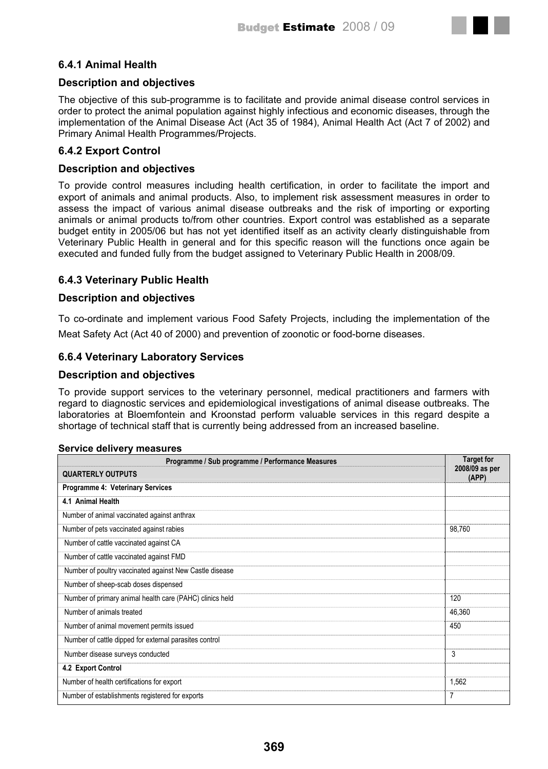### 6.4.1 Animal Health

#### Description and objectives

The objective of this sub-programme is to facilitate and provide animal disease control services in order to protect the animal population against highly infectious and economic diseases, through the implementation of the Animal Disease Act (Act 35 of 1984), Animal Health Act (Act 7 of 2002) and Primary Animal Health Programmes/Projects.

### 6.4.2 Export Control

#### Description and objectives

To provide control measures including health certification, in order to facilitate the import and export of animals and animal products. Also, to implement risk assessment measures in order to assess the impact of various animal disease outbreaks and the risk of importing or exporting animals or animal products to/from other countries. Export control was established as a separate budget entity in 2005/06 but has not yet identified itself as an activity clearly distinguishable from Veterinary Public Health in general and for this specific reason will the functions once again be executed and funded fully from the budget assigned to Veterinary Public Health in 2008/09.

### 6.4.3 Veterinary Public Health

#### Description and objectives

To co-ordinate and implement various Food Safety Projects, including the implementation of the Meat Safety Act (Act 40 of 2000) and prevention of zoonotic or food-borne diseases.

### 6.6.4 Veterinary Laboratory Services

#### Description and objectives

To provide support services to the veterinary personnel, medical practitioners and farmers with regard to diagnostic services and epidemiological investigations of animal disease outbreaks. The laboratories at Bloemfontein and Kroonstad perform valuable services in this regard despite a shortage of technical staff that is currently being addressed from an increased baseline.

**Service delivery measures**

| Programme / Sub programme / Performance Measures<br>QUARTERLY OUTPUTS | Target for 2008/09 as per (APP) |
|---|---|
| **Programme 4: Veterinary Services** | |
| **4.1 Animal Health** | |
| Number of animal vaccinated against anthrax | |
| Number of pets vaccinated against rabies | 98,760 |
| Number of cattle vaccinated against CA | |
| Number of cattle vaccinated against FMD | |
| Number of poultry vaccinated against New Castle disease | |
| Number of sheep-scab doses dispensed | |
| Number of primary animal health care (PAHC) clinics held | 120 |
| Number of animals treated | 46,360 |
| Number of animal movement permits issued | 450 |
| Number of cattle dipped for external parasites control | |
| Number disease surveys conducted | 3 |
| **4.2 Export Control** | |
| Number of health certifications for export | 1,562 |
| Number of establishments registered for exports | 7 |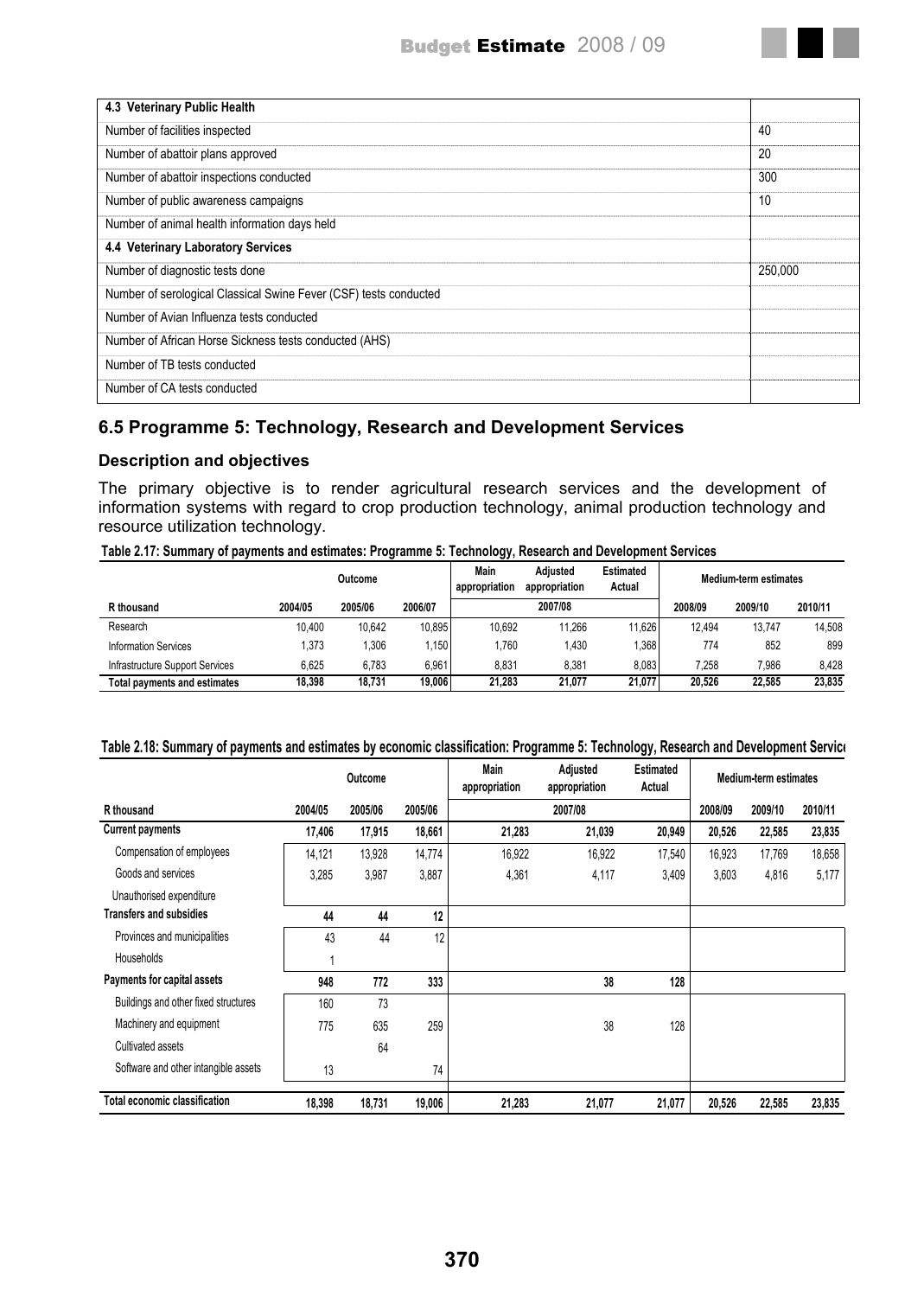| 4.3 Veterinary Public Health | |
|---|---|
| Number of facilities inspected | 40 |
| Number of abattoir plans approved | 20 |
| Number of abattoir inspections conducted | 300 |
| Number of public awareness campaigns | 10 |
| Number of animal health information days held | |
| **4.4 Veterinary Laboratory Services** | |
| Number of diagnostic tests done | 250,000 |
| Number of serological Classical Swine Fever (CSF) tests conducted | |
| Number of Avian Influenza tests conducted | |
| Number of African Horse Sickness tests conducted (AHS) | |
| Number of TB tests conducted | |
| Number of CA tests conducted | |

## 6.5 Programme 5: Technology, Research and Development Services

### Description and objectives

The primary objective is to render agricultural research services and the development of information systems with regard to crop production technology, animal production technology and resource utilization technology.

**Table 2.17: Summary of payments and estimates: Programme 5: Technology, Research and Development Services**

| | Outcome | | | Main appropriation | Adjusted appropriation | Estimated Actual | Medium-term estimates | | |
|---|---|---|---|---|---|---|---|---|---|
| **R thousand** | **2004/05** | **2005/06** | **2006/07** | | **2007/08** | | **2008/09** | **2009/10** | **2010/11** |
| Research | 10,400 | 10,642 | 10,895 | 10,692 | 11,266 | 11,626 | 12,494 | 13,747 | 14,508 |
| Information Services | 1,373 | 1,306 | 1,150 | 1,760 | 1,430 | 1,368 | 774 | 852 | 899 |
| Infrastructure Support Services | 6,625 | 6,783 | 6,961 | 8,831 | 8,381 | 8,083 | 7,258 | 7,986 | 8,428 |
| **Total payments and estimates** | **18,398** | **18,731** | **19,006** | **21,283** | **21,077** | **21,077** | **20,526** | **22,585** | **23,835** |

**Table 2.18: Summary of payments and estimates by economic classification: Programme 5: Technology, Research and Development Servic**

| | Outcome | | | Main appropriation | Adjusted appropriation | Estimated Actual | Medium-term estimates | | |
|---|---|---|---|---|---|---|---|---|---|
| **R thousand** | **2004/05** | **2005/06** | **2005/06** | | **2007/08** | | **2008/09** | **2009/10** | **2010/11** |
| **Current payments** | **17,406** | **17,915** | **18,661** | **21,283** | **21,039** | **20,949** | **20,526** | **22,585** | **23,835** |
| Compensation of employees | 14,121 | 13,928 | 14,774 | 16,922 | 16,922 | 17,540 | 16,923 | 17,769 | 18,658 |
| Goods and services | 3,285 | 3,987 | 3,887 | 4,361 | 4,117 | 3,409 | 3,603 | 4,816 | 5,177 |
| Unauthorised expenditure | | | | | | | | | |
| **Transfers and subsidies** | **44** | **44** | **12** | | | | | | |
| Provinces and municipalities | 43 | 44 | 12 | | | | | | |
| Households | 1 | | | | | | | | |
| **Payments for capital assets** | **948** | **772** | **333** | | **38** | **128** | | | |
| Buildings and other fixed structures | 160 | 73 | | | | | | | |
| Machinery and equipment | 775 | 635 | 259 | | 38 | 128 | | | |
| Cultivated assets | | 64 | | | | | | | |
| Software and other intangible assets | 13 | | 74 | | | | | | |
| **Total economic classification** | **18,398** | **18,731** | **19,006** | **21,283** | **21,077** | **21,077** | **20,526** | **22,585** | **23,835** |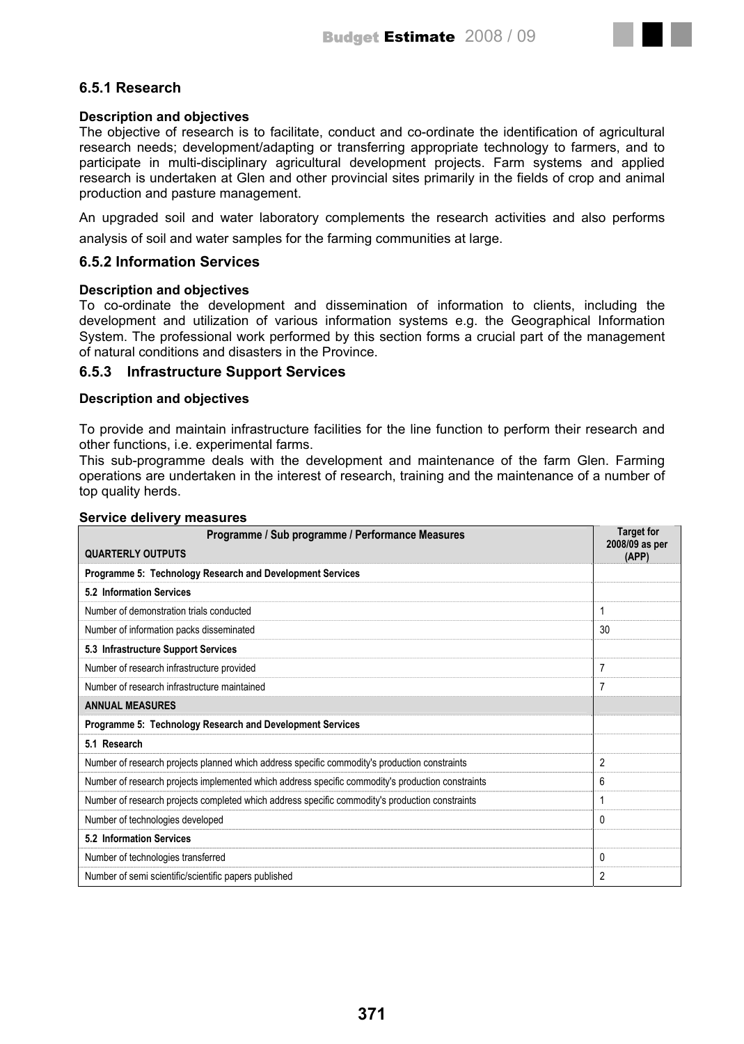### 6.5.1 Research

**Description and objectives**

The objective of research is to facilitate, conduct and co-ordinate the identification of agricultural research needs; development/adapting or transferring appropriate technology to farmers, and to participate in multi-disciplinary agricultural development projects. Farm systems and applied research is undertaken at Glen and other provincial sites primarily in the fields of crop and animal production and pasture management.

An upgraded soil and water laboratory complements the research activities and also performs analysis of soil and water samples for the farming communities at large.

### 6.5.2 Information Services

**Description and objectives**

To co-ordinate the development and dissemination of information to clients, including the development and utilization of various information systems e.g. the Geographical Information System. The professional work performed by this section forms a crucial part of the management of natural conditions and disasters in the Province.

### 6.5.3 Infrastructure Support Services

**Description and objectives**

To provide and maintain infrastructure facilities for the line function to perform their research and other functions, i.e. experimental farms.

This sub-programme deals with the development and maintenance of the farm Glen. Farming operations are undertaken in the interest of research, training and the maintenance of a number of top quality herds.

**Service delivery measures**

| Programme / Sub programme / Performance Measures<br>QUARTERLY OUTPUTS | Target for 2008/09 as per (APP) |
|---|---|
| **Programme 5: Technology Research and Development Services** | |
| **5.2 Information Services** | |
| Number of demonstration trials conducted | 1 |
| Number of information packs disseminated | 30 |
| **5.3 Infrastructure Support Services** | |
| Number of research infrastructure provided | 7 |
| Number of research infrastructure maintained | 7 |
| **ANNUAL MEASURES** | |
| **Programme 5: Technology Research and Development Services** | |
| **5.1 Research** | |
| Number of research projects planned which address specific commodity's production constraints | 2 |
| Number of research projects implemented which address specific commodity's production constraints | 6 |
| Number of research projects completed which address specific commodity's production constraints | 1 |
| Number of technologies developed | 0 |
| **5.2 Information Services** | |
| Number of technologies transferred | 0 |
| Number of semi scientific/scientific papers published | 2 |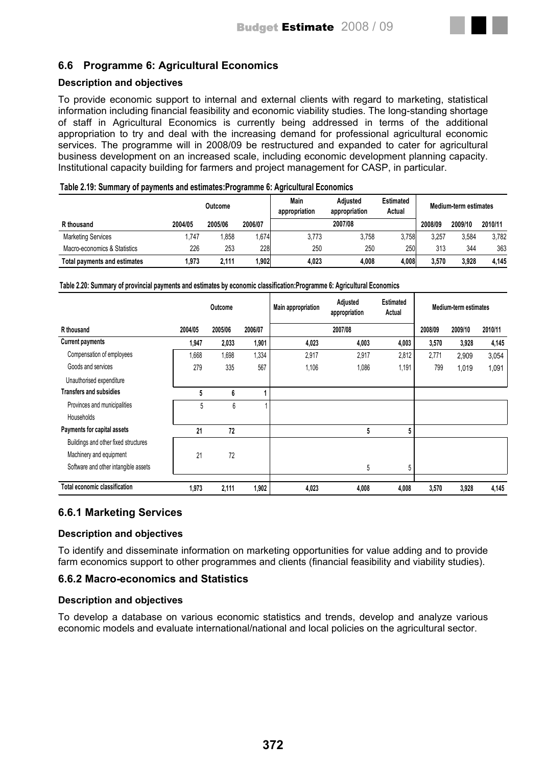## 6.6 Programme 6: Agricultural Economics

### Description and objectives

To provide economic support to internal and external clients with regard to marketing, statistical information including financial feasibility and economic viability studies. The long-standing shortage of staff in Agricultural Economics is currently being addressed in terms of the additional appropriation to try and deal with the increasing demand for professional agricultural economic services. The programme will in 2008/09 be restructured and expanded to cater for agricultural business development on an increased scale, including economic development planning capacity. Institutional capacity building for farmers and project management for CASP, in particular.

**Table 2.19: Summary of payments and estimates:Programme 6: Agricultural Economics**

| | Outcome | | | Main appropriation | Adjusted appropriation | Estimated Actual | Medium-term estimates | | |
|---|---|---|---|---|---|---|---|---|---|
| R thousand | 2004/05 | 2005/06 | 2006/07 | 2007/08 | | | 2008/09 | 2009/10 | 2010/11 |
| Marketing Services | 1,747 | 1,858 | 1,674 | 3,773 | 3,758 | 3,758 | 3,257 | 3,584 | 3,782 |
| Macro-economics & Statistics | 226 | 253 | 228 | 250 | 250 | 250 | 313 | 344 | 363 |
| **Total payments and estimates** | **1,973** | **2,111** | **1,902** | **4,023** | **4,008** | **4,008** | **3,570** | **3,928** | **4,145** |

**Table 2.20: Summary of provincial payments and estimates by economic classification:Programme 6: Agricultural Economics**

| | Outcome | | | Main appropriation | Adjusted appropriation | Estimated Actual | Medium-term estimates | | |
|---|---|---|---|---|---|---|---|---|---|
| R thousand | 2004/05 | 2005/06 | 2006/07 | 2007/08 | | | 2008/09 | 2009/10 | 2010/11 |
| **Current payments** | **1,947** | **2,033** | **1,901** | **4,023** | **4,003** | **4,003** | **3,570** | **3,928** | **4,145** |
| Compensation of employees | 1,668 | 1,698 | 1,334 | 2,917 | 2,917 | 2,812 | 2,771 | 2,909 | 3,054 |
| Goods and services | 279 | 335 | 567 | 1,106 | 1,086 | 1,191 | 799 | 1,019 | 1,091 |
| Unauthorised expenditure | | | | | | | | | |
| **Transfers and subsidies** | **5** | **6** | **1** | | | | | | |
| Provinces and municipalities | 5 | 6 | 1 | | | | | | |
| Households | | | | | | | | | |
| **Payments for capital assets** | **21** | **72** | | | **5** | **5** | | | |
| Buildings and other fixed structures | | | | | | | | | |
| Machinery and equipment | 21 | 72 | | | | | | | |
| Software and other intangible assets | | | | | 5 | 5 | | | |
| **Total economic classification** | **1,973** | **2,111** | **1,902** | **4,023** | **4,008** | **4,008** | **3,570** | **3,928** | **4,145** |

### 6.6.1 Marketing Services

#### Description and objectives

To identify and disseminate information on marketing opportunities for value adding and to provide farm economics support to other programmes and clients (financial feasibility and viability studies).

### 6.6.2 Macro-economics and Statistics

#### Description and objectives

To develop a database on various economic statistics and trends, develop and analyze various economic models and evaluate international/national and local policies on the agricultural sector.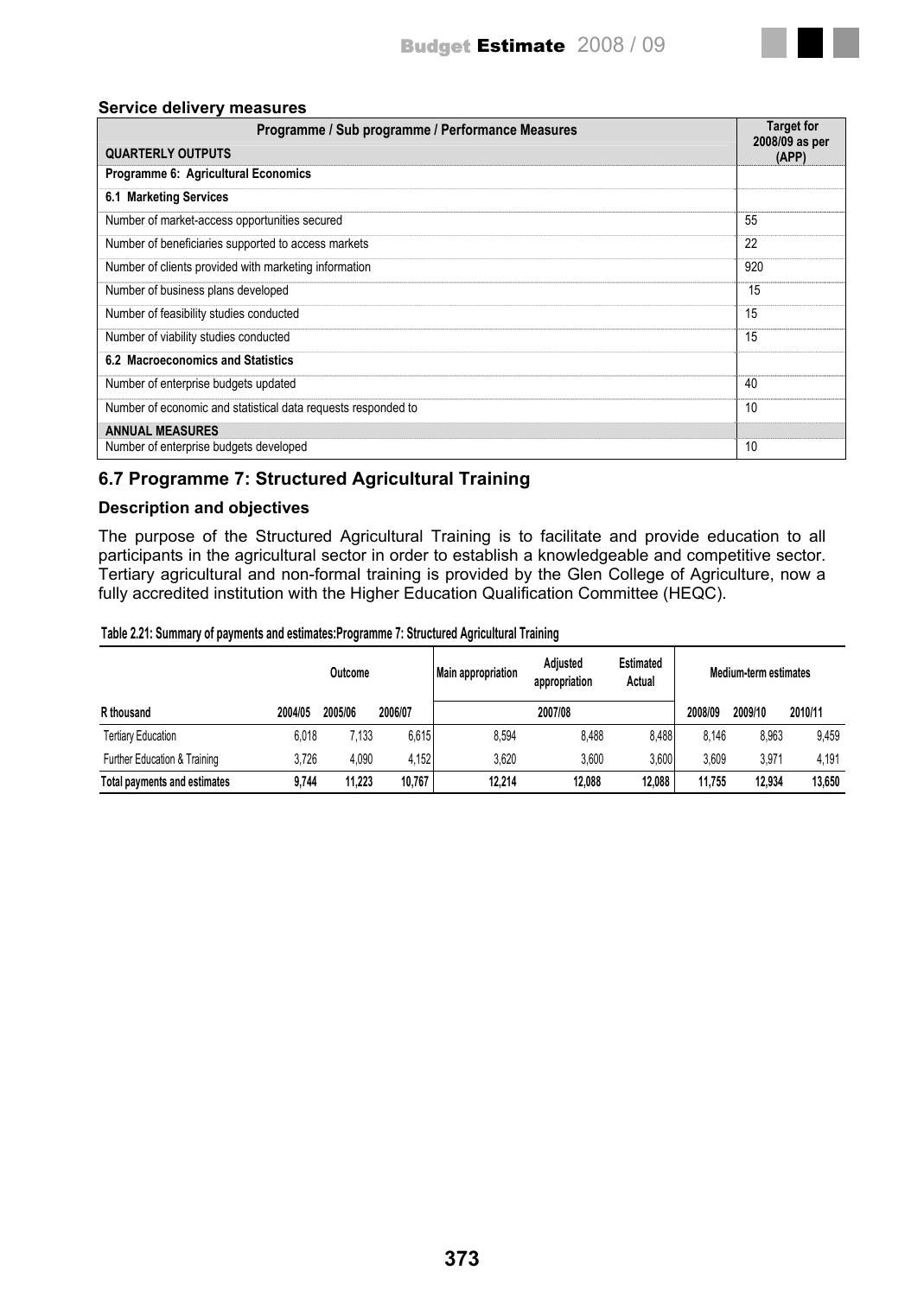**Service delivery measures**

| Programme / Sub programme / Performance Measures | Target for 2008/09 as per (APP) |
|---|---|
| **QUARTERLY OUTPUTS** | |
| **Programme 6: Agricultural Economics** | |
| **6.1 Marketing Services** | |
| Number of market-access opportunities secured | 55 |
| Number of beneficiaries supported to access markets | 22 |
| Number of clients provided with marketing information | 920 |
| Number of business plans developed | 15 |
| Number of feasibility studies conducted | 15 |
| Number of viability studies conducted | 15 |
| **6.2 Macroeconomics and Statistics** | |
| Number of enterprise budgets updated | 40 |
| Number of economic and statistical data requests responded to | 10 |
| **ANNUAL MEASURES** | |
| Number of enterprise budgets developed | 10 |

## 6.7 Programme 7: Structured Agricultural Training

### Description and objectives

The purpose of the Structured Agricultural Training is to facilitate and provide education to all participants in the agricultural sector in order to establish a knowledgeable and competitive sector. Tertiary agricultural and non-formal training is provided by the Glen College of Agriculture, now a fully accredited institution with the Higher Education Qualification Committee (HEQC).

**Table 2.21: Summary of payments and estimates:Programme 7: Structured Agricultural Training**

| | Outcome | | | Main appropriation | Adjusted appropriation | Estimated Actual | Medium-term estimates | | |
|---|---|---|---|---|---|---|---|---|---|
| **R thousand** | **2004/05** | **2005/06** | **2006/07** | | **2007/08** | | **2008/09** | **2009/10** | **2010/11** |
| Tertiary Education | 6,018 | 7,133 | 6,615 | 8,594 | 8,488 | 8,488 | 8,146 | 8,963 | 9,459 |
| Further Education & Training | 3,726 | 4,090 | 4,152 | 3,620 | 3,600 | 3,600 | 3,609 | 3,971 | 4,191 |
| **Total payments and estimates** | **9,744** | **11,223** | **10,767** | **12,214** | **12,088** | **12,088** | **11,755** | **12,934** | **13,650** |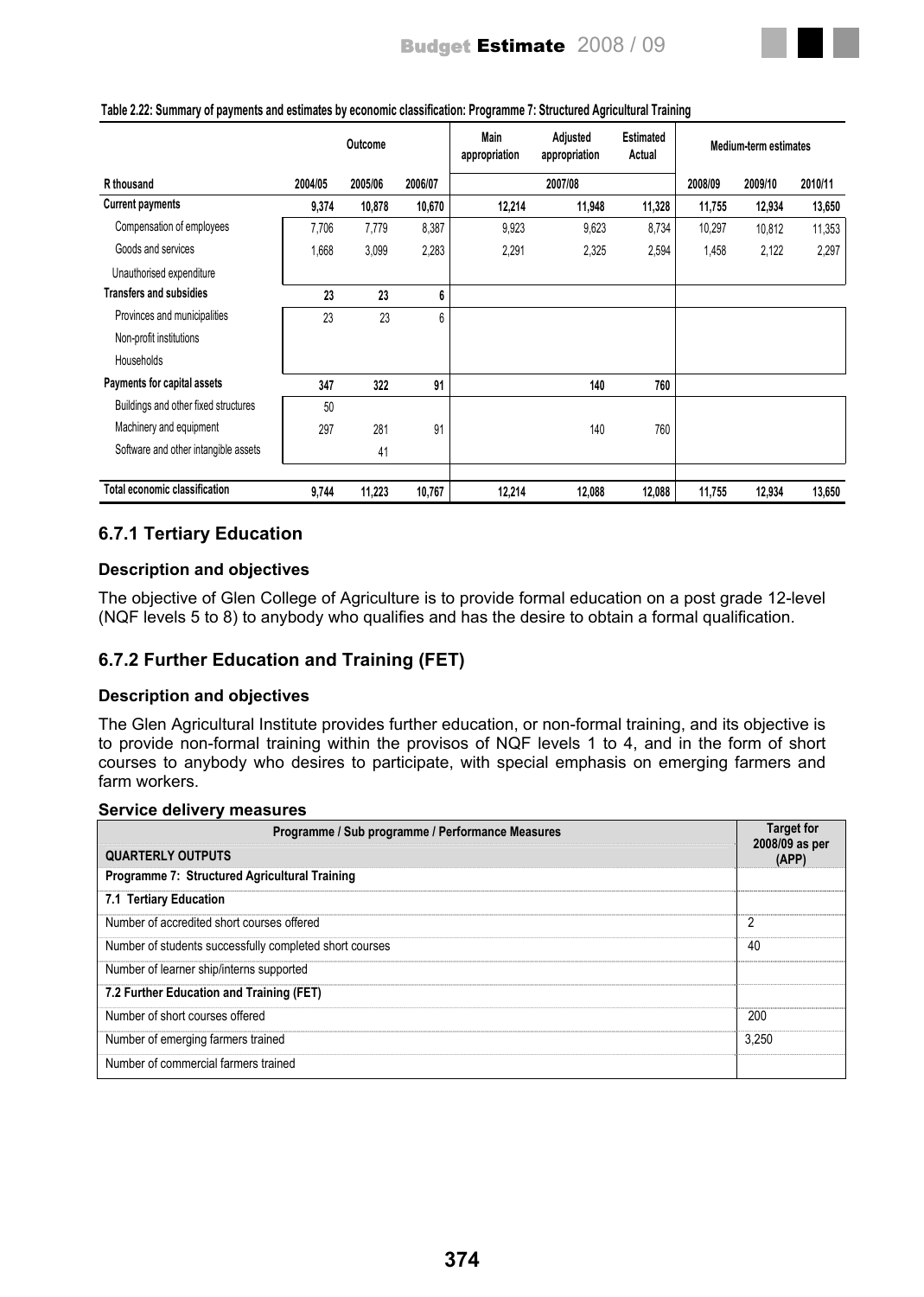**Table 2.22: Summary of payments and estimates by economic classification: Programme 7: Structured Agricultural Training**

| | Outcome | | | Main appropriation | Adjusted appropriation | Estimated Actual | Medium-term estimates | | |
|---|---|---|---|---|---|---|---|---|---|
| R thousand | 2004/05 | 2005/06 | 2006/07 | 2007/08 | | | 2008/09 | 2009/10 | 2010/11 |
| **Current payments** | **9,374** | **10,878** | **10,670** | **12,214** | **11,948** | **11,328** | **11,755** | **12,934** | **13,650** |
| Compensation of employees | 7,706 | 7,779 | 8,387 | 9,923 | 9,623 | 8,734 | 10,297 | 10,812 | 11,353 |
| Goods and services | 1,668 | 3,099 | 2,283 | 2,291 | 2,325 | 2,594 | 1,458 | 2,122 | 2,297 |
| Unauthorised expenditure | | | | | | | | | |
| **Transfers and subsidies** | **23** | **23** | **6** | | | | | | |
| Provinces and municipalities | 23 | 23 | 6 | | | | | | |
| Non-profit institutions | | | | | | | | | |
| Households | | | | | | | | | |
| **Payments for capital assets** | **347** | **322** | **91** | | **140** | **760** | | | |
| Buildings and other fixed structures | 50 | | | | | | | | |
| Machinery and equipment | 297 | 281 | 91 | | 140 | 760 | | | |
| Software and other intangible assets | | 41 | | | | | | | |
| **Total economic classification** | **9,744** | **11,223** | **10,767** | **12,214** | **12,088** | **12,088** | **11,755** | **12,934** | **13,650** |

## 6.7.1 Tertiary Education

### Description and objectives

The objective of Glen College of Agriculture is to provide formal education on a post grade 12-level (NQF levels 5 to 8) to anybody who qualifies and has the desire to obtain a formal qualification.

## 6.7.2 Further Education and Training (FET)

### Description and objectives

The Glen Agricultural Institute provides further education, or non-formal training, and its objective is to provide non-formal training within the provisos of NQF levels 1 to 4, and in the form of short courses to anybody who desires to participate, with special emphasis on emerging farmers and farm workers.

### Service delivery measures

| Programme / Sub programme / Performance Measures<br>QUARTERLY OUTPUTS | Target for 2008/09 as per (APP) |
|---|---|
| **Programme 7: Structured Agricultural Training** | |
| **7.1 Tertiary Education** | |
| Number of accredited short courses offered | 2 |
| Number of students successfully completed short courses | 40 |
| Number of learner ship/interns supported | |
| **7.2 Further Education and Training (FET)** | |
| Number of short courses offered | 200 |
| Number of emerging farmers trained | 3,250 |
| Number of commercial farmers trained | |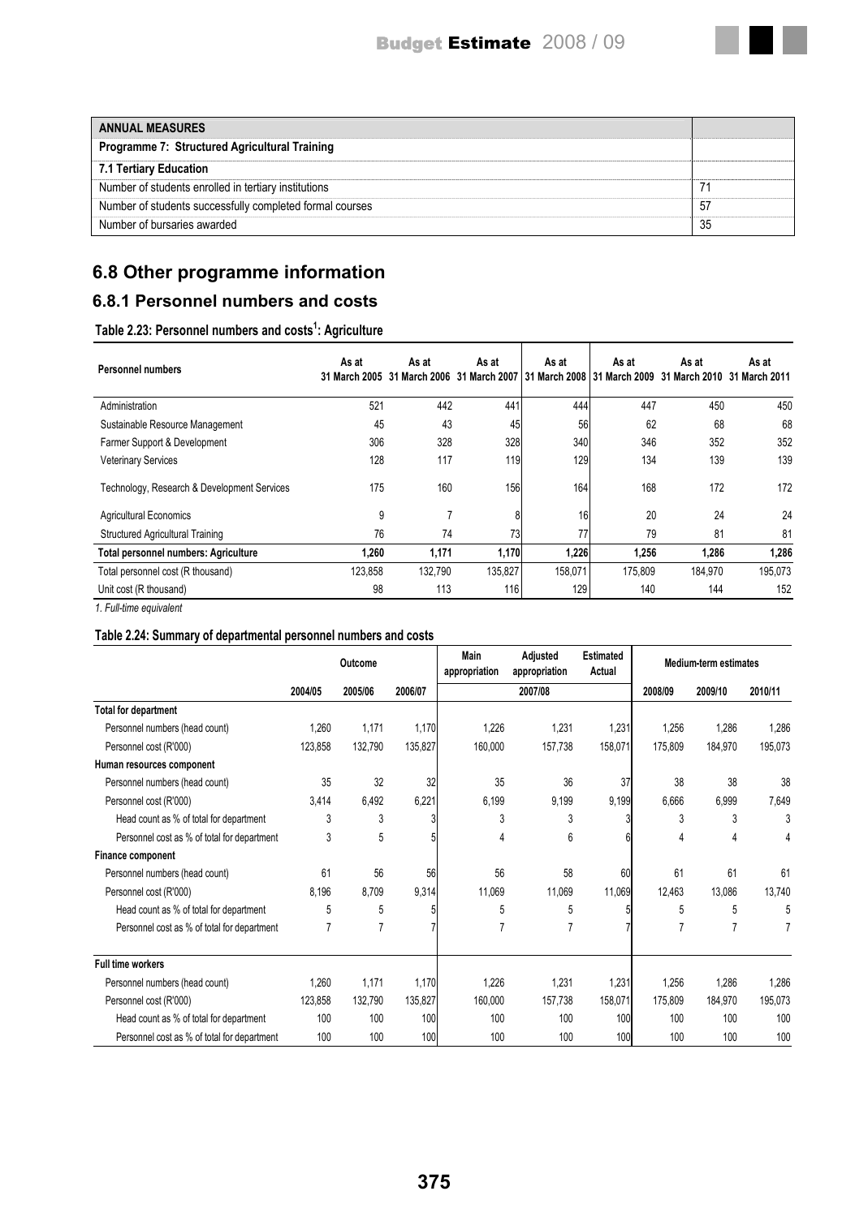| ANNUAL MEASURES | |
|---|---|
| **Programme 7: Structured Agricultural Training** | |
| **7.1 Tertiary Education** | |
| Number of students enrolled in tertiary institutions | 71 |
| Number of students successfully completed formal courses | 57 |
| Number of bursaries awarded | 35 |

## 6.8 Other programme information

### 6.8.1 Personnel numbers and costs

**Table 2.23: Personnel numbers and costs[1]: Agriculture**

| Personnel numbers | As at 31 March 2005 | As at 31 March 2006 | As at 31 March 2007 | As at 31 March 2008 | As at 31 March 2009 | As at 31 March 2010 | As at 31 March 2011 |
|---|---|---|---|---|---|---|---|
| Administration | 521 | 442 | 441 | 444 | 447 | 450 | 450 |
| Sustainable Resource Management | 45 | 43 | 45 | 56 | 62 | 68 | 68 |
| Farmer Support & Development | 306 | 328 | 328 | 340 | 346 | 352 | 352 |
| Veterinary Services | 128 | 117 | 119 | 129 | 134 | 139 | 139 |
| Technology, Research & Development Services | 175 | 160 | 156 | 164 | 168 | 172 | 172 |
| Agricultural Economics | 9 | 7 | 8 | 16 | 20 | 24 | 24 |
| Structured Agricultural Training | 76 | 74 | 73 | 77 | 79 | 81 | 81 |
| **Total personnel numbers: Agriculture** | **1,260** | **1,171** | **1,170** | **1,226** | **1,256** | **1,286** | **1,286** |
| Total personnel cost (R thousand) | 123,858 | 132,790 | 135,827 | 158,071 | 175,809 | 184,970 | 195,073 |
| Unit cost (R thousand) | 98 | 113 | 116 | 129 | 140 | 144 | 152 |

*1. Full-time equivalent*

**Table 2.24: Summary of departmental personnel numbers and costs**

| | Outcome | | | Main appropriation | Adjusted appropriation | Estimated Actual | Medium-term estimates | | |
|---|---|---|---|---|---|---|---|---|---|
| | 2004/05 | 2005/06 | 2006/07 | | 2007/08 | | 2008/09 | 2009/10 | 2010/11 |
| **Total for department** | | | | | | | | | |
| Personnel numbers (head count) | 1,260 | 1,171 | 1,170 | 1,226 | 1,231 | 1,231 | 1,256 | 1,286 | 1,286 |
| Personnel cost (R'000) | 123,858 | 132,790 | 135,827 | 160,000 | 157,738 | 158,071 | 175,809 | 184,970 | 195,073 |
| **Human resources component** | | | | | | | | | |
| Personnel numbers (head count) | 35 | 32 | 32 | 35 | 36 | 37 | 38 | 38 | 38 |
| Personnel cost (R'000) | 3,414 | 6,492 | 6,221 | 6,199 | 9,199 | 9,199 | 6,666 | 6,999 | 7,649 |
| Head count as % of total for department | 3 | 3 | 3 | 3 | 3 | 3 | 3 | 3 | 3 |
| Personnel cost as % of total for department | 3 | 5 | 5 | 4 | 6 | 6 | 4 | 4 | 4 |
| **Finance component** | | | | | | | | | |
| Personnel numbers (head count) | 61 | 56 | 56 | 56 | 58 | 60 | 61 | 61 | 61 |
| Personnel cost (R'000) | 8,196 | 8,709 | 9,314 | 11,069 | 11,069 | 11,069 | 12,463 | 13,086 | 13,740 |
| Head count as % of total for department | 5 | 5 | 5 | 5 | 5 | 5 | 5 | 5 | 5 |
| Personnel cost as % of total for department | 7 | 7 | 7 | 7 | 7 | 7 | 7 | 7 | 7 |
| **Full time workers** | | | | | | | | | |
| Personnel numbers (head count) | 1,260 | 1,171 | 1,170 | 1,226 | 1,231 | 1,231 | 1,256 | 1,286 | 1,286 |
| Personnel cost (R'000) | 123,858 | 132,790 | 135,827 | 160,000 | 157,738 | 158,071 | 175,809 | 184,970 | 195,073 |
| Head count as % of total for department | 100 | 100 | 100 | 100 | 100 | 100 | 100 | 100 | 100 |
| Personnel cost as % of total for department | 100 | 100 | 100 | 100 | 100 | 100 | 100 | 100 | 100 |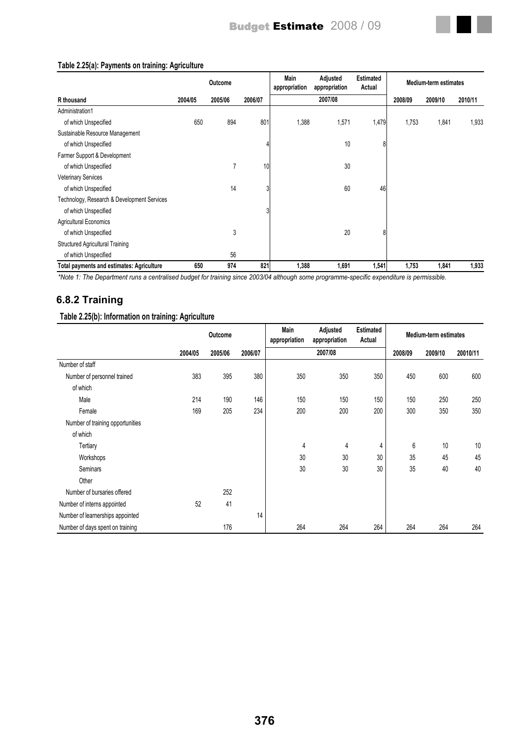**Table 2.25(a): Payments on training: Agriculture**

| | Outcome | | | Main appropriation | Adjusted appropriation | Estimated Actual | Medium-term estimates | | |
|---|---|---|---|---|---|---|---|---|---|
| R thousand | 2004/05 | 2005/06 | 2006/07 | 2007/08 | | | 2008/09 | 2009/10 | 2010/11 |
| Administration1 | | | | | | | | | |
| of which Unspecified | 650 | 894 | 801 | 1,388 | 1,571 | 1,479 | 1,753 | 1,841 | 1,933 |
| Sustainable Resource Management | | | | | | | | | |
| of which Unspecified | | | 4 | | 10 | 8 | | | |
| Farmer Support & Development | | | | | | | | | |
| of which Unspecified | | 7 | 10 | | 30 | | | | |
| Veterinary Services | | | | | | | | | |
| of which Unspecified | | 14 | 3 | | 60 | 46 | | | |
| Technology, Research & Development Services | | | | | | | | | |
| of which Unspecified | | | 3 | | | | | | |
| Agricultural Economics | | | | | | | | | |
| of which Unspecified | | 3 | | | 20 | 8 | | | |
| Structured Agricultural Training | | | | | | | | | |
| of which Unspecified | | 56 | | | | | | | |
| **Total payments and estimates: Agriculture** | **650** | **974** | **821** | **1,388** | **1,691** | **1,541** | **1,753** | **1,841** | **1,933** |

*\*Note 1: The Department runs a centralised budget for training since 2003/04 although some programme-specific expenditure is permissible.*

## 6.8.2 Training

**Table 2.25(b): Information on training: Agriculture**

| | Outcome | | | Main appropriation | Adjusted appropriation | Estimated Actual | Medium-term estimates | | |
|---|---|---|---|---|---|---|---|---|---|
| | 2004/05 | 2005/06 | 2006/07 | 2007/08 | | | 2008/09 | 2009/10 | 20010/11 |
| Number of staff | | | | | | | | | |
| Number of personnel trained | 383 | 395 | 380 | 350 | 350 | 350 | 450 | 600 | 600 |
| of which | | | | | | | | | |
| Male | 214 | 190 | 146 | 150 | 150 | 150 | 150 | 250 | 250 |
| Female | 169 | 205 | 234 | 200 | 200 | 200 | 300 | 350 | 350 |
| Number of training opportunities | | | | | | | | | |
| of which | | | | | | | | | |
| Tertiary | | | | 4 | 4 | 4 | 6 | 10 | 10 |
| Workshops | | | | 30 | 30 | 30 | 35 | 45 | 45 |
| Seminars | | | | 30 | 30 | 30 | 35 | 40 | 40 |
| Other | | | | | | | | | |
| Number of bursaries offered | | 252 | | | | | | | |
| Number of interns appointed | 52 | 41 | | | | | | | |
| Number of learnerships appointed | | | 14 | | | | | | |
| Number of days spent on training | | 176 | | 264 | 264 | 264 | 264 | 264 | 264 |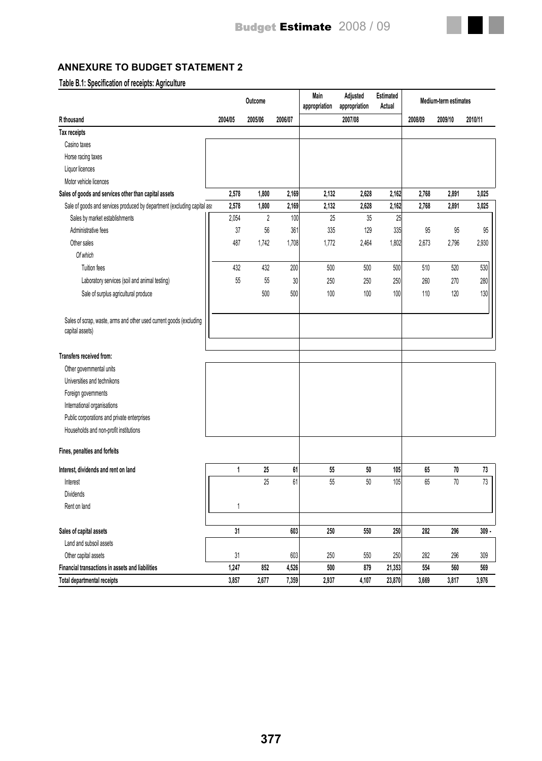## ANNEXURE TO BUDGET STATEMENT 2

**Table B.1: Specification of receipts: Agriculture**

| | Outcome | | | Main appropriation | Adjusted appropriation | Estimated Actual | Medium-term estimates | | |
|---|---|---|---|---|---|---|---|---|---|
| R thousand | 2004/05 | 2005/06 | 2006/07 | | 2007/08 | | 2008/09 | 2009/10 | 2010/11 |
| **Tax receipts** | | | | | | | | | |
| Casino taxes | | | | | | | | | |
| Horse racing taxes | | | | | | | | | |
| Liquor licences | | | | | | | | | |
| Motor vehicle licences | | | | | | | | | |
| **Sales of goods and services other than capital assets** | **2,578** | **1,800** | **2,169** | **2,132** | **2,628** | **2,162** | **2,768** | **2,891** | **3,025** |
| Sale of goods and services produced by department (excluding capital ass | 2,578 | 1,800 | 2,169 | 2,132 | 2,628 | 2,162 | 2,768 | 2,891 | 3,025 |
| Sales by market establishments | 2,054 | 2 | 100 | 25 | 35 | 25 | | | |
| Administrative fees | 37 | 56 | 361 | 335 | 129 | 335 | 95 | 95 | 95 |
| Other sales | 487 | 1,742 | 1,708 | 1,772 | 2,464 | 1,802 | 2,673 | 2,796 | 2,930 |
| *Of which* | | | | | | | | | |
| Tuition fees | 432 | 432 | 200 | 500 | 500 | 500 | 510 | 520 | 530 |
| Laboratory services (soil and animal testing) | 55 | 55 | 30 | 250 | 250 | 250 | 260 | 270 | 280 |
| Sale of surplus agricultural produce | | 500 | 500 | 100 | 100 | 100 | 110 | 120 | 130 |
| Sales of scrap, waste, arms and other used current goods (excluding capital assets) | | | | | | | | | |
| **Transfers received from:** | | | | | | | | | |
| Other governmental units | | | | | | | | | |
| Universities and technikons | | | | | | | | | |
| Foreign governments | | | | | | | | | |
| International organisations | | | | | | | | | |
| Public corporations and private enterprises | | | | | | | | | |
| Households and non-profit institutions | | | | | | | | | |
| **Fines, penalties and forfeits** | | | | | | | | | |
| **Interest, dividends and rent on land** | **1** | **25** | **61** | **55** | **50** | **105** | **65** | **70** | **73** |
| Interest | | 25 | 61 | 55 | 50 | 105 | 65 | 70 | 73 |
| Dividends | | | | | | | | | |
| Rent on land | 1 | | | | | | | | |
| **Sales of capital assets** | **31** | | **603** | **250** | **550** | **250** | **282** | **296** | **309 -** |
| Land and subsoil assets | | | | | | | | | |
| Other capital assets | 31 | | 603 | 250 | 550 | 250 | 282 | 296 | 309 |
| **Financial transactions in assets and liabilities** | **1,247** | **852** | **4,526** | **500** | **879** | **21,353** | **554** | **560** | **569** |
| **Total departmental receipts** | **3,857** | **2,677** | **7,359** | **2,937** | **4,107** | **23,870** | **3,669** | **3,817** | **3,976** |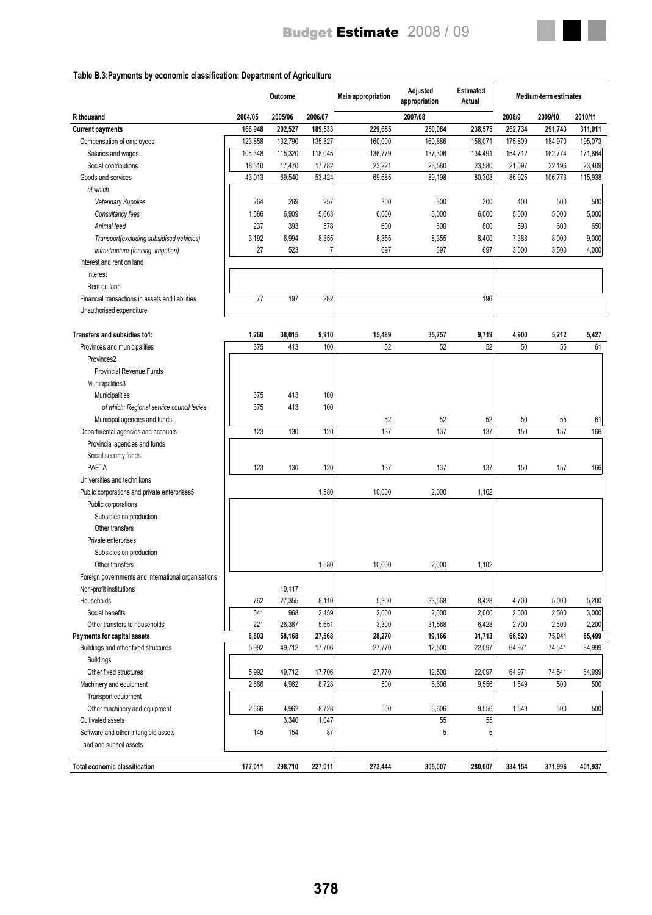**Table B.3:Payments by economic classification: Department of Agriculture**

| R thousand | Outcome | | | Main appropriation | Adjusted appropriation | Estimated Actual | Medium-term estimates | | |
|---|---|---|---|---|---|---|---|---|---|
| | 2004/05 | 2005/06 | 2006/07 | 2007/08 | | | 2008/9 | 2009/10 | 2010/11 |
| **Current payments** | **166,948** | **202,527** | **189,533** | **229,685** | **250,084** | **238,575** | **262,734** | **291,743** | **311,011** |
| Compensation of employees | 123,858 | 132,790 | 135,827 | 160,000 | 160,886 | 158,071 | 175,809 | 184,970 | 195,073 |
| Salaries and wages | 105,348 | 115,320 | 118,045 | 136,779 | 137,306 | 134,491 | 154,712 | 162,774 | 171,664 |
| Social contributions | 18,510 | 17,470 | 17,782 | 23,221 | 23,580 | 23,580 | 21,097 | 22,196 | 23,409 |
| Goods and services | 43,013 | 69,540 | 53,424 | 69,685 | 89,198 | 80,308 | 86,925 | 106,773 | 115,938 |
| *of which* | | | | | | | | | |
| *Veterinary Supplies* | 264 | 269 | 257 | 300 | 300 | 300 | 400 | 500 | 500 |
| *Consultancy fees* | 1,586 | 6,909 | 5,663 | 6,000 | 6,000 | 6,000 | 5,000 | 5,000 | 5,000 |
| *Animal feed* | 237 | 393 | 578 | 600 | 600 | 800 | 593 | 600 | 650 |
| *Transport(excluding subsidised vehicles)* | 3,192 | 6,994 | 8,355 | 8,355 | 8,355 | 8,400 | 7,388 | 8,000 | 9,000 |
| *Infrastructure (fencing, irrigation)* | 27 | 523 | 7 | 697 | 697 | 697 | 3,000 | 3,500 | 4,000 |
| Interest and rent on land | | | | | | | | | |
| Interest | | | | | | | | | |
| Rent on land | | | | | | | | | |
| Financial transactions in assets and liabilities | 77 | 197 | 282 | | | 196 | | | |
| Unauthorised expenditure | | | | | | | | | |
| **Transfers and subsidies to1:** | **1,260** | **38,015** | **9,910** | **15,489** | **35,757** | **9,719** | **4,900** | **5,212** | **5,427** |
| Provinces and municipalities | 375 | 413 | 100 | 52 | 52 | 52 | 50 | 55 | 61 |
| Provinces2 | | | | | | | | | |
| Provincial Revenue Funds | | | | | | | | | |
| Municipalities3 | | | | | | | | | |
| Municipalities | 375 | 413 | 100 | | | | | | |
| *of which: Regional service council levies* | 375 | 413 | 100 | | | | | | |
| Municipal agencies and funds | | | | 52 | 52 | 52 | 50 | 55 | 61 |
| Departmental agencies and accounts | 123 | 130 | 120 | 137 | 137 | 137 | 150 | 157 | 166 |
| Provincial agencies and funds | | | | | | | | | |
| Social security funds | | | | | | | | | |
| PAETA | 123 | 130 | 120 | 137 | 137 | 137 | 150 | 157 | 166 |
| Universities and technikons | | | | | | | | | |
| Public corporations and private enterprises5 | | | 1,580 | 10,000 | 2,000 | 1,102 | | | |
| Public corporations | | | | | | | | | |
| Subsidies on production | | | | | | | | | |
| Other transfers | | | | | | | | | |
| Private enterprises | | | | | | | | | |
| Subsidies on production | | | | | | | | | |
| Other transfers | | | 1,580 | 10,000 | 2,000 | 1,102 | | | |
| Foreign governments and international organisations | | | | | | | | | |
| Non-profit institutions | | 10,117 | | | | | | | |
| Households | 762 | 27,355 | 8,110 | 5,300 | 33,568 | 8,428 | 4,700 | 5,000 | 5,200 |
| Social benefits | 541 | 968 | 2,459 | 2,000 | 2,000 | 2,000 | 2,000 | 2,500 | 3,000 |
| Other transfers to households | 221 | 26,387 | 5,651 | 3,300 | 31,568 | 6,428 | 2,700 | 2,500 | 2,200 |
| **Payments for capital assets** | **8,803** | **58,168** | **27,568** | **28,270** | **19,166** | **31,713** | **66,520** | **75,041** | **85,499** |
| Buildings and other fixed structures | 5,992 | 49,712 | 17,706 | 27,770 | 12,500 | 22,097 | 64,971 | 74,541 | 84,999 |
| Buildings | | | | | | | | | |
| Other fixed structures | 5,992 | 49,712 | 17,706 | 27,770 | 12,500 | 22,097 | 64,971 | 74,541 | 84,999 |
| Machinery and equipment | 2,666 | 4,962 | 8,728 | 500 | 6,606 | 9,556 | 1,549 | 500 | 500 |
| Transport equipment | | | | | | | | | |
| Other machinery and equipment | 2,666 | 4,962 | 8,728 | 500 | 6,606 | 9,556 | 1,549 | 500 | 500 |
| Cultivated assets | | 3,340 | 1,047 | | 55 | 55 | | | |
| Software and other intangible assets | 145 | 154 | 87 | | 5 | 5 | | | |
| Land and subsoil assets | | | | | | | | | |
| **Total economic classification** | **177,011** | **298,710** | **227,011** | **273,444** | **305,007** | **280,007** | **334,154** | **371,996** | **401,937** |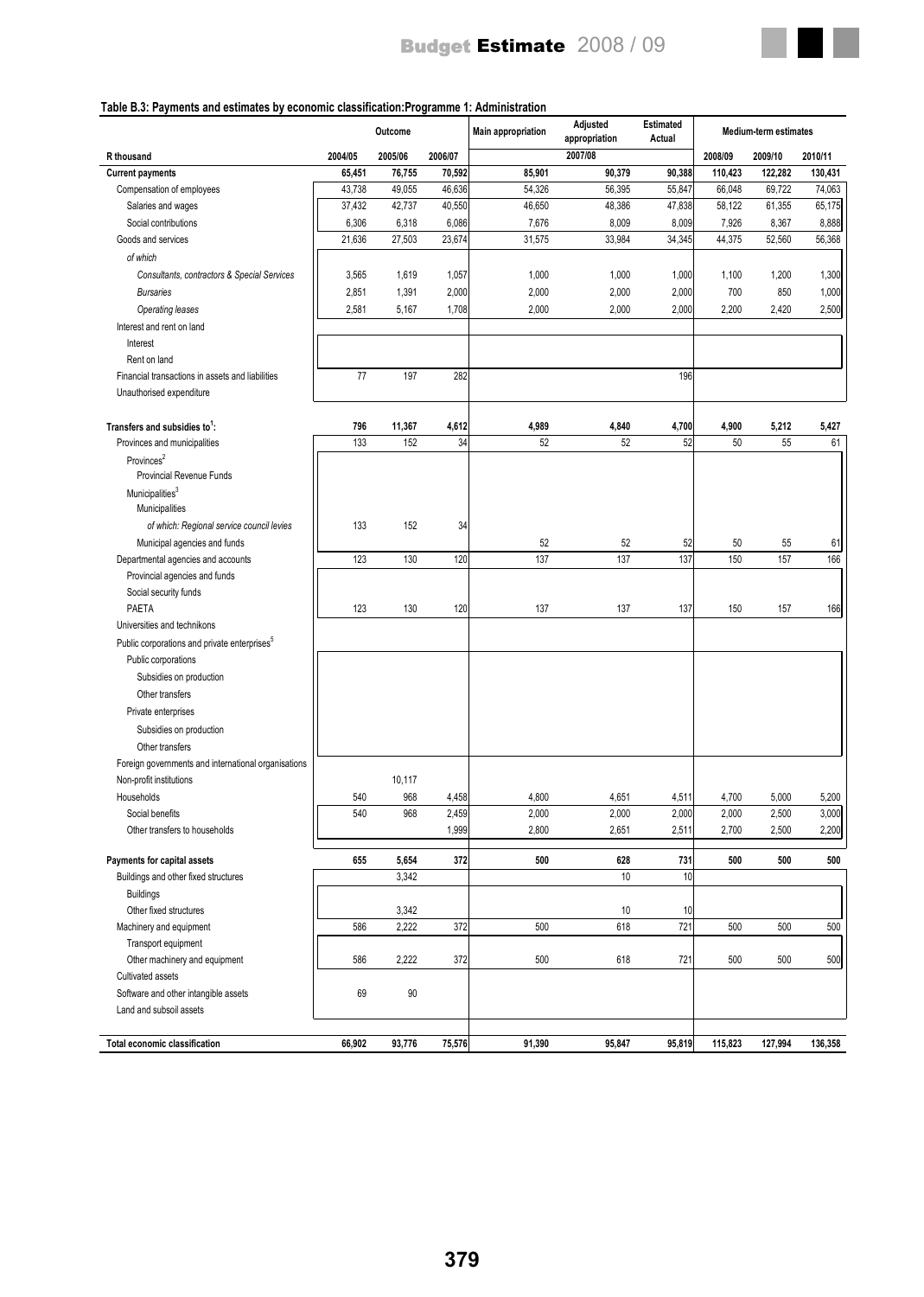### Table B.3: Payments and estimates by economic classification:Programme 1: Administration

| R thousand | Outcome | | | Main appropriation | Adjusted appropriation | Estimated Actual | Medium-term estimates | | |
|---|---|---|---|---|---|---|---|---|---|
| | 2004/05 | 2005/06 | 2006/07 | 2007/08 | | | 2008/09 | 2009/10 | 2010/11 |
| **Current payments** | **65,451** | **76,755** | **70,592** | **85,901** | **90,379** | **90,388** | **110,423** | **122,282** | **130,431** |
| Compensation of employees | 43,738 | 49,055 | 46,636 | 54,326 | 56,395 | 55,847 | 66,048 | 69,722 | 74,063 |
| Salaries and wages | 37,432 | 42,737 | 40,550 | 46,650 | 48,386 | 47,838 | 58,122 | 61,355 | 65,175 |
| Social contributions | 6,306 | 6,318 | 6,086 | 7,676 | 8,009 | 8,009 | 7,926 | 8,367 | 8,888 |
| Goods and services | 21,636 | 27,503 | 23,674 | 31,575 | 33,984 | 34,345 | 44,375 | 52,560 | 56,368 |
| *of which* | | | | | | | | | |
| *Consultants, contractors & Special Services* | 3,565 | 1,619 | 1,057 | 1,000 | 1,000 | 1,000 | 1,100 | 1,200 | 1,300 |
| *Bursaries* | 2,851 | 1,391 | 2,000 | 2,000 | 2,000 | 2,000 | 700 | 850 | 1,000 |
| *Operating leases* | 2,581 | 5,167 | 1,708 | 2,000 | 2,000 | 2,000 | 2,200 | 2,420 | 2,500 |
| Interest and rent on land | | | | | | | | | |
| Interest | | | | | | | | | |
| Rent on land | | | | | | | | | |
| Financial transactions in assets and liabilities | 77 | 197 | 282 | | | 196 | | | |
| Unauthorised expenditure | | | | | | | | | |
| **Transfers and subsidies to[1]:** | **796** | **11,367** | **4,612** | **4,989** | **4,840** | **4,700** | **4,900** | **5,212** | **5,427** |
| Provinces and municipalities | 133 | 152 | 34 | 52 | 52 | 52 | 50 | 55 | 61 |
| Provinces[2] | | | | | | | | | |
| Provincial Revenue Funds | | | | | | | | | |
| Municipalities[3] | | | | | | | | | |
| Municipalities | | | | | | | | | |
| *of which: Regional service council levies* | 133 | 152 | 34 | | | | | | |
| Municipal agencies and funds | | | | 52 | 52 | 52 | 50 | 55 | 61 |
| Departmental agencies and accounts | 123 | 130 | 120 | 137 | 137 | 137 | 150 | 157 | 166 |
| Provincial agencies and funds | | | | | | | | | |
| Social security funds | | | | | | | | | |
| PAETA | 123 | 130 | 120 | 137 | 137 | 137 | 150 | 157 | 166 |
| Universities and technikons | | | | | | | | | |
| Public corporations and private enterprises[5] | | | | | | | | | |
| Public corporations | | | | | | | | | |
| Subsidies on production | | | | | | | | | |
| Other transfers | | | | | | | | | |
| Private enterprises | | | | | | | | | |
| Subsidies on production | | | | | | | | | |
| Other transfers | | | | | | | | | |
| Foreign governments and international organisations | | | | | | | | | |
| Non-profit institutions | | 10,117 | | | | | | | |
| Households | 540 | 968 | 4,458 | 4,800 | 4,651 | 4,511 | 4,700 | 5,000 | 5,200 |
| Social benefits | 540 | 968 | 2,459 | 2,000 | 2,000 | 2,000 | 2,000 | 2,500 | 3,000 |
| Other transfers to households | | | 1,999 | 2,800 | 2,651 | 2,511 | 2,700 | 2,500 | 2,200 |
| **Payments for capital assets** | **655** | **5,654** | **372** | **500** | **628** | **731** | **500** | **500** | **500** |
| Buildings and other fixed structures | | 3,342 | | | 10 | 10 | | | |
| Buildings | | | | | | | | | |
| Other fixed structures | | 3,342 | | | 10 | 10 | | | |
| Machinery and equipment | 586 | 2,222 | 372 | 500 | 618 | 721 | 500 | 500 | 500 |
| Transport equipment | | | | | | | | | |
| Other machinery and equipment | 586 | 2,222 | 372 | 500 | 618 | 721 | 500 | 500 | 500 |
| Cultivated assets | | | | | | | | | |
| Software and other intangible assets | 69 | 90 | | | | | | | |
| Land and subsoil assets | | | | | | | | | |
| **Total economic classification** | **66,902** | **93,776** | **75,576** | **91,390** | **95,847** | **95,819** | **115,823** | **127,994** | **136,358** |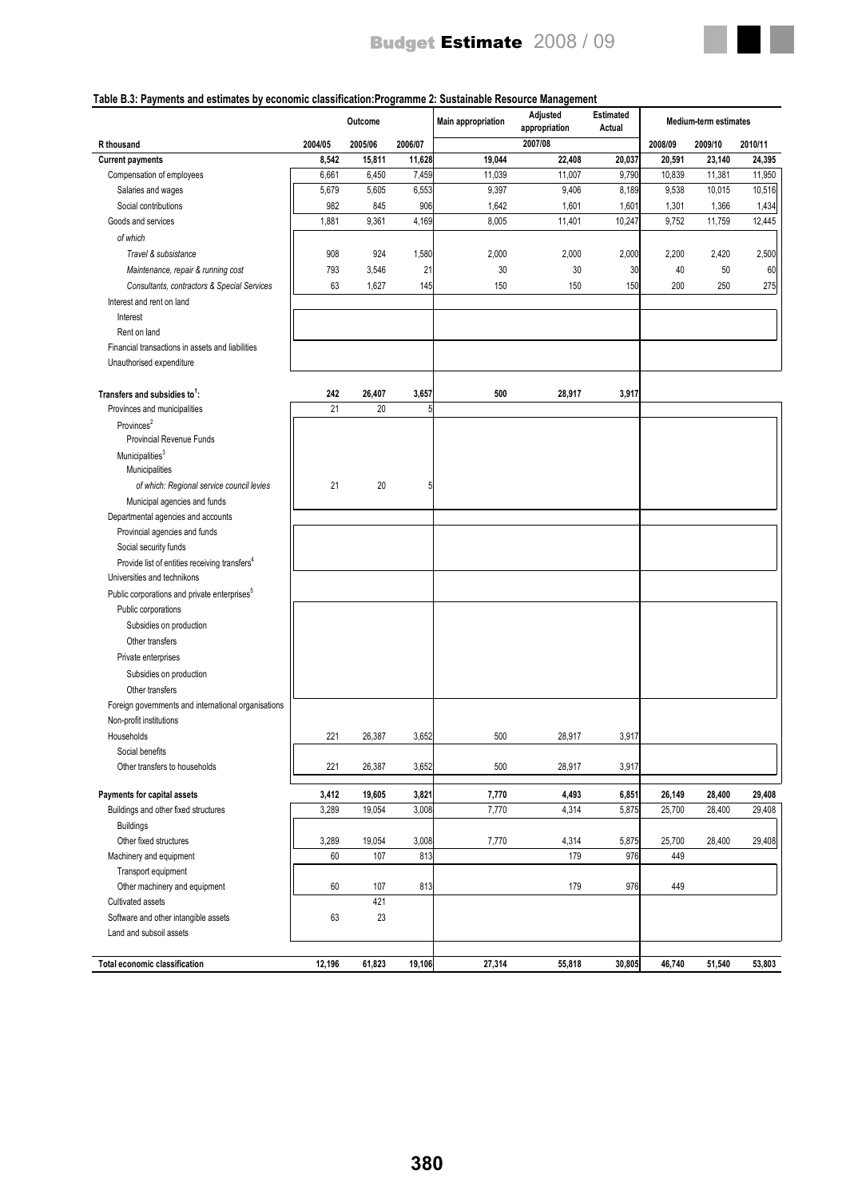**Table B.3: Payments and estimates by economic classification:Programme 2: Sustainable Resource Management**

| R thousand | Outcome | | | Main appropriation | Adjusted appropriation | Estimated Actual | Medium-term estimates | | |
|---|---|---|---|---|---|---|---|---|---|
| | 2004/05 | 2005/06 | 2006/07 | 2007/08 | | | 2008/09 | 2009/10 | 2010/11 |
| **Current payments** | **8,542** | **15,811** | **11,628** | **19,044** | **22,408** | **20,037** | **20,591** | **23,140** | **24,395** |
| Compensation of employees | 6,661 | 6,450 | 7,459 | 11,039 | 11,007 | 9,790 | 10,839 | 11,381 | 11,950 |
| Salaries and wages | 5,679 | 5,605 | 6,553 | 9,397 | 9,406 | 8,189 | 9,538 | 10,015 | 10,516 |
| Social contributions | 982 | 845 | 906 | 1,642 | 1,601 | 1,601 | 1,301 | 1,366 | 1,434 |
| Goods and services | 1,881 | 9,361 | 4,169 | 8,005 | 11,401 | 10,247 | 9,752 | 11,759 | 12,445 |
| *of which* | | | | | | | | | |
| *Travel & subsistance* | 908 | 924 | 1,580 | 2,000 | 2,000 | 2,000 | 2,200 | 2,420 | 2,500 |
| *Maintenance, repair & running cost* | 793 | 3,546 | 21 | 30 | 30 | 30 | 40 | 50 | 60 |
| *Consultants, contractors & Special Services* | 63 | 1,627 | 145 | 150 | 150 | 150 | 200 | 250 | 275 |
| Interest and rent on land | | | | | | | | | |
| Interest | | | | | | | | | |
| Rent on land | | | | | | | | | |
| Financial transactions in assets and liabilities | | | | | | | | | |
| Unauthorised expenditure | | | | | | | | | |
| **Transfers and subsidies to[1]:** | **242** | **26,407** | **3,657** | **500** | **28,917** | **3,917** | | | |
| Provinces and municipalities | 21 | 20 | 5 | | | | | | |
| Provinces[2] | | | | | | | | | |
| Provincial Revenue Funds | | | | | | | | | |
| Municipalities[3] | | | | | | | | | |
| Municipalities | | | | | | | | | |
| *of which: Regional service council levies* | 21 | 20 | 5 | | | | | | |
| Municipal agencies and funds | | | | | | | | | |
| Departmental agencies and accounts | | | | | | | | | |
| Provincial agencies and funds | | | | | | | | | |
| Social security funds | | | | | | | | | |
| Provide list of entities receiving transfers[4] | | | | | | | | | |
| Universities and technikons | | | | | | | | | |
| Public corporations and private enterprises[5] | | | | | | | | | |
| Public corporations | | | | | | | | | |
| Subsidies on production | | | | | | | | | |
| Other transfers | | | | | | | | | |
| Private enterprises | | | | | | | | | |
| Subsidies on production | | | | | | | | | |
| Other transfers | | | | | | | | | |
| Foreign governments and international organisations | | | | | | | | | |
| Non-profit institutions | | | | | | | | | |
| Households | 221 | 26,387 | 3,652 | 500 | 28,917 | 3,917 | | | |
| Social benefits | | | | | | | | | |
| Other transfers to households | 221 | 26,387 | 3,652 | 500 | 28,917 | 3,917 | | | |
| **Payments for capital assets** | **3,412** | **19,605** | **3,821** | **7,770** | **4,493** | **6,851** | **26,149** | **28,400** | **29,408** |
| Buildings and other fixed structures | 3,289 | 19,054 | 3,008 | 7,770 | 4,314 | 5,875 | 25,700 | 28,400 | 29,408 |
| Buildings | | | | | | | | | |
| Other fixed structures | 3,289 | 19,054 | 3,008 | 7,770 | 4,314 | 5,875 | 25,700 | 28,400 | 29,408 |
| Machinery and equipment | 60 | 107 | 813 | | 179 | 976 | 449 | | |
| Transport equipment | | | | | | | | | |
| Other machinery and equipment | 60 | 107 | 813 | | 179 | 976 | 449 | | |
| Cultivated assets | | 421 | | | | | | | |
| Software and other intangible assets | 63 | 23 | | | | | | | |
| Land and subsoil assets | | | | | | | | | |
| **Total economic classification** | **12,196** | **61,823** | **19,106** | **27,314** | **55,818** | **30,805** | **46,740** | **51,540** | **53,803** |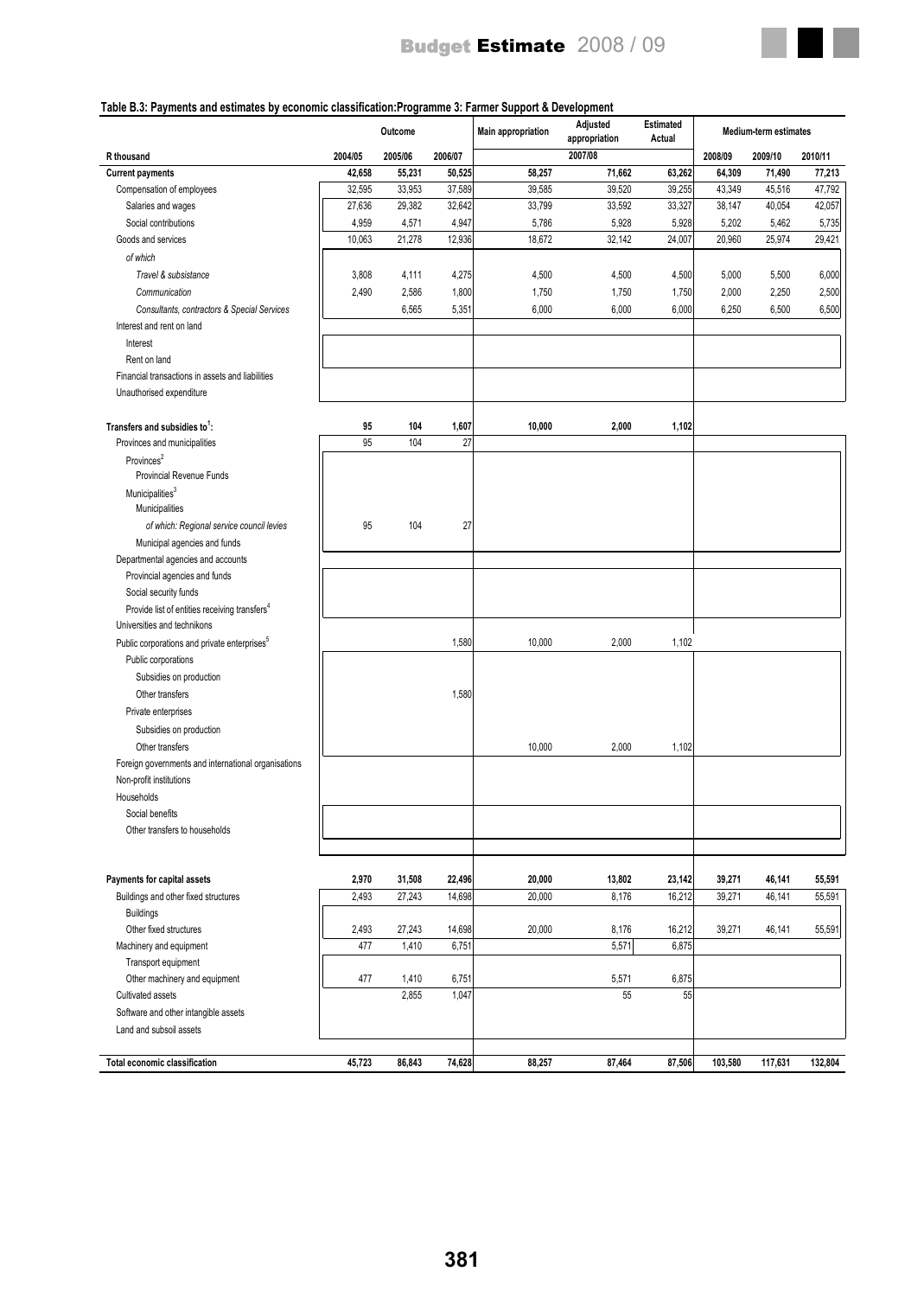**Table B.3: Payments and estimates by economic classification:Programme 3: Farmer Support & Development**

| R thousand | Outcome | | | Main appropriation | Adjusted appropriation | Estimated Actual | Medium-term estimates | | |
|---|---|---|---|---|---|---|---|---|---|
| | 2004/05 | 2005/06 | 2006/07 | 2007/08 | | | 2008/09 | 2009/10 | 2010/11 |
| **Current payments** | **42,658** | **55,231** | **50,525** | **58,257** | **71,662** | **63,262** | **64,309** | **71,490** | **77,213** |
| Compensation of employees | 32,595 | 33,953 | 37,589 | 39,585 | 39,520 | 39,255 | 43,349 | 45,516 | 47,792 |
| Salaries and wages | 27,636 | 29,382 | 32,642 | 33,799 | 33,592 | 33,327 | 38,147 | 40,054 | 42,057 |
| Social contributions | 4,959 | 4,571 | 4,947 | 5,786 | 5,928 | 5,928 | 5,202 | 5,462 | 5,735 |
| Goods and services | 10,063 | 21,278 | 12,936 | 18,672 | 32,142 | 24,007 | 20,960 | 25,974 | 29,421 |
| *of which* | | | | | | | | | |
| *Travel & subsistance* | 3,808 | 4,111 | 4,275 | 4,500 | 4,500 | 4,500 | 5,000 | 5,500 | 6,000 |
| *Communication* | 2,490 | 2,586 | 1,800 | 1,750 | 1,750 | 1,750 | 2,000 | 2,250 | 2,500 |
| *Consultants, contractors & Special Services* | | 6,565 | 5,351 | 6,000 | 6,000 | 6,000 | 6,250 | 6,500 | 6,500 |
| Interest and rent on land | | | | | | | | | |
| Interest | | | | | | | | | |
| Rent on land | | | | | | | | | |
| Financial transactions in assets and liabilities | | | | | | | | | |
| Unauthorised expenditure | | | | | | | | | |
| **Transfers and subsidies to[1]:** | **95** | **104** | **1,607** | **10,000** | **2,000** | **1,102** | | | |
| Provinces and municipalities | 95 | 104 | 27 | | | | | | |
| Provinces[2] | | | | | | | | | |
| Provincial Revenue Funds | | | | | | | | | |
| Municipalities[3] | | | | | | | | | |
| Municipalities | | | | | | | | | |
| *of which: Regional service council levies* | 95 | 104 | 27 | | | | | | |
| Municipal agencies and funds | | | | | | | | | |
| Departmental agencies and accounts | | | | | | | | | |
| Provincial agencies and funds | | | | | | | | | |
| Social security funds | | | | | | | | | |
| Provide list of entities receiving transfers[4] | | | | | | | | | |
| Universities and technikons | | | | | | | | | |
| Public corporations and private enterprises[5] | | | 1,580 | 10,000 | 2,000 | 1,102 | | | |
| Public corporations | | | | | | | | | |
| Subsidies on production | | | | | | | | | |
| Other transfers | | | 1,580 | | | | | | |
| Private enterprises | | | | | | | | | |
| Subsidies on production | | | | | | | | | |
| Other transfers | | | | 10,000 | 2,000 | 1,102 | | | |
| Foreign governments and international organisations | | | | | | | | | |
| Non-profit institutions | | | | | | | | | |
| Households | | | | | | | | | |
| Social benefits | | | | | | | | | |
| Other transfers to households | | | | | | | | | |
| **Payments for capital assets** | **2,970** | **31,508** | **22,496** | **20,000** | **13,802** | **23,142** | **39,271** | **46,141** | **55,591** |
| Buildings and other fixed structures | 2,493 | 27,243 | 14,698 | 20,000 | 8,176 | 16,212 | 39,271 | 46,141 | 55,591 |
| Buildings | | | | | | | | | |
| Other fixed structures | 2,493 | 27,243 | 14,698 | 20,000 | 8,176 | 16,212 | 39,271 | 46,141 | 55,591 |
| Machinery and equipment | 477 | 1,410 | 6,751 | | 5,571 | 6,875 | | | |
| Transport equipment | | | | | | | | | |
| Other machinery and equipment | 477 | 1,410 | 6,751 | | 5,571 | 6,875 | | | |
| Cultivated assets | | 2,855 | 1,047 | | 55 | 55 | | | |
| Software and other intangible assets | | | | | | | | | |
| Land and subsoil assets | | | | | | | | | |
| **Total economic classification** | **45,723** | **86,843** | **74,628** | **88,257** | **87,464** | **87,506** | **103,580** | **117,631** | **132,804** |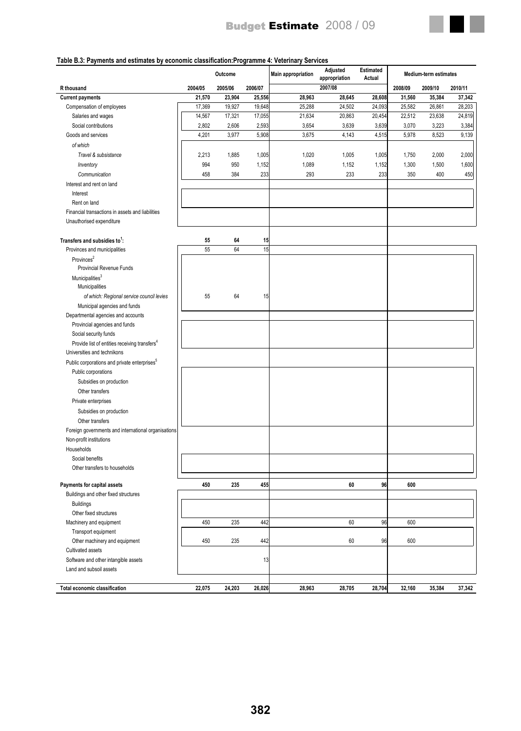**Table B.3: Payments and estimates by economic classification:Programme 4: Veterinary Services**

| R thousand | Outcome | | | Main appropriation | Adjusted appropriation | Estimated Actual | Medium-term estimates | | |
|---|---|---|---|---|---|---|---|---|---|
| | 2004/05 | 2005/06 | 2006/07 | | 2007/08 | | 2008/09 | 2009/10 | 2010/11 |
| **Current payments** | **21,570** | **23,904** | **25,556** | **28,963** | **28,645** | **28,608** | **31,560** | **35,384** | **37,342** |
| Compensation of employees | 17,369 | 19,927 | 19,648 | 25,288 | 24,502 | 24,093 | 25,582 | 26,861 | 28,203 |
| Salaries and wages | 14,567 | 17,321 | 17,055 | 21,634 | 20,863 | 20,454 | 22,512 | 23,638 | 24,819 |
| Social contributions | 2,802 | 2,606 | 2,593 | 3,654 | 3,639 | 3,639 | 3,070 | 3,223 | 3,384 |
| Goods and services | 4,201 | 3,977 | 5,908 | 3,675 | 4,143 | 4,515 | 5,978 | 8,523 | 9,139 |
| *of which* | | | | | | | | | |
| *Travel & subsistance* | 2,213 | 1,885 | 1,005 | 1,020 | 1,005 | 1,005 | 1,750 | 2,000 | 2,000 |
| *Inventory* | 994 | 950 | 1,152 | 1,089 | 1,152 | 1,152 | 1,300 | 1,500 | 1,600 |
| *Communication* | 458 | 384 | 233 | 293 | 233 | 233 | 350 | 400 | 450 |
| Interest and rent on land | | | | | | | | | |
| Interest | | | | | | | | | |
| Rent on land | | | | | | | | | |
| Financial transactions in assets and liabilities | | | | | | | | | |
| Unauthorised expenditure | | | | | | | | | |
| **Transfers and subsidies to[1]:** | **55** | **64** | **15** | | | | | | |
| Provinces and municipalities | 55 | 64 | 15 | | | | | | |
| Provinces[2] | | | | | | | | | |
| Provincial Revenue Funds | | | | | | | | | |
| Municipalities[3] | | | | | | | | | |
| Municipalities | | | | | | | | | |
| *of which: Regional service council levies* | 55 | 64 | 15 | | | | | | |
| Municipal agencies and funds | | | | | | | | | |
| Departmental agencies and accounts | | | | | | | | | |
| Provincial agencies and funds | | | | | | | | | |
| Social security funds | | | | | | | | | |
| Provide list of entities receiving transfers[4] | | | | | | | | | |
| Universities and technikons | | | | | | | | | |
| Public corporations and private enterprises[5] | | | | | | | | | |
| Public corporations | | | | | | | | | |
| Subsidies on production | | | | | | | | | |
| Other transfers | | | | | | | | | |
| Private enterprises | | | | | | | | | |
| Subsidies on production | | | | | | | | | |
| Other transfers | | | | | | | | | |
| Foreign governments and international organisations | | | | | | | | | |
| Non-profit institutions | | | | | | | | | |
| Households | | | | | | | | | |
| Social benefits | | | | | | | | | |
| Other transfers to households | | | | | | | | | |
| **Payments for capital assets** | **450** | **235** | **455** | | **60** | **96** | **600** | | |
| Buildings and other fixed structures | | | | | | | | | |
| Buildings | | | | | | | | | |
| Other fixed structures | | | | | | | | | |
| Machinery and equipment | 450 | 235 | 442 | | 60 | 96 | 600 | | |
| Transport equipment | | | | | | | | | |
| Other machinery and equipment | 450 | 235 | 442 | | 60 | 96 | 600 | | |
| Cultivated assets | | | | | | | | | |
| Software and other intangible assets | | | 13 | | | | | | |
| Land and subsoil assets | | | | | | | | | |
| **Total economic classification** | **22,075** | **24,203** | **26,026** | **28,963** | **28,705** | **28,704** | **32,160** | **35,384** | **37,342** |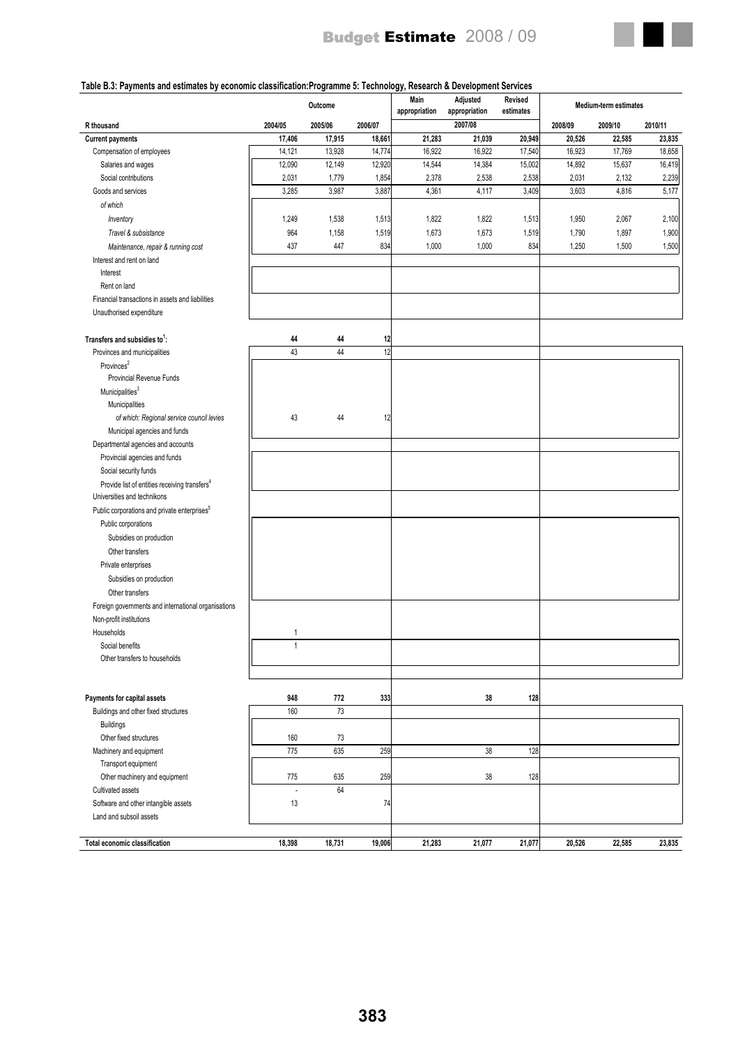**Table B.3: Payments and estimates by economic classification:Programme 5: Technology, Research & Development Services**

| R thousand | Outcome | | | Main appropriation | Adjusted appropriation | Revised estimates | Medium-term estimates | | |
|---|---|---|---|---|---|---|---|---|---|
| | 2004/05 | 2005/06 | 2006/07 | 2007/08 | | | 2008/09 | 2009/10 | 2010/11 |
| **Current payments** | **17,406** | **17,915** | **18,661** | **21,283** | **21,039** | **20,949** | **20,526** | **22,585** | **23,835** |
| Compensation of employees | 14,121 | 13,928 | 14,774 | 16,922 | 16,922 | 17,540 | 16,923 | 17,769 | 18,658 |
| Salaries and wages | 12,090 | 12,149 | 12,920 | 14,544 | 14,384 | 15,002 | 14,892 | 15,637 | 16,419 |
| Social contributions | 2,031 | 1,779 | 1,854 | 2,378 | 2,538 | 2,538 | 2,031 | 2,132 | 2,239 |
| Goods and services | 3,285 | 3,987 | 3,887 | 4,361 | 4,117 | 3,409 | 3,603 | 4,816 | 5,177 |
| *of which* | | | | | | | | | |
| *Inventory* | 1,249 | 1,538 | 1,513 | 1,822 | 1,822 | 1,513 | 1,950 | 2,067 | 2,100 |
| *Travel & subsistance* | 964 | 1,158 | 1,519 | 1,673 | 1,673 | 1,519 | 1,790 | 1,897 | 1,900 |
| *Maintenance, repair & running cost* | 437 | 447 | 834 | 1,000 | 1,000 | 834 | 1,250 | 1,500 | 1,500 |
| Interest and rent on land | | | | | | | | | |
| Interest | | | | | | | | | |
| Rent on land | | | | | | | | | |
| Financial transactions in assets and liabilities | | | | | | | | | |
| Unauthorised expenditure | | | | | | | | | |
| **Transfers and subsidies to[1]:** | **44** | **44** | **12** | | | | | | |
| Provinces and municipalities | 43 | 44 | 12 | | | | | | |
| Provinces[2] | | | | | | | | | |
| Provincial Revenue Funds | | | | | | | | | |
| Municipalities[3] | | | | | | | | | |
| Municipalities | | | | | | | | | |
| *of which: Regional service council levies* | 43 | 44 | 12 | | | | | | |
| Municipal agencies and funds | | | | | | | | | |
| Departmental agencies and accounts | | | | | | | | | |
| Provincial agencies and funds | | | | | | | | | |
| Social security funds | | | | | | | | | |
| Provide list of entities receiving transfers[4] | | | | | | | | | |
| Universities and technikons | | | | | | | | | |
| Public corporations and private enterprises[5] | | | | | | | | | |
| Public corporations | | | | | | | | | |
| Subsidies on production | | | | | | | | | |
| Other transfers | | | | | | | | | |
| Private enterprises | | | | | | | | | |
| Subsidies on production | | | | | | | | | |
| Other transfers | | | | | | | | | |
| Foreign governments and international organisations | | | | | | | | | |
| Non-profit institutions | | | | | | | | | |
| Households | 1 | | | | | | | | |
| Social benefits | 1 | | | | | | | | |
| Other transfers to households | | | | | | | | | |
| **Payments for capital assets** | **948** | **772** | **333** | | **38** | **128** | | | |
| Buildings and other fixed structures | 160 | 73 | | | | | | | |
| Buildings | | | | | | | | | |
| Other fixed structures | 160 | 73 | | | | | | | |
| Machinery and equipment | 775 | 635 | 259 | | 38 | 128 | | | |
| Transport equipment | | | | | | | | | |
| Other machinery and equipment | 775 | 635 | 259 | | 38 | 128 | | | |
| Cultivated assets | - | 64 | | | | | | | |
| Software and other intangible assets | 13 | | 74 | | | | | | |
| Land and subsoil assets | | | | | | | | | |
| **Total economic classification** | **18,398** | **18,731** | **19,006** | **21,283** | **21,077** | **21,077** | **20,526** | **22,585** | **23,835** |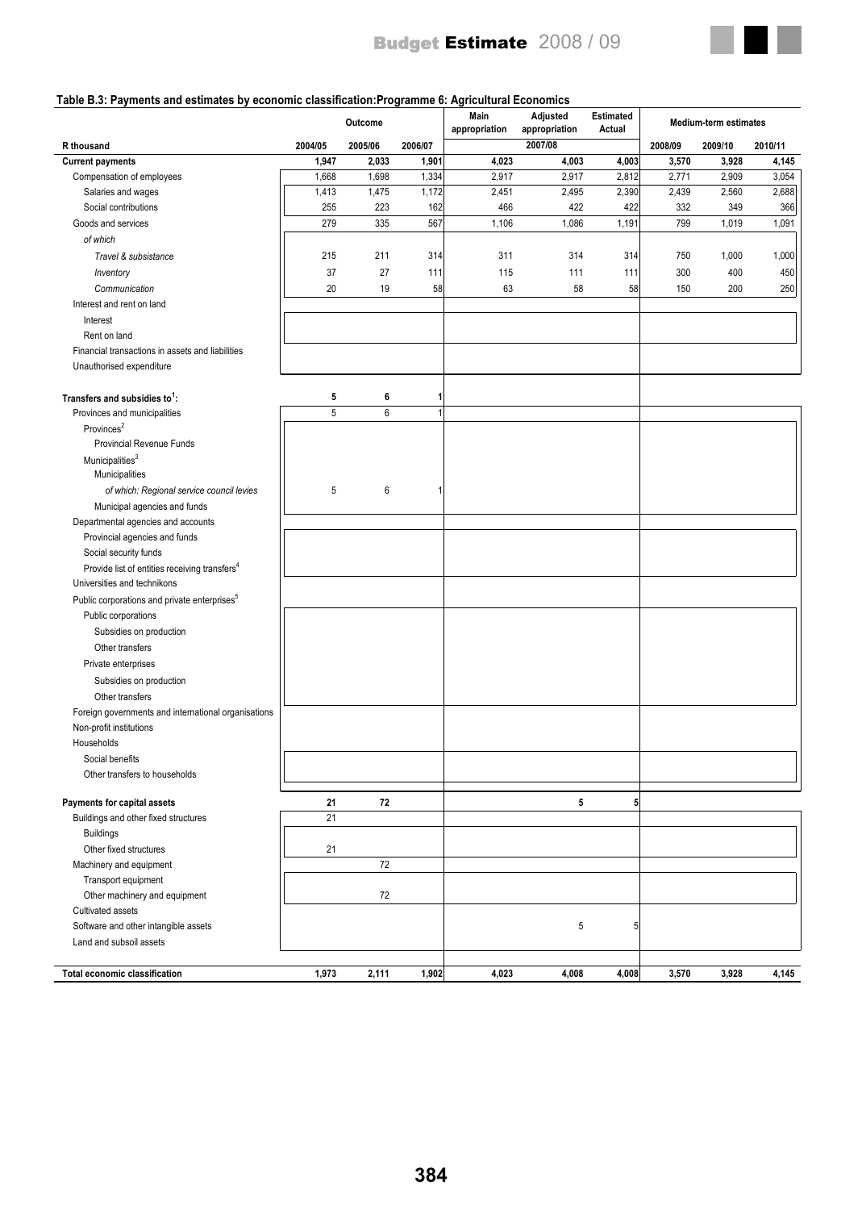**Table B.3: Payments and estimates by economic classification:Programme 6: Agricultural Economics**

| | Outcome | | | Main appropriation | Adjusted appropriation | Estimated Actual | Medium-term estimates | | |
|---|---|---|---|---|---|---|---|---|---|
| R thousand | 2004/05 | 2005/06 | 2006/07 | | 2007/08 | | 2008/09 | 2009/10 | 2010/11 |
| **Current payments** | **1,947** | **2,033** | **1,901** | **4,023** | **4,003** | **4,003** | **3,570** | **3,928** | **4,145** |
| Compensation of employees | 1,668 | 1,698 | 1,334 | 2,917 | 2,917 | 2,812 | 2,771 | 2,909 | 3,054 |
| Salaries and wages | 1,413 | 1,475 | 1,172 | 2,451 | 2,495 | 2,390 | 2,439 | 2,560 | 2,688 |
| Social contributions | 255 | 223 | 162 | 466 | 422 | 422 | 332 | 349 | 366 |
| Goods and services | 279 | 335 | 567 | 1,106 | 1,086 | 1,191 | 799 | 1,019 | 1,091 |
| *of which* | | | | | | | | | |
| *Travel & subsistance* | 215 | 211 | 314 | 311 | 314 | 314 | 750 | 1,000 | 1,000 |
| *Inventory* | 37 | 27 | 111 | 115 | 111 | 111 | 300 | 400 | 450 |
| *Communication* | 20 | 19 | 58 | 63 | 58 | 58 | 150 | 200 | 250 |
| Interest and rent on land | | | | | | | | | |
| Interest | | | | | | | | | |
| Rent on land | | | | | | | | | |
| Financial transactions in assets and liabilities | | | | | | | | | |
| Unauthorised expenditure | | | | | | | | | |
| **Transfers and subsidies to[1]:** | **5** | **6** | **1** | | | | | | |
| Provinces and municipalities | 5 | 6 | 1 | | | | | | |
| Provinces[2] | | | | | | | | | |
| Provincial Revenue Funds | | | | | | | | | |
| Municipalities[3] | | | | | | | | | |
| Municipalities | | | | | | | | | |
| *of which: Regional service council levies* | 5 | 6 | 1 | | | | | | |
| Municipal agencies and funds | | | | | | | | | |
| Departmental agencies and accounts | | | | | | | | | |
| Provincial agencies and funds | | | | | | | | | |
| Social security funds | | | | | | | | | |
| Provide list of entities receiving transfers[4] | | | | | | | | | |
| Universities and technikons | | | | | | | | | |
| Public corporations and private enterprises[5] | | | | | | | | | |
| Public corporations | | | | | | | | | |
| Subsidies on production | | | | | | | | | |
| Other transfers | | | | | | | | | |
| Private enterprises | | | | | | | | | |
| Subsidies on production | | | | | | | | | |
| Other transfers | | | | | | | | | |
| Foreign governments and international organisations | | | | | | | | | |
| Non-profit institutions | | | | | | | | | |
| Households | | | | | | | | | |
| Social benefits | | | | | | | | | |
| Other transfers to households | | | | | | | | | |
| **Payments for capital assets** | **21** | **72** | | | **5** | **5** | | | |
| Buildings and other fixed structures | 21 | | | | | | | | |
| Buildings | | | | | | | | | |
| Other fixed structures | 21 | | | | | | | | |
| Machinery and equipment | | 72 | | | | | | | |
| Transport equipment | | | | | | | | | |
| Other machinery and equipment | | 72 | | | | | | | |
| Cultivated assets | | | | | | | | | |
| Software and other intangible assets | | | | | 5 | 5 | | | |
| Land and subsoil assets | | | | | | | | | |
| **Total economic classification** | **1,973** | **2,111** | **1,902** | **4,023** | **4,008** | **4,008** | **3,570** | **3,928** | **4,145** |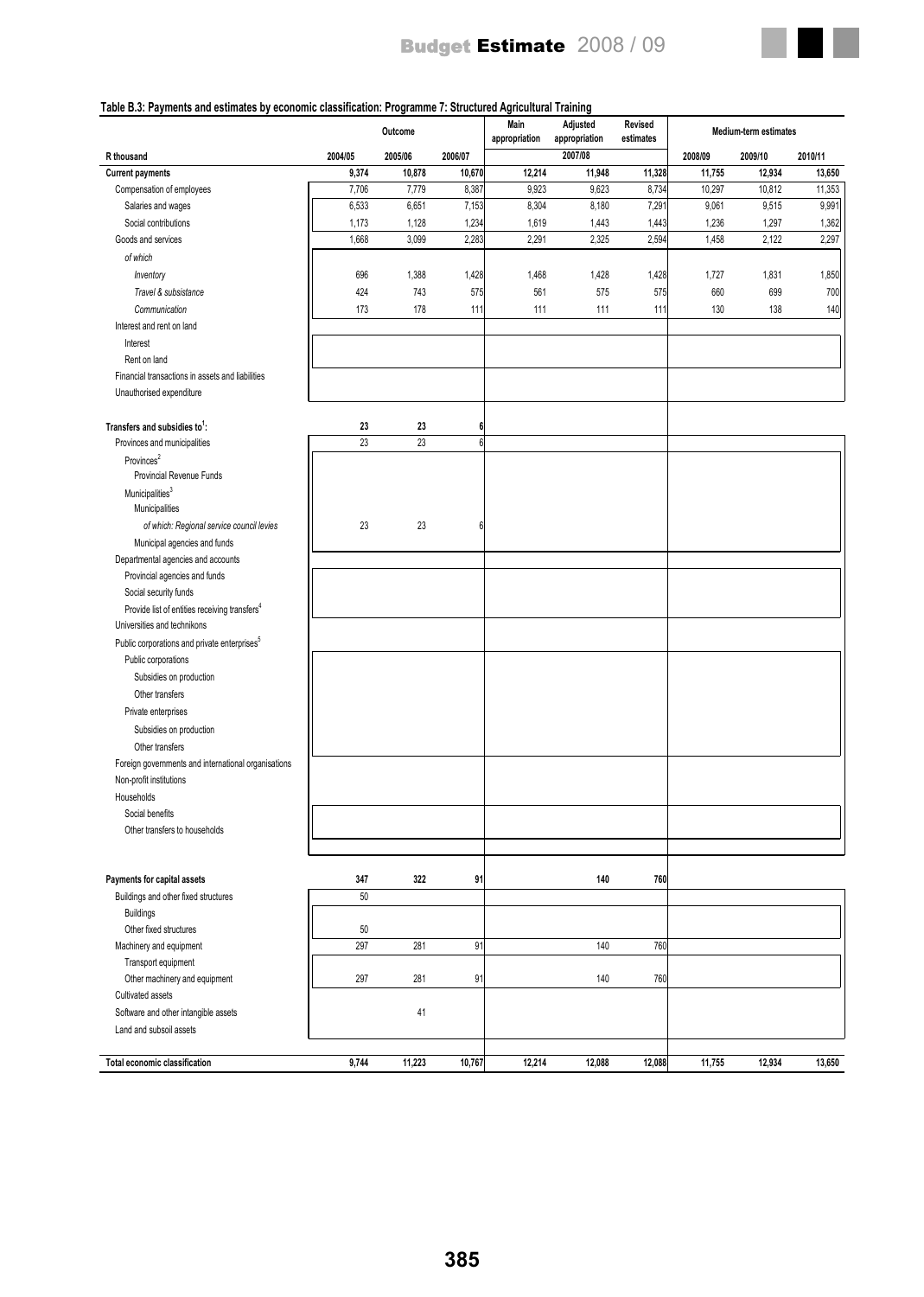**Table B.3: Payments and estimates by economic classification: Programme 7: Structured Agricultural Training**

| R thousand | Outcome | | | Main appropriation | Adjusted appropriation | Revised estimates | Medium-term estimates | | |
|---|---|---|---|---|---|---|---|---|---|
| | 2004/05 | 2005/06 | 2006/07 | 2007/08 | | | 2008/09 | 2009/10 | 2010/11 |
| **Current payments** | **9,374** | **10,878** | **10,670** | **12,214** | **11,948** | **11,328** | **11,755** | **12,934** | **13,650** |
| Compensation of employees | 7,706 | 7,779 | 8,387 | 9,923 | 9,623 | 8,734 | 10,297 | 10,812 | 11,353 |
| Salaries and wages | 6,533 | 6,651 | 7,153 | 8,304 | 8,180 | 7,291 | 9,061 | 9,515 | 9,991 |
| Social contributions | 1,173 | 1,128 | 1,234 | 1,619 | 1,443 | 1,443 | 1,236 | 1,297 | 1,362 |
| Goods and services | 1,668 | 3,099 | 2,283 | 2,291 | 2,325 | 2,594 | 1,458 | 2,122 | 2,297 |
| *of which* | | | | | | | | | |
| *Inventory* | 696 | 1,388 | 1,428 | 1,468 | 1,428 | 1,428 | 1,727 | 1,831 | 1,850 |
| *Travel & subsistance* | 424 | 743 | 575 | 561 | 575 | 575 | 660 | 699 | 700 |
| *Communication* | 173 | 178 | 111 | 111 | 111 | 111 | 130 | 138 | 140 |
| Interest and rent on land | | | | | | | | | |
| Interest | | | | | | | | | |
| Rent on land | | | | | | | | | |
| Financial transactions in assets and liabilities | | | | | | | | | |
| Unauthorised expenditure | | | | | | | | | |
| **Transfers and subsidies to[1]:** | **23** | **23** | **6** | | | | | | |
| Provinces and municipalities | 23 | 23 | 6 | | | | | | |
| Provinces[2] | | | | | | | | | |
| Provincial Revenue Funds | | | | | | | | | |
| Municipalities[3] | | | | | | | | | |
| Municipalities | | | | | | | | | |
| *of which: Regional service council levies* | 23 | 23 | 6 | | | | | | |
| Municipal agencies and funds | | | | | | | | | |
| Departmental agencies and accounts | | | | | | | | | |
| Provincial agencies and funds | | | | | | | | | |
| Social security funds | | | | | | | | | |
| Provide list of entities receiving transfers[4] | | | | | | | | | |
| Universities and technikons | | | | | | | | | |
| Public corporations and private enterprises[5] | | | | | | | | | |
| Public corporations | | | | | | | | | |
| Subsidies on production | | | | | | | | | |
| Other transfers | | | | | | | | | |
| Private enterprises | | | | | | | | | |
| Subsidies on production | | | | | | | | | |
| Other transfers | | | | | | | | | |
| Foreign governments and international organisations | | | | | | | | | |
| Non-profit institutions | | | | | | | | | |
| Households | | | | | | | | | |
| Social benefits | | | | | | | | | |
| Other transfers to households | | | | | | | | | |
| **Payments for capital assets** | **347** | **322** | **91** | | **140** | **760** | | | |
| Buildings and other fixed structures | 50 | | | | | | | | |
| Buildings | | | | | | | | | |
| Other fixed structures | 50 | | | | | | | | |
| Machinery and equipment | 297 | 281 | 91 | | 140 | 760 | | | |
| Transport equipment | | | | | | | | | |
| Other machinery and equipment | 297 | 281 | 91 | | 140 | 760 | | | |
| Cultivated assets | | | | | | | | | |
| Software and other intangible assets | | 41 | | | | | | | |
| Land and subsoil assets | | | | | | | | | |
| **Total economic classification** | **9,744** | **11,223** | **10,767** | **12,214** | **12,088** | **12,088** | **11,755** | **12,934** | **13,650** |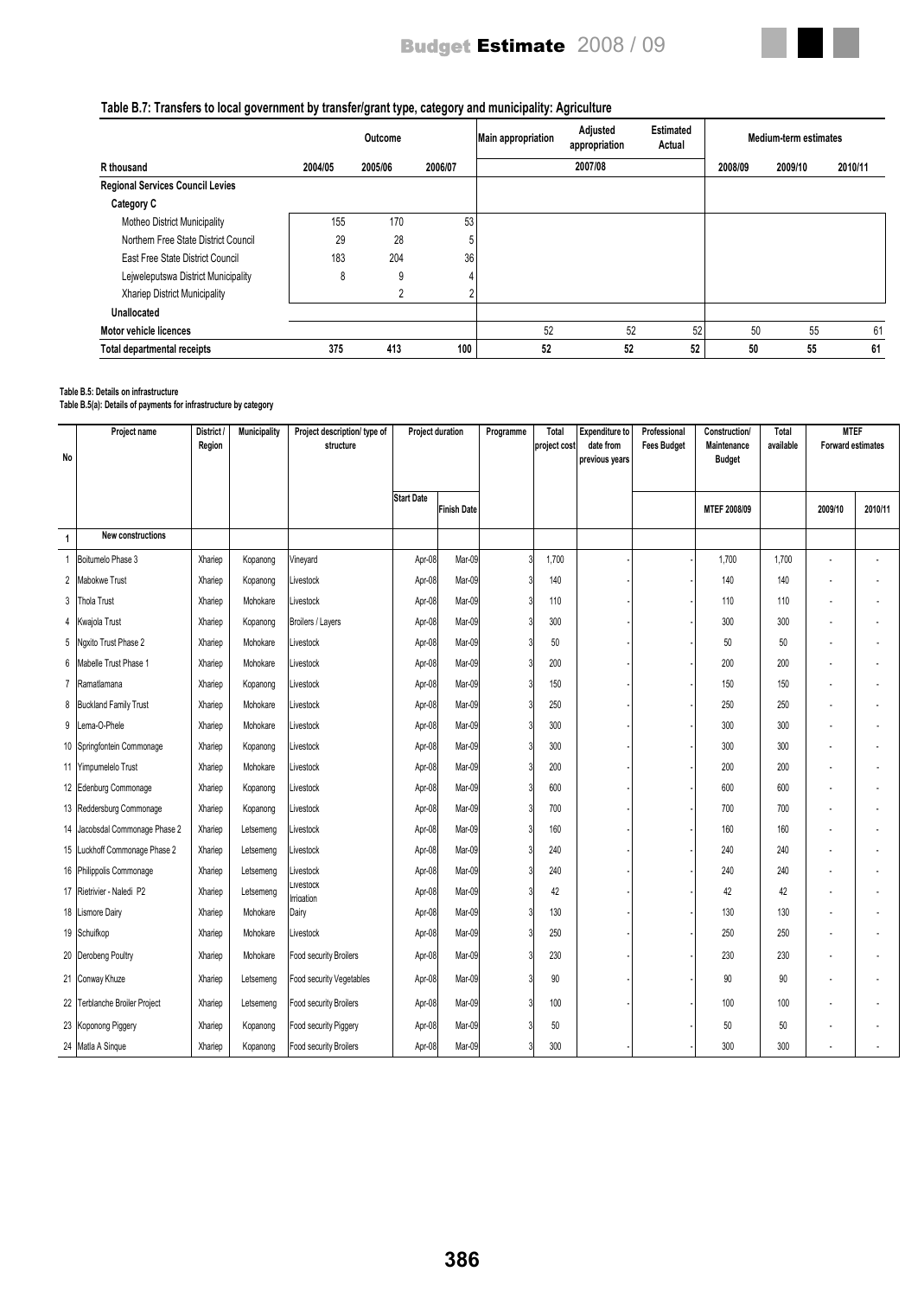### Table B.7: Transfers to local government by transfer/grant type, category and municipality: Agriculture

| R thousand | Outcome 2004/05 | Outcome 2005/06 | Outcome 2006/07 | Main appropriation 2007/08 | Adjusted appropriation 2007/08 | Estimated Actual 2007/08 | Medium-term estimates 2008/09 | Medium-term estimates 2009/10 | Medium-term estimates 2010/11 |
|---|---|---|---|---|---|---|---|---|---|
| **Regional Services Council Levies** | | | | | | | | | |
| **Category C** | | | | | | | | | |
| Motheo District Municipality | 155 | 170 | 53 | | | | | | |
| Northern Free State District Council | 29 | 28 | 5 | | | | | | |
| East Free State District Council | 183 | 204 | 36 | | | | | | |
| Lejweleputswa District Municipality | 8 | 9 | 4 | | | | | | |
| Xhariep District Municipality | | 2 | 2 | | | | | | |
| **Unallocated** | | | | | | | | | |
| **Motor vehicle licences** | | | | 52 | 52 | 52 | 50 | 55 | 61 |
| **Total departmental receipts** | **375** | **413** | **100** | **52** | **52** | **52** | **50** | **55** | **61** |

**Table B.5: Details on infrastructure**
**Table B.5(a): Details of payments for infrastructure by category**

| No | Project name | District / Region | Municipality | Project description/ type of structure | Project duration: Start Date | Project duration: Finish Date | Programme | Total project cost | Expenditure to date from previous years | Professional Fees Budget | Construction/ Maintenance Budget MTEF 2008/09 | Total available | MTEF Forward estimates 2009/10 | MTEF Forward estimates 2010/11 |
|---|---|---|---|---|---|---|---|---|---|---|---|---|---|---|
| 1 | **New constructions** | | | | | | | | | | | | | |
| 1 | Boitumelo Phase 3 | Xhariep | Kopanong | Vineyard | Apr-08 | Mar-09 | 3 | 1,700 | - | - | 1,700 | 1,700 | - | - |
| 2 | Mabokwe Trust | Xhariep | Kopanong | Livestock | Apr-08 | Mar-09 | 3 | 140 | - | - | 140 | 140 | - | - |
| 3 | Thola Trust | Xhariep | Mohokare | Livestock | Apr-08 | Mar-09 | 3 | 110 | - | - | 110 | 110 | - | - |
| 4 | Kwajola Trust | Xhariep | Kopanong | Broilers / Layers | Apr-08 | Mar-09 | 3 | 300 | - | - | 300 | 300 | - | - |
| 5 | Ngxito Trust Phase 2 | Xhariep | Mohokare | Livestock | Apr-08 | Mar-09 | 3 | 50 | - | - | 50 | 50 | - | - |
| 6 | Mabelle Trust Phase 1 | Xhariep | Mohokare | Livestock | Apr-08 | Mar-09 | 3 | 200 | - | - | 200 | 200 | - | - |
| 7 | Ramatlamana | Xhariep | Kopanong | Livestock | Apr-08 | Mar-09 | 3 | 150 | - | - | 150 | 150 | - | - |
| 8 | Buckland Family Trust | Xhariep | Mohokare | Livestock | Apr-08 | Mar-09 | 3 | 250 | - | - | 250 | 250 | - | - |
| 9 | Lema-O-Phele | Xhariep | Mohokare | Livestock | Apr-08 | Mar-09 | 3 | 300 | - | - | 300 | 300 | - | - |
| 10 | Springfontein Commonage | Xhariep | Kopanong | Livestock | Apr-08 | Mar-09 | 3 | 300 | - | - | 300 | 300 | - | - |
| 11 | Yimpumelelo Trust | Xhariep | Mohokare | Livestock | Apr-08 | Mar-09 | 3 | 200 | - | - | 200 | 200 | - | - |
| 12 | Edenburg Commonage | Xhariep | Kopanong | Livestock | Apr-08 | Mar-09 | 3 | 600 | - | - | 600 | 600 | - | - |
| 13 | Reddersburg Commonage | Xhariep | Kopanong | Livestock | Apr-08 | Mar-09 | 3 | 700 | - | - | 700 | 700 | - | - |
| 14 | Jacobsdal Commonage Phase 2 | Xhariep | Letsemeng | Livestock | Apr-08 | Mar-09 | 3 | 160 | - | - | 160 | 160 | - | - |
| 15 | Luckhoff Commonage Phase 2 | Xhariep | Letsemeng | Livestock | Apr-08 | Mar-09 | 3 | 240 | - | - | 240 | 240 | - | - |
| 16 | Philippolis Commonage | Xhariep | Letsemeng | Livestock | Apr-08 | Mar-09 | 3 | 240 | - | - | 240 | 240 | - | - |
| 17 | Rietrivier - Naledi P2 | Xhariep | Letsemeng | Livestock Irrigation | Apr-08 | Mar-09 | 3 | 42 | - | - | 42 | 42 | - | - |
| 18 | Lismore Dairy | Xhariep | Mohokare | Dairy | Apr-08 | Mar-09 | 3 | 130 | - | - | 130 | 130 | - | - |
| 19 | Schuifkop | Xhariep | Mohokare | Livestock | Apr-08 | Mar-09 | 3 | 250 | - | - | 250 | 250 | - | - |
| 20 | Derobeng Poultry | Xhariep | Mohokare | Food security Broilers | Apr-08 | Mar-09 | 3 | 230 | - | - | 230 | 230 | - | - |
| 21 | Conway Khuze | Xhariep | Letsemeng | Food security Vegetables | Apr-08 | Mar-09 | 3 | 90 | - | - | 90 | 90 | - | - |
| 22 | Terblanche Broiler Project | Xhariep | Letsemeng | Food security Broilers | Apr-08 | Mar-09 | 3 | 100 | - | - | 100 | 100 | - | - |
| 23 | Koponong Piggery | Xhariep | Kopanong | Food security Piggery | Apr-08 | Mar-09 | 3 | 50 | | - | 50 | 50 | - | - |
| 24 | Matla A Sinque | Xhariep | Kopanong | Food security Broilers | Apr-08 | Mar-09 | 3 | 300 | - | - | 300 | 300 | - | - |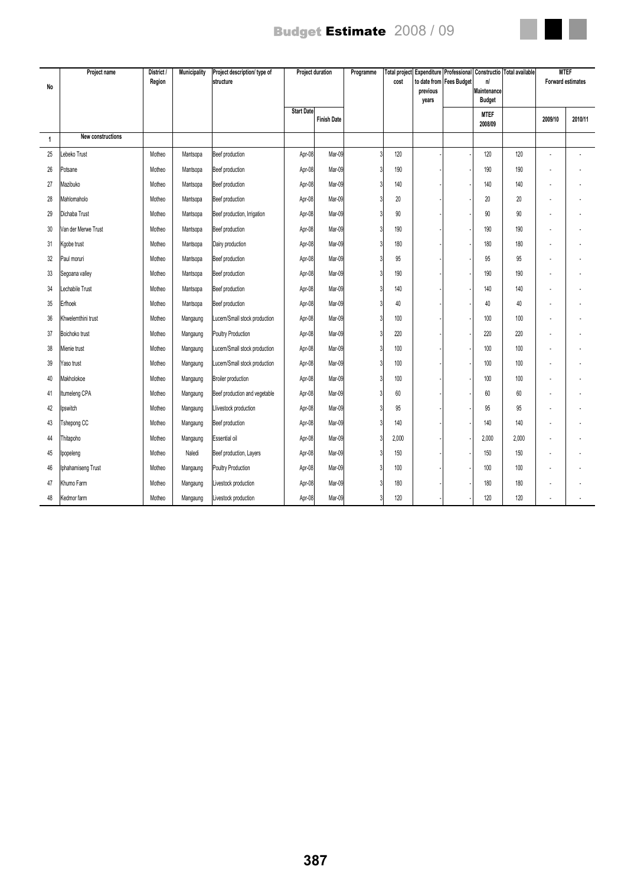| No | Project name | District / Region | Municipality | Project description/ type of structure | Project duration | | Programme | Total project cost | Expenditure to date from previous years | Professional Fees Budget | Construction/ Maintenance Budget | Total available | MTEF Forward estimates | |
|---|---|---|---|---|---|---|---|---|---|---|---|---|---|---|
| | | | | | Start Date | Finish Date | | | | | MTEF 2008/09 | | 2009/10 | 2010/11 |
| 1 | New constructions | | | | | | | | | | | | | |
| 25 | Lebeko Trust | Motheo | Mantsopa | Beef production | Apr-08 | Mar-09 | 3 | 120 | - | - | 120 | 120 | - | - |
| 26 | Potsane | Motheo | Mantsopa | Beef production | Apr-08 | Mar-09 | 3 | 190 | - | - | 190 | 190 | - | - |
| 27 | Mazibuko | Motheo | Mantsopa | Beef production | Apr-08 | Mar-09 | 3 | 140 | - | - | 140 | 140 | - | - |
| 28 | Mahlomaholo | Motheo | Mantsopa | Beef production | Apr-08 | Mar-09 | 3 | 20 | - | - | 20 | 20 | - | - |
| 29 | Dichaba Trust | Motheo | Mantsopa | Beef production, Irrigation | Apr-08 | Mar-09 | 3 | 90 | - | - | 90 | 90 | - | - |
| 30 | Van der Merwe Trust | Motheo | Mantsopa | Beef production | Apr-08 | Mar-09 | 3 | 190 | - | - | 190 | 190 | - | - |
| 31 | Kgobe trust | Motheo | Mantsopa | Dairy production | Apr-08 | Mar-09 | 3 | 180 | - | - | 180 | 180 | - | - |
| 32 | Paul moruri | Motheo | Mantsopa | Beef production | Apr-08 | Mar-09 | 3 | 95 | - | - | 95 | 95 | - | - |
| 33 | Segoana valley | Motheo | Mantsopa | Beef production | Apr-08 | Mar-09 | 3 | 190 | - | - | 190 | 190 | - | - |
| 34 | Lechabile Trust | Motheo | Mantsopa | Beef production | Apr-08 | Mar-09 | 3 | 140 | - | - | 140 | 140 | - | - |
| 35 | Erfhoek | Motheo | Mantsopa | Beef production | Apr-08 | Mar-09 | 3 | 40 | - | - | 40 | 40 | - | - |
| 36 | Khwelemthini trust | Motheo | Mangaung | Lucern/Small stock production | Apr-08 | Mar-09 | 3 | 100 | - | - | 100 | 100 | - | - |
| 37 | Boichoko trust | Motheo | Mangaung | Poultry Production | Apr-08 | Mar-09 | 3 | 220 | - | - | 220 | 220 | - | - |
| 38 | Mienie trust | Motheo | Mangaung | Lucern/Small stock production | Apr-08 | Mar-09 | 3 | 100 | - | - | 100 | 100 | - | - |
| 39 | Yaso trust | Motheo | Mangaung | Lucern/Small stock production | Apr-08 | Mar-09 | 3 | 100 | - | - | 100 | 100 | - | - |
| 40 | Makholokoe | Motheo | Mangaung | Broiler production | Apr-08 | Mar-09 | 3 | 100 | - | - | 100 | 100 | - | - |
| 41 | Itumeleng CPA | Motheo | Mangaung | Beef production and vegetable | Apr-08 | Mar-09 | 3 | 60 | - | - | 60 | 60 | - | - |
| 42 | Ipswitch | Motheo | Mangaung | Llivestock production | Apr-08 | Mar-09 | 3 | 95 | - | - | 95 | 95 | - | - |
| 43 | Tshepong CC | Motheo | Mangaung | Beef production | Apr-08 | Mar-09 | 3 | 140 | - | - | 140 | 140 | - | - |
| 44 | Thitapoho | Motheo | Mangaung | Essential oil | Apr-08 | Mar-09 | 3 | 2,000 | - | - | 2,000 | 2,000 | - | - |
| 45 | Ipopeleng | Motheo | Naledi | Beef production, Layers | Apr-08 | Mar-09 | 3 | 150 | - | - | 150 | 150 | - | - |
| 46 | Iphahamiseng Trust | Motheo | Mangaung | Poultry Production | Apr-08 | Mar-09 | 3 | 100 | - | - | 100 | 100 | - | - |
| 47 | Khumo Farm | Motheo | Mangaung | Livestock production | Apr-08 | Mar-09 | 3 | 180 | - | - | 180 | 180 | - | - |
| 48 | Kedmor farm | Motheo | Mangaung | Livestock production | Apr-08 | Mar-09 | 3 | 120 | - | - | 120 | 120 | - | - |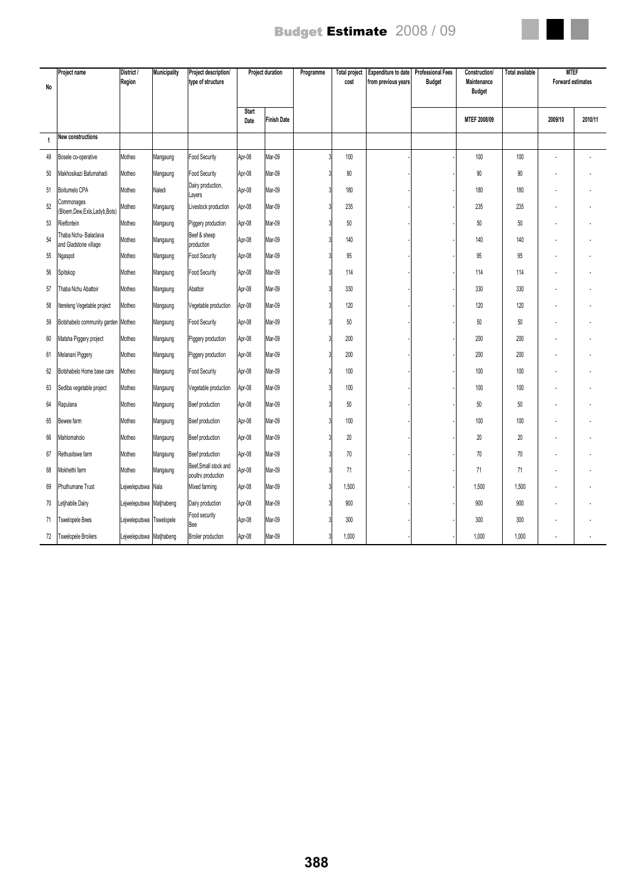| No | Project name | District / Region | Municipality | Project description/ type of structure | Project duration | | Programme | Total project cost | Expenditure to date from previous years | Professional Fees Budget | Construction/ Maintenance Budget | Total available | MTEF Forward estimates | |
|---|---|---|---|---|---|---|---|---|---|---|---|---|---|---|
| | | | | | Start Date | Finish Date | | | | | MTEF 2008/09 | | 2009/10 | 2010/11 |
| 1 | New constructions | | | | | | | | | | | | | |
| 49 | Bosele co-operative | Motheo | Mangaung | Food Security | Apr-08 | Mar-09 | 3 | 100 | - | - | 100 | 100 | - | - |
| 50 | Makhosikazi Bafumahadi | Motheo | Mangaung | Food Security | Apr-08 | Mar-09 | 3 | 90 | - | - | 90 | 90 | - | - |
| 51 | Boitumelo CPA | Motheo | Naledi | Dairy production, Layers | Apr-08 | Mar-09 | 3 | 180 | - | - | 180 | 180 | - | - |
| 52 | Commonages (Bloem,Dew,Exls,Ladyb,Bots) | Motheo | Mangaung | Livestock production | Apr-08 | Mar-09 | 3 | 235 | - | - | 235 | 235 | - | - |
| 53 | Rietfontein | Motheo | Mangaung | Piggery production | Apr-08 | Mar-09 | 3 | 50 | - | - | 50 | 50 | - | - |
| 54 | Thaba Nchu- Balaclava and Gladstone village | Motheo | Mangaung | Beef & sheep production | Apr-08 | Mar-09 | 3 | 140 | - | - | 140 | 140 | - | - |
| 55 | Ngaspot | Motheo | Mangaung | Food Security | Apr-08 | Mar-09 | 3 | 95 | - | - | 95 | 95 | - | - |
| 56 | Spitskop | Motheo | Mangaung | Food Security | Apr-08 | Mar-09 | 3 | 114 | - | - | 114 | 114 | - | - |
| 57 | Thaba Nchu Abattoir | Motheo | Mangaung | Abattoir | Apr-08 | Mar-09 | 3 | 330 | - | - | 330 | 330 | - | - |
| 58 | Itereleng Vegetable project | Motheo | Mangaung | Vegetable production | Apr-08 | Mar-09 | 3 | 120 | - | - | 120 | 120 | - | - |
| 59 | Botshabelo community garden | Motheo | Mangaung | Food Security | Apr-08 | Mar-09 | 3 | 50 | - | - | 50 | 50 | - | - |
| 60 | Matsha Piggery project | Motheo | Mangaung | Piggery production | Apr-08 | Mar-09 | 3 | 200 | - | - | 200 | 200 | - | - |
| 61 | Melanani Piggery | Motheo | Mangaung | Piggery production | Apr-08 | Mar-09 | 3 | 200 | - | - | 200 | 200 | - | - |
| 62 | Botshabelo Home base care | Motheo | Mangaung | Food Security | Apr-08 | Mar-09 | 3 | 100 | - | - | 100 | 100 | - | - |
| 63 | Sediba vegetable project | Motheo | Mangaung | Vegetable production | Apr-08 | Mar-09 | 3 | 100 | - | - | 100 | 100 | - | - |
| 64 | Rapulana | Motheo | Mangaung | Beef production | Apr-08 | Mar-09 | 3 | 50 | - | - | 50 | 50 | - | - |
| 65 | Bewee farm | Motheo | Mangaung | Beef production | Apr-08 | Mar-09 | 3 | 100 | - | - | 100 | 100 | - | - |
| 66 | Mahlomaholo | Motheo | Mangaung | Beef production | Apr-08 | Mar-09 | 3 | 20 | - | - | 20 | 20 | - | - |
| 67 | Rethusitswe farm | Motheo | Mangaung | Beef production | Apr-08 | Mar-09 | 3 | 70 | - | - | 70 | 70 | - | - |
| 68 | Mokhethi farm | Motheo | Mangaung | Beef,Small stock and poultry production | Apr-08 | Mar-09 | 3 | 71 | - | - | 71 | 71 | - | - |
| 69 | Phuthumane Trust | Lejweleputswa | Nala | Mixed farming | Apr-08 | Mar-09 | 3 | 1,500 | - | - | 1,500 | 1,500 | - | - |
| 70 | Letjhabile Dairy | Lejweleputswa | Matjhabeng | Dairy production | Apr-08 | Mar-09 | 3 | 900 | - | - | 900 | 900 | - | - |
| 71 | Tswelopele Bees | Lejweleputswa | Tswelopele | Food security Bee | Apr-08 | Mar-09 | 3 | 300 | - | - | 300 | 300 | - | - |
| 72 | Tswelopele Broilers | Lejweleputswa | Matjhabeng | Broiler production | Apr-08 | Mar-09 | 3 | 1,000 | - | - | 1,000 | 1,000 | - | - |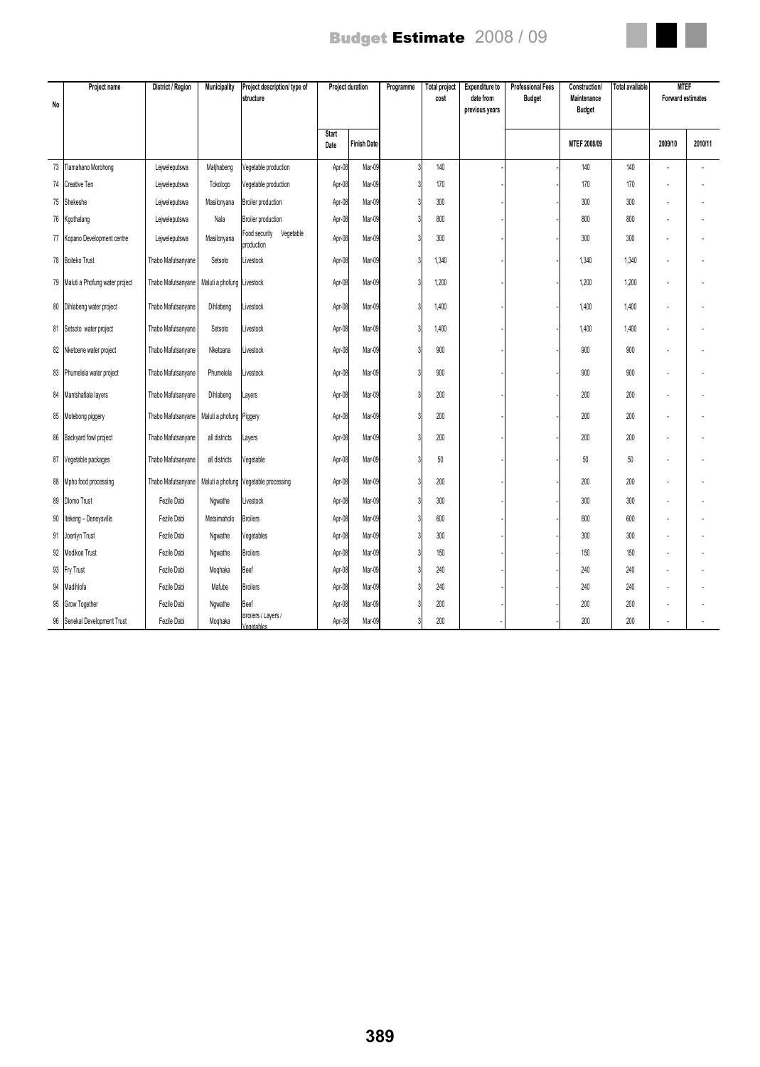| No | Project name | District / Region | Municipality | Project description/ type of structure | Project duration | | Programme | Total project cost | Expenditure to date from previous years | Professional Fees Budget | Construction/ Maintenance Budget | Total available | MTEF Forward estimates | |
|---|---|---|---|---|---|---|---|---|---|---|---|---|---|---|
| | | | | | Start Date | Finish Date | | | | | MTEF 2008/09 | | 2009/10 | 2010/11 |
| 73 | Tlamahano Morohong | Lejweleputswa | Matjhabeng | Vegetable production | Apr-08 | Mar-09 | 3 | 140 | - | - | 140 | 140 | - | - |
| 74 | Creative Ten | Lejweleputswa | Tokologo | Vegetable production | Apr-08 | Mar-09 | 3 | 170 | - | - | 170 | 170 | - | - |
| 75 | Shekeshe | Lejweleputswa | Masilonyana | Broiler production | Apr-08 | Mar-09 | 3 | 300 | - | - | 300 | 300 | - | - |
| 76 | Kgothalang | Lejweleputswa | Nala | Broiler production | Apr-08 | Mar-09 | 3 | 800 | - | - | 800 | 800 | - | - |
| 77 | Kopano Development centre | Lejweleputswa | Masilonyana | Food security Vegetable production | Apr-08 | Mar-09 | 3 | 300 | - | - | 300 | 300 | - | - |
| 78 | Boiteko Trust | Thabo Mafutsanyane | Setsoto | Livestock | Apr-08 | Mar-09 | 3 | 1,340 | - | - | 1,340 | 1,340 | - | - |
| 79 | Maluti a Phofung water project | Thabo Mafutsanyane | Maluti a phofung | Livestock | Apr-08 | Mar-09 | 3 | 1,200 | - | - | 1,200 | 1,200 | - | - |
| 80 | Dihlabeng water project | Thabo Mafutsanyane | Dihlabeng | Livestock | Apr-08 | Mar-09 | 3 | 1,400 | - | - | 1,400 | 1,400 | - | - |
| 81 | Setsoto water project | Thabo Mafutsanyane | Setsoto | Livestock | Apr-08 | Mar-09 | 3 | 1,400 | - | - | 1,400 | 1,400 | - | - |
| 82 | Nketoene water project | Thabo Mafutsanyane | Nketoana | Livestock | Apr-08 | Mar-09 | 3 | 900 | - | - | 900 | 900 | - | - |
| 83 | Phumelela water project | Thabo Mafutsanyane | Phumelela | Livestock | Apr-08 | Mar-09 | 3 | 900 | - | - | 900 | 900 | - | - |
| 84 | Mantshatlala layers | Thabo Mafutsanyane | Dihlabeng | Layers | Apr-08 | Mar-09 | 3 | 200 | - | - | 200 | 200 | - | - |
| 85 | Motebong piggery | Thabo Mafutsanyane | Maluti a phofung | Piggery | Apr-08 | Mar-09 | 3 | 200 | - | - | 200 | 200 | - | - |
| 86 | Backyard fowl project | Thabo Mafutsanyane | all districts | Layers | Apr-08 | Mar-09 | 3 | 200 | - | - | 200 | 200 | - | - |
| 87 | Vegetable packages | Thabo Mafutsanyane | all districts | Vegetable | Apr-08 | Mar-09 | 3 | 50 | - | - | 50 | 50 | - | - |
| 88 | Mpho food processing | Thabo Mafutsanyane | Maluti a phofung | Vegetable processing | Apr-08 | Mar-09 | 3 | 200 | - | - | 200 | 200 | - | - |
| 89 | Dlomo Trust | Fezile Dabi | Ngwathe | Livestock | Apr-08 | Mar-09 | 3 | 300 | - | - | 300 | 300 | - | - |
| 90 | Itekeng – Deneysville | Fezile Dabi | Metsimaholo | Broilers | Apr-08 | Mar-09 | 3 | 600 | - | - | 600 | 600 | - | - |
| 91 | Joenlyn Trust | Fezile Dabi | Ngwathe | Vegetables | Apr-08 | Mar-09 | 3 | 300 | - | - | 300 | 300 | - | - |
| 92 | Modikoe Trust | Fezile Dabi | Ngwathe | Broilers | Apr-08 | Mar-09 | 3 | 150 | - | - | 150 | 150 | - | - |
| 93 | Fry Trust | Fezile Dabi | Moqhaka | Beef | Apr-08 | Mar-09 | 3 | 240 | - | - | 240 | 240 | - | - |
| 94 | Madihlofa | Fezile Dabi | Mafube | Broilers | Apr-08 | Mar-09 | 3 | 240 | - | - | 240 | 240 | - | - |
| 95 | Grow Together | Fezile Dabi | Ngwathe | Beef | Apr-08 | Mar-09 | 3 | 200 | - | - | 200 | 200 | - | - |
| 96 | Senekal Development Trust | Fezile Dabi | Moqhaka | Broilers / Layers / Vegetables | Apr-08 | Mar-09 | 3 | 200 | - | - | 200 | 200 | - | - |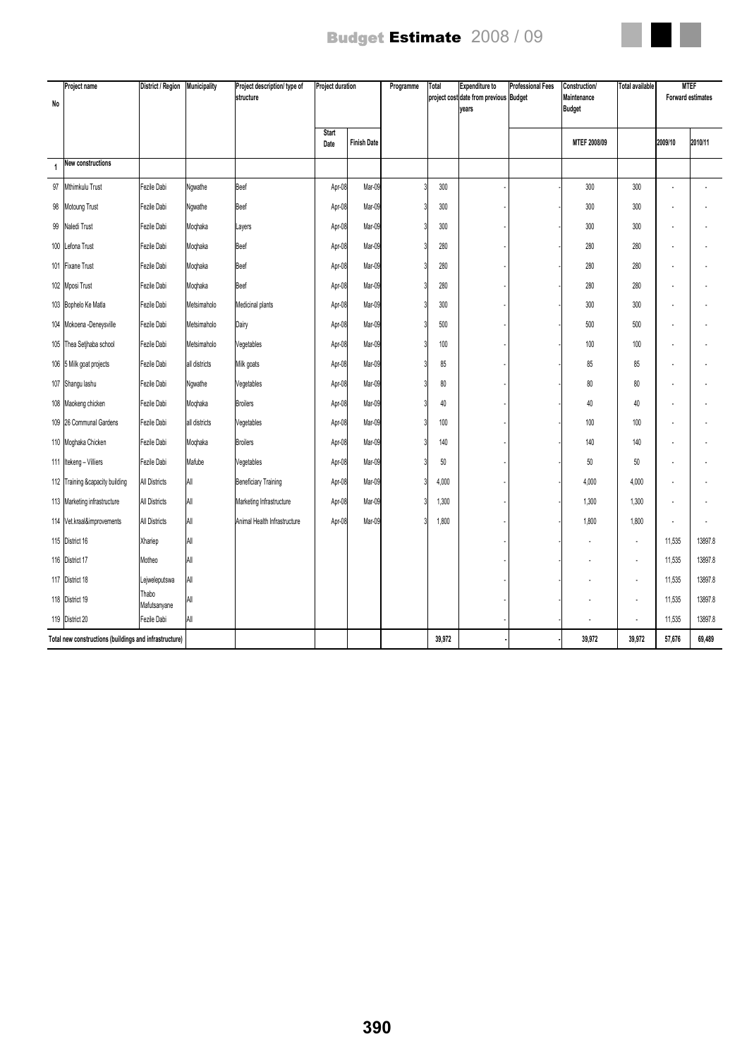| No | Project name | District / Region | Municipality | Project description/ type of structure | Project duration | | Programme | Total project cost | Expenditure to date from previous years | Professional Fees Budget | Construction/ Maintenance Budget | Total available | MTEF Forward estimates | |
|---|---|---|---|---|---|---|---|---|---|---|---|---|---|---|
| | | | | | Start Date | Finish Date | | | | | MTEF 2008/09 | | 2009/10 | 2010/11 |
| 1 | New constructions | | | | | | | | | | | | | |
| 97 | Mthimkulu Trust | Fezile Dabi | Ngwathe | Beef | Apr-08 | Mar-09 | 3 | 300 | - | - | 300 | 300 | - | - |
| 98 | Motoung Trust | Fezile Dabi | Ngwathe | Beef | Apr-08 | Mar-09 | 3 | 300 | - | - | 300 | 300 | - | - |
| 99 | Naledi Trust | Fezile Dabi | Moqhaka | Layers | Apr-08 | Mar-09 | 3 | 300 | - | - | 300 | 300 | - | - |
| 100 | Lefona Trust | Fezile Dabi | Moqhaka | Beef | Apr-08 | Mar-09 | 3 | 280 | - | - | 280 | 280 | - | - |
| 101 | Fixane Trust | Fezile Dabi | Moqhaka | Beef | Apr-08 | Mar-09 | 3 | 280 | - | - | 280 | 280 | - | - |
| 102 | Mposi Trust | Fezile Dabi | Moqhaka | Beef | Apr-08 | Mar-09 | 3 | 280 | - | - | 280 | 280 | - | - |
| 103 | Bophelo Ke Matla | Fezile Dabi | Metsimaholo | Medicinal plants | Apr-08 | Mar-09 | 3 | 300 | - | - | 300 | 300 | - | - |
| 104 | Mokoena -Deneysville | Fezile Dabi | Metsimaholo | Dairy | Apr-08 | Mar-09 | 3 | 500 | - | - | 500 | 500 | - | - |
| 105 | Thea Setjhaba school | Fezile Dabi | Metsimaholo | Vegetables | Apr-08 | Mar-09 | 3 | 100 | - | - | 100 | 100 | - | - |
| 106 | 5 Milk goat projects | Fezile Dabi | all districts | Milk goats | Apr-08 | Mar-09 | 3 | 85 | - | - | 85 | 85 | - | - |
| 107 | Shangu lashu | Fezile Dabi | Ngwathe | Vegetables | Apr-08 | Mar-09 | 3 | 80 | - | - | 80 | 80 | - | - |
| 108 | Maokeng chicken | Fezile Dabi | Moqhaka | Broilers | Apr-08 | Mar-09 | 3 | 40 | - | - | 40 | 40 | - | - |
| 109 | 26 Communal Gardens | Fezile Dabi | all districts | Vegetables | Apr-08 | Mar-09 | 3 | 100 | - | - | 100 | 100 | - | - |
| 110 | Moqhaka Chicken | Fezile Dabi | Moqhaka | Broilers | Apr-08 | Mar-09 | 3 | 140 | - | - | 140 | 140 | - | - |
| 111 | Itekeng – Villiers | Fezile Dabi | Mafube | Vegetables | Apr-08 | Mar-09 | 3 | 50 | - | - | 50 | 50 | - | - |
| 112 | Training &capacity building | All Districts | All | Beneficiary Training | Apr-08 | Mar-09 | 3 | 4,000 | - | - | 4,000 | 4,000 | - | - |
| 113 | Marketing infrastructure | All Districts | All | Marketing Infrastructure | Apr-08 | Mar-09 | 3 | 1,300 | - | - | 1,300 | 1,300 | - | - |
| 114 | Vet.kraal&improvements | All Districts | All | Animal Health Infrastructure | Apr-08 | Mar-09 | 3 | 1,800 | - | - | 1,800 | 1,800 | - | - |
| 115 | District 16 | Xhariep | All | | | | | | - | - | - | - | 11,535 | 13897.8 |
| 116 | District 17 | Motheo | All | | | | | | - | - | - | - | 11,535 | 13897.8 |
| 117 | District 18 | Lejweleputswa | All | | | | | | - | - | - | - | 11,535 | 13897.8 |
| 118 | District 19 | Thabo Mafutsanyane | All | | | | | | - | - | - | - | 11,535 | 13897.8 |
| 119 | District 20 | Fezile Dabi | All | | | | | | - | - | - | - | 11,535 | 13897.8 |
| Total new constructions (buildings and infrastructure) | | | | | | | | 39,972 | - | - | 39,972 | 39,972 | 57,676 | 69,489 |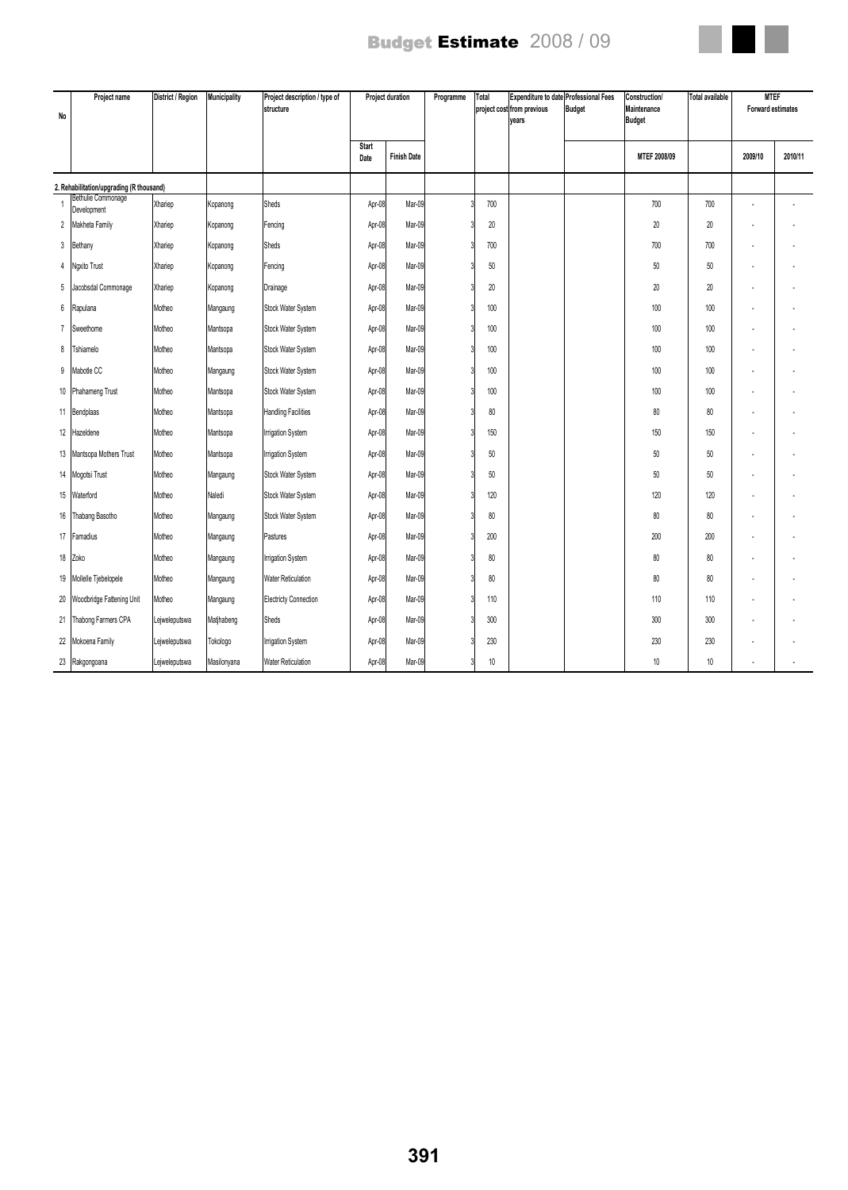| No | Project name | District / Region | Municipality | Project description / type of structure | Project duration | | Programme | Total project cost | Expenditure to date from previous years | Professional Fees Budget | Construction/ Maintenance Budget | Total available | MTEF Forward estimates | |
|---|---|---|---|---|---|---|---|---|---|---|---|---|---|---|
| | | | | | Start Date | Finish Date | | | | | MTEF 2008/09 | | 2009/10 | 2010/11 |
| | **2. Rehabilitation/upgrading (R thousand)** | | | | | | | | | | | | | |
| 1 | Bethulie Commonage Development | Xhariep | Kopanong | Sheds | Apr-08 | Mar-09 | 3 | 700 | | | 700 | 700 | - | - |
| 2 | Makheta Family | Xhariep | Kopanong | Fencing | Apr-08 | Mar-09 | 3 | 20 | | | 20 | 20 | - | - |
| 3 | Bethany | Xhariep | Kopanong | Sheds | Apr-08 | Mar-09 | 3 | 700 | | | 700 | 700 | - | - |
| 4 | Ngxito Trust | Xhariep | Kopanong | Fencing | Apr-08 | Mar-09 | 3 | 50 | | | 50 | 50 | - | - |
| 5 | Jacobsdal Commonage | Xhariep | Kopanong | Drainage | Apr-08 | Mar-09 | 3 | 20 | | | 20 | 20 | - | - |
| 6 | Rapulana | Motheo | Mangaung | Stock Water System | Apr-08 | Mar-09 | 3 | 100 | | | 100 | 100 | - | - |
| 7 | Sweethome | Motheo | Mantsopa | Stock Water System | Apr-08 | Mar-09 | 3 | 100 | | | 100 | 100 | - | - |
| 8 | Tshiamelo | Motheo | Mantsopa | Stock Water System | Apr-08 | Mar-09 | 3 | 100 | | | 100 | 100 | - | - |
| 9 | Mabotle CC | Motheo | Mangaung | Stock Water System | Apr-08 | Mar-09 | 3 | 100 | | | 100 | 100 | - | - |
| 10 | Phahameng Trust | Motheo | Mantsopa | Stock Water System | Apr-08 | Mar-09 | 3 | 100 | | | 100 | 100 | - | - |
| 11 | Bendplaas | Motheo | Mantsopa | Handling Facilities | Apr-08 | Mar-09 | 3 | 80 | | | 80 | 80 | - | - |
| 12 | Hazeldene | Motheo | Mantsopa | Irrigation System | Apr-08 | Mar-09 | 3 | 150 | | | 150 | 150 | - | - |
| 13 | Mantsopa Mothers Trust | Motheo | Mantsopa | Irrigation System | Apr-08 | Mar-09 | 3 | 50 | | | 50 | 50 | - | - |
| 14 | Mogotsi Trust | Motheo | Mangaung | Stock Water System | Apr-08 | Mar-09 | 3 | 50 | | | 50 | 50 | - | - |
| 15 | Waterford | Motheo | Naledi | Stock Water System | Apr-08 | Mar-09 | 3 | 120 | | | 120 | 120 | - | - |
| 16 | Thabang Basotho | Motheo | Mangaung | Stock Water System | Apr-08 | Mar-09 | 3 | 80 | | | 80 | 80 | - | - |
| 17 | Famadius | Motheo | Mangaung | Pastures | Apr-08 | Mar-09 | 3 | 200 | | | 200 | 200 | - | - |
| 18 | Zoko | Motheo | Mangaung | Irrigation System | Apr-08 | Mar-09 | 3 | 80 | | | 80 | 80 | - | - |
| 19 | Mollelle Tjebelopele | Motheo | Mangaung | Water Reticulation | Apr-08 | Mar-09 | 3 | 80 | | | 80 | 80 | - | - |
| 20 | Woodbridge Fattening Unit | Motheo | Mangaung | Electricty Connection | Apr-08 | Mar-09 | 3 | 110 | | | 110 | 110 | - | - |
| 21 | Thabong Farmers CPA | Lejweleputswa | Matjhabeng | Sheds | Apr-08 | Mar-09 | 3 | 300 | | | 300 | 300 | - | - |
| 22 | Mokoena Family | Lejweleputswa | Tokologo | Irrigation System | Apr-08 | Mar-09 | 3 | 230 | | | 230 | 230 | - | - |
| 23 | Rakgongoana | Lejweleputswa | Masilonyana | Water Reticulation | Apr-08 | Mar-09 | 3 | 10 | | | 10 | 10 | - | - |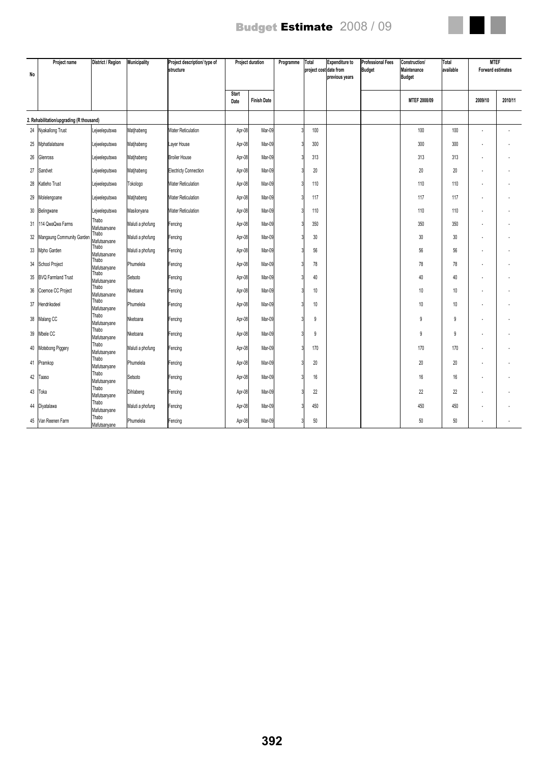| No | Project name | District / Region | Municipality | Project description/ type of structure | Project duration | | Programme | Total project cost | Expenditure to date from previous years | Professional Fees Budget | Construction/ Maintenance Budget | Total available | MTEF Forward estimates | |
|---|---|---|---|---|---|---|---|---|---|---|---|---|---|---|
| | | | | | Start Date | Finish Date | | | | | MTEF 2008/09 | | 2009/10 | 2010/11 |
| **2. Rehabilitation/upgrading (R thousand)** | | | | | | | | | | | | | | |
| 24 | Nyakallong Trust | Lejweleputswa | Matjhabeng | Water Reticulation | Apr-08 | Mar-09 | 3 | 100 | | | 100 | 100 | - | - |
| 25 | Mphatlalatsane | Lejweleputswa | Matjhabeng | Layer House | Apr-08 | Mar-09 | 3 | 300 | | | 300 | 300 | - | - |
| 26 | Glenross | Lejweleputswa | Matjhabeng | Broiler House | Apr-08 | Mar-09 | 3 | 313 | | | 313 | 313 | - | - |
| 27 | Sandvet | Lejweleputswa | Matjhabeng | Electricty Connection | Apr-08 | Mar-09 | 3 | 20 | | | 20 | 20 | - | - |
| 28 | Katleho Trust | Lejweleputswa | Tokologo | Water Reticulation | Apr-08 | Mar-09 | 3 | 110 | | | 110 | 110 | - | - |
| 29 | Molelengoane | Lejweleputswa | Matjhabeng | Water Reticulation | Apr-08 | Mar-09 | 3 | 117 | | | 117 | 117 | - | - |
| 30 | Belingwane | Lejweleputswa | Masilonyana | Water Reticulation | Apr-08 | Mar-09 | 3 | 110 | | | 110 | 110 | - | - |
| 31 | 114 QwaQwa Farms | Thabo Mafutsanyane | Maluti a phofung | Fencing | Apr-08 | Mar-09 | 3 | 350 | | | 350 | 350 | - | - |
| 32 | Mangaung Community Garden | Thabo Mafutsanyane | Maluti a phofung | Fencing | Apr-08 | Mar-09 | 3 | 30 | | | 30 | 30 | - | - |
| 33 | Mpho Garden | Thabo Mafutsanyane | Maluti a phofung | Fencing | Apr-08 | Mar-09 | 3 | 56 | | | 56 | 56 | - | - |
| 34 | School Project | Thabo Mafutsanyane | Phumelela | Fencing | Apr-08 | Mar-09 | 3 | 78 | | | 78 | 78 | - | - |
| 35 | BVQ Farmland Trust | Thabo Mafutsanyane | Setsoto | Fencing | Apr-08 | Mar-09 | 3 | 40 | | | 40 | 40 | - | - |
| 36 | Coemoe CC Project | Thabo Mafutsanyane | Nketoana | Fencing | Apr-08 | Mar-09 | 3 | 10 | | | 10 | 10 | - | - |
| 37 | Hendriksdeel | Thabo Mafutsanyane | Phumelela | Fencing | Apr-08 | Mar-09 | 3 | 10 | | | 10 | 10 | - | - |
| 38 | Malang CC | Thabo Mafutsanyane | Nketoana | Fencing | Apr-08 | Mar-09 | 3 | 9 | | | 9 | 9 | - | - |
| 39 | Mbele CC | Thabo Mafutsanyane | Nketoana | Fencing | Apr-08 | Mar-09 | 3 | 9 | | | 9 | 9 | - | - |
| 40 | Motebong Piggery | Thabo Mafutsanyane | Maluti a phofung | Fencing | Apr-08 | Mar-09 | 3 | 170 | | | 170 | 170 | - | - |
| 41 | Pramkop | Thabo Mafutsanyane | Phumelela | Fencing | Apr-08 | Mar-09 | 3 | 20 | | | 20 | 20 | - | - |
| 42 | Taaso | Thabo Mafutsanyane | Setsoto | Fencing | Apr-08 | Mar-09 | 3 | 16 | | | 16 | 16 | - | - |
| 43 | Toka | Thabo Mafutsanyane | Dihlabeng | Fencing | Apr-08 | Mar-09 | 3 | 22 | | | 22 | 22 | - | - |
| 44 | Diyatalawa | Thabo Mafutsanyane | Maluti a phofung | Fencing | Apr-08 | Mar-09 | 3 | 450 | | | 450 | 450 | - | - |
| 45 | Van Reenen Farm | Thabo Mafutsanyane | Phumelela | Fencing | Apr-08 | Mar-09 | 3 | 50 | | | 50 | 50 | - | - |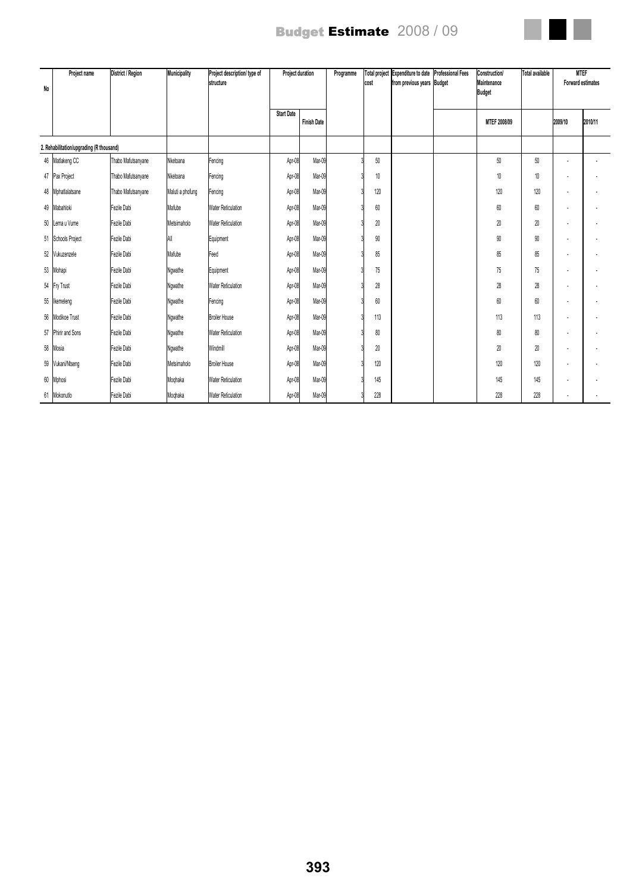| No | Project name | District / Region | Municipality | Project description/ type of structure | Project duration | | Programme | Total project cost | Expenditure to date from previous years | Professional Fees Budget | Construction/ Maintenance Budget | Total available | MTEF Forward estimates | |
|---|---|---|---|---|---|---|---|---|---|---|---|---|---|---|
| | | | | | Start Date | Finish Date | | | | | MTEF 2008/09 | | 2009/10 | 2010/11 |
| | 2. Rehabilitation/upgrading (R thousand) | | | | | | | | | | | | | |
| 46 | Matlakeng CC | Thabo Mafutsanyane | Nketoana | Fencing | Apr-08 | Mar-09 | 3 | 50 | | | 50 | 50 | - | - |
| 47 | Pax Project | Thabo Mafutsanyane | Nketoana | Fencing | Apr-08 | Mar-09 | 3 | 10 | | | 10 | 10 | - | - |
| 48 | Mphatlalatsane | Thabo Mafutsanyane | Maluti a phofung | Fencing | Apr-08 | Mar-09 | 3 | 120 | | | 120 | 120 | - | - |
| 49 | Mabahloki | Fezile Dabi | Mafube | Water Reticulation | Apr-08 | Mar-09 | 3 | 60 | | | 60 | 60 | - | - |
| 50 | Lema u Vume | Fezile Dabi | Metsimaholo | Water Reticulation | Apr-08 | Mar-09 | 3 | 20 | | | 20 | 20 | - | - |
| 51 | Schools Project | Fezile Dabi | All | Equipment | Apr-08 | Mar-09 | 3 | 90 | | | 90 | 90 | - | - |
| 52 | Vukuzenzele | Fezile Dabi | Mafube | Feed | Apr-08 | Mar-09 | 3 | 85 | | | 85 | 85 | - | - |
| 53 | Mohapi | Fezile Dabi | Ngwathe | Equipment | Apr-08 | Mar-09 | 3 | 75 | | | 75 | 75 | - | - |
| 54 | Fry Trust | Fezile Dabi | Ngwathe | Water Reticulation | Apr-08 | Mar-09 | 3 | 28 | | | 28 | 28 | - | - |
| 55 | Ikemeleng | Fezile Dabi | Ngwathe | Fencing | Apr-08 | Mar-09 | 3 | 60 | | | 60 | 60 | - | - |
| 56 | Modikoe Trust | Fezile Dabi | Ngwathe | Broiler House | Apr-08 | Mar-09 | 3 | 113 | | | 113 | 113 | - | - |
| 57 | Phirir and Sons | Fezile Dabi | Ngwathe | Water Reticulation | Apr-08 | Mar-09 | 3 | 80 | | | 80 | 80 | - | - |
| 58 | Mosia | Fezile Dabi | Ngwathe | Windmill | Apr-08 | Mar-09 | 3 | 20 | | | 20 | 20 | - | - |
| 59 | Vukani/Ntseng | Fezile Dabi | Metsimaholo | Broiler House | Apr-08 | Mar-09 | 3 | 120 | | | 120 | 120 | - | - |
| 60 | Mphosi | Fezile Dabi | Moqhaka | Water Reticulation | Apr-08 | Mar-09 | 3 | 145 | | | 145 | 145 | - | - |
| 61 | Mokonutlo | Fezile Dabi | Moqhaka | Water Reticulation | Apr-08 | Mar-09 | 3 | 228 | | | 228 | 228 | - | - |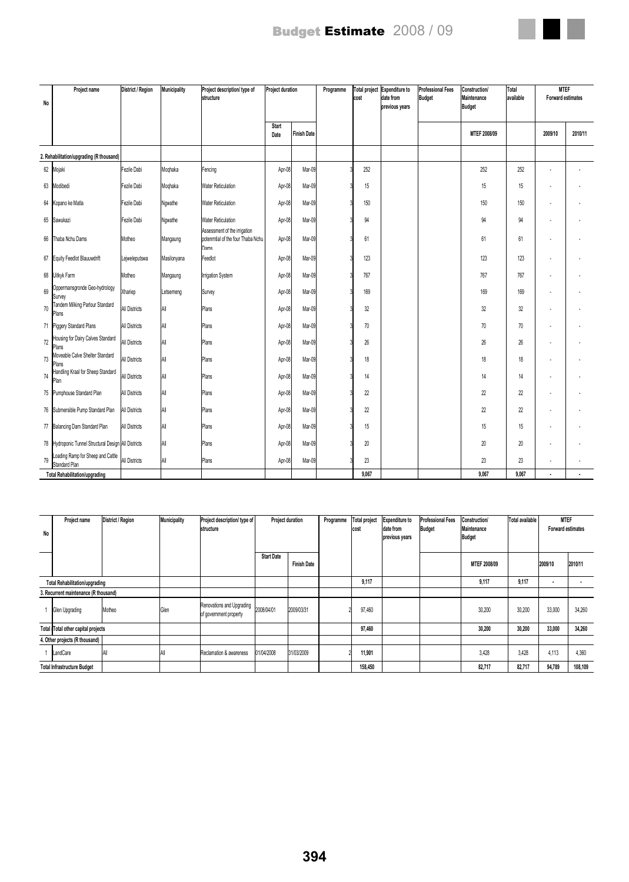# Budget Estimate 2008 / 09

| No | Project name | District / Region | Municipality | Project description/ type of structure | Project duration | | Programme | Total project cost | Expenditure to date from previous years | Professional Fees Budget | Construction/ Maintenance Budget | Total available | MTEF Forward estimates | |
|---|---|---|---|---|---|---|---|---|---|---|---|---|---|---|
| | | | | | Start Date | Finish Date | | | | | MTEF 2008/09 | | 2009/10 | 2010/11 |
| | 2. Rehabilitation/upgrading (R thousand) | | | | | | | | | | | | | |
| 62 | Mojaki | Fezile Dabi | Moqhaka | Fencing | Apr-08 | Mar-09 | 3 | 252 | | | 252 | 252 | - | - |
| 63 | Modibedi | Fezile Dabi | Moqhaka | Water Reticulation | Apr-08 | Mar-09 | 3 | 15 | | | 15 | 15 | - | - |
| 64 | Kopano ke Matla | Fezile Dabi | Ngwathe | Water Reticulation | Apr-08 | Mar-09 | 3 | 150 | | | 150 | 150 | - | - |
| 65 | Sawukazi | Fezile Dabi | Ngwathe | Water Reticulation | Apr-08 | Mar-09 | 3 | 94 | | | 94 | 94 | - | - |
| 66 | Thaba Nchu Dams | Motheo | Mangaung | Assessment of the irrigation potenmtial of the four Thaba Nchu Dams | Apr-08 | Mar-09 | 3 | 61 | | | 61 | 61 | - | - |
| 67 | Equity Feedlot Blauuwdrift | Lejweleputswa | Masilonyana | Feedlot | Apr-08 | Mar-09 | 3 | 123 | | | 123 | 123 | - | - |
| 68 | Uitkyk Farm | Motheo | Mangaung | Irrigation System | Apr-08 | Mar-09 | 3 | 767 | | | 767 | 767 | - | - |
| 69 | Oppermansgronde Geo-hydrology Survey | Xhariep | Letsemeng | Survey | Apr-08 | Mar-09 | 3 | 169 | | | 169 | 169 | - | - |
| 70 | Tandem Milking Parlour Standard Plans | All Districts | All | Plans | Apr-08 | Mar-09 | 3 | 32 | | | 32 | 32 | - | - |
| 71 | Piggery Standard Plans | All Districts | All | Plans | Apr-08 | Mar-09 | 3 | 70 | | | 70 | 70 | - | - |
| 72 | Housing for Dairy Calves Standard Plans | All Districts | All | Plans | Apr-08 | Mar-09 | 3 | 26 | | | 26 | 26 | - | - |
| 73 | Moveable Calve Shelter Standard Plans | All Districts | All | Plans | Apr-08 | Mar-09 | 3 | 18 | | | 18 | 18 | - | - |
| 74 | Handling Kraal for Sheep Standard Plan | All Districts | All | Plans | Apr-08 | Mar-09 | 3 | 14 | | | 14 | 14 | - | - |
| 75 | Pumphouse Standard Plan | All Districts | All | Plans | Apr-08 | Mar-09 | 3 | 22 | | | 22 | 22 | - | - |
| 76 | Submersible Pump Standard Plan | All Districts | All | Plans | Apr-08 | Mar-09 | 3 | 22 | | | 22 | 22 | - | - |
| 77 | Balancing Dam Standard Plan | All Districts | All | Plans | Apr-08 | Mar-09 | 3 | 15 | | | 15 | 15 | - | - |
| 78 | Hydroponic Tunnel Structural Design | All Districts | All | Plans | Apr-08 | Mar-09 | 3 | 20 | | | 20 | 20 | - | - |
| 79 | Loading Ramp for Sheep and Cattle Standard Plan | All Districts | All | Plans | Apr-08 | Mar-09 | 3 | 23 | | | 23 | 23 | - | - |
| | **Total Rehabilitation/upgrading** | | | | | | | **9,067** | | | **9,067** | **9,067** | **-** | **-** |

| No | Project name | District / Region | Municipality | Project description/ type of structure | Project duration | | Programme | Total project cost | Expenditure to date from previous years | Professional Fees Budget | Construction/ Maintenance Budget | Total available | MTEF Forward estimates | |
|---|---|---|---|---|---|---|---|---|---|---|---|---|---|---|
| | | | | | Start Date | Finish Date | | | | | MTEF 2008/09 | | 2009/10 | 2010/11 |
| | **Total Rehabilitation/upgrading** | | | | | | | **9,117** | | | **9,117** | **9,117** | **-** | **-** |
| | **3. Recurrent maintenance (R thousand)** | | | | | | | | | | | | | |
| 1 | Glen Upgrading | Motheo | Glen | Renovations and Upgrading of government property | 2008/04/01 | 2009/03/31 | 2 | 97,460 | | | 30,200 | 30,200 | 33,000 | 34,260 |
| **Total** | **Total other capital projects** | | | | | | | **97,460** | | | **30,200** | **30,200** | **33,000** | **34,260** |
| | **4. Other projects (R thousand)** | | | | | | | | | | | | | |
| 1 | LandCare | All | All | Reclamation & awareness | 01/04/2008 | 31/03/2009 | 2 | 11,901 | | | 3,428 | 3,428 | 4,113 | 4,360 |
| | **Total Infrastructure Budget** | | | | | | | **158,450** | | | **82,717** | **82,717** | **94,789** | **108,109** |